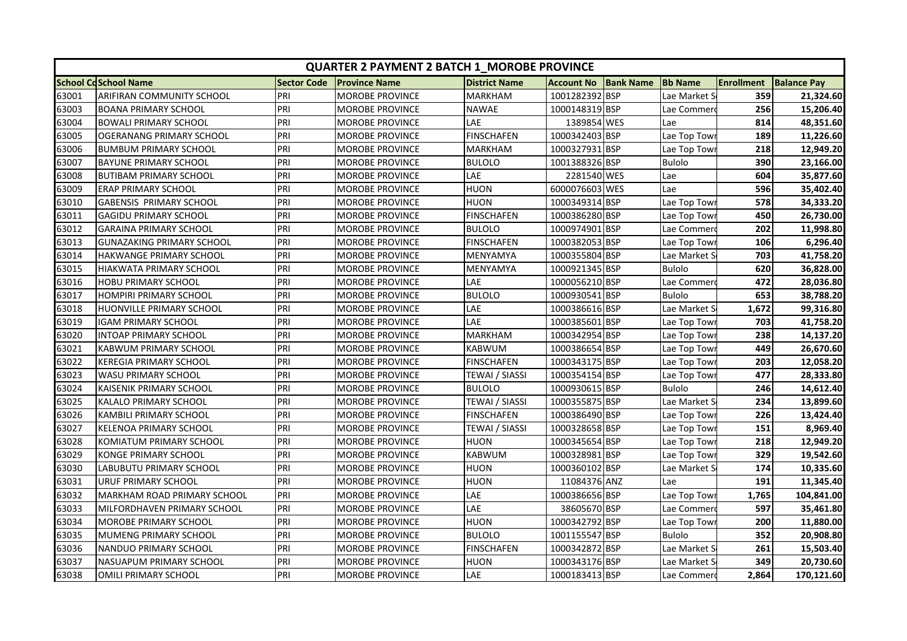# QUARTER 2 PAYMENT 2 BATCH 1_MOROBE PROVINCE

| School Co | School Name | Sector Code | Province Name | District Name | Account No | Bank Name | Bb Name | Enrollment | Balance Pay |
|---|---|---|---|---|---|---|---|---|---|
| 63001 | ARIFIRAN COMMUNITY SCHOOL | PRI | MOROBE PROVINCE | MARKHAM | 1001282392 | BSP | Lae Market S | 359 | 21,324.60 |
| 63003 | BOANA PRIMARY SCHOOL | PRI | MOROBE PROVINCE | NAWAE | 1000148319 | BSP | Lae Commerc | 256 | 15,206.40 |
| 63004 | BOWALI PRIMARY SCHOOL | PRI | MOROBE PROVINCE | LAE | 1389854 | WES | Lae | 814 | 48,351.60 |
| 63005 | OGERANANG PRIMARY SCHOOL | PRI | MOROBE PROVINCE | FINSCHAFEN | 1000342403 | BSP | Lae Top Towr | 189 | 11,226.60 |
| 63006 | BUMBUM PRIMARY SCHOOL | PRI | MOROBE PROVINCE | MARKHAM | 1000327931 | BSP | Lae Top Towr | 218 | 12,949.20 |
| 63007 | BAYUNE PRIMARY SCHOOL | PRI | MOROBE PROVINCE | BULOLO | 1001388326 | BSP | Bulolo | 390 | 23,166.00 |
| 63008 | BUTIBAM PRIMARY SCHOOL | PRI | MOROBE PROVINCE | LAE | 2281540 | WES | Lae | 604 | 35,877.60 |
| 63009 | ERAP PRIMARY SCHOOL | PRI | MOROBE PROVINCE | HUON | 6000076603 | WES | Lae | 596 | 35,402.40 |
| 63010 | GABENSIS PRIMARY SCHOOL | PRI | MOROBE PROVINCE | HUON | 1000349314 | BSP | Lae Top Towr | 578 | 34,333.20 |
| 63011 | GAGIDU PRIMARY SCHOOL | PRI | MOROBE PROVINCE | FINSCHAFEN | 1000386280 | BSP | Lae Top Towr | 450 | 26,730.00 |
| 63012 | GARAINA PRIMARY SCHOOL | PRI | MOROBE PROVINCE | BULOLO | 1000974901 | BSP | Lae Commerc | 202 | 11,998.80 |
| 63013 | GUNAZAKING PRIMARY SCHOOL | PRI | MOROBE PROVINCE | FINSCHAFEN | 1000382053 | BSP | Lae Top Towr | 106 | 6,296.40 |
| 63014 | HAKWANGE PRIMARY SCHOOL | PRI | MOROBE PROVINCE | MENYAMYA | 1000355804 | BSP | Lae Market S | 703 | 41,758.20 |
| 63015 | HIAKWATA PRIMARY SCHOOL | PRI | MOROBE PROVINCE | MENYAMYA | 1000921345 | BSP | Bulolo | 620 | 36,828.00 |
| 63016 | HOBU PRIMARY SCHOOL | PRI | MOROBE PROVINCE | LAE | 1000056210 | BSP | Lae Commerc | 472 | 28,036.80 |
| 63017 | HOMPIRI PRIMARY SCHOOL | PRI | MOROBE PROVINCE | BULOLO | 1000930541 | BSP | Bulolo | 653 | 38,788.20 |
| 63018 | HUONVILLE PRIMARY SCHOOL | PRI | MOROBE PROVINCE | LAE | 1000386616 | BSP | Lae Market S | 1,672 | 99,316.80 |
| 63019 | IGAM PRIMARY SCHOOL | PRI | MOROBE PROVINCE | LAE | 1000385601 | BSP | Lae Top Towr | 703 | 41,758.20 |
| 63020 | INTOAP PRIMARY SCHOOL | PRI | MOROBE PROVINCE | MARKHAM | 1000342954 | BSP | Lae Top Towr | 238 | 14,137.20 |
| 63021 | KABWUM PRIMARY SCHOOL | PRI | MOROBE PROVINCE | KABWUM | 1000386654 | BSP | Lae Top Towr | 449 | 26,670.60 |
| 63022 | KEREGIA PRIMARY SCHOOL | PRI | MOROBE PROVINCE | FINSCHAFEN | 1000343175 | BSP | Lae Top Towr | 203 | 12,058.20 |
| 63023 | WASU PRIMARY SCHOOL | PRI | MOROBE PROVINCE | TEWAI / SIASSI | 1000354154 | BSP | Lae Top Towr | 477 | 28,333.80 |
| 63024 | KAISENIK PRIMARY SCHOOL | PRI | MOROBE PROVINCE | BULOLO | 1000930615 | BSP | Bulolo | 246 | 14,612.40 |
| 63025 | KALALO PRIMARY SCHOOL | PRI | MOROBE PROVINCE | TEWAI / SIASSI | 1000355875 | BSP | Lae Market S | 234 | 13,899.60 |
| 63026 | KAMBILI PRIMARY SCHOOL | PRI | MOROBE PROVINCE | FINSCHAFEN | 1000386490 | BSP | Lae Top Towr | 226 | 13,424.40 |
| 63027 | KELENOA PRIMARY SCHOOL | PRI | MOROBE PROVINCE | TEWAI / SIASSI | 1000328658 | BSP | Lae Top Towr | 151 | 8,969.40 |
| 63028 | KOMIATUM PRIMARY SCHOOL | PRI | MOROBE PROVINCE | HUON | 1000345654 | BSP | Lae Top Towr | 218 | 12,949.20 |
| 63029 | KONGE PRIMARY SCHOOL | PRI | MOROBE PROVINCE | KABWUM | 1000328981 | BSP | Lae Top Towr | 329 | 19,542.60 |
| 63030 | LABUBUTU PRIMARY SCHOOL | PRI | MOROBE PROVINCE | HUON | 1000360102 | BSP | Lae Market S | 174 | 10,335.60 |
| 63031 | URUF PRIMARY SCHOOL | PRI | MOROBE PROVINCE | HUON | 11084376 | ANZ | Lae | 191 | 11,345.40 |
| 63032 | MARKHAM ROAD PRIMARY SCHOOL | PRI | MOROBE PROVINCE | LAE | 1000386656 | BSP | Lae Top Towr | 1,765 | 104,841.00 |
| 63033 | MILFORDHAVEN PRIMARY SCHOOL | PRI | MOROBE PROVINCE | LAE | 38605670 | BSP | Lae Commerc | 597 | 35,461.80 |
| 63034 | MOROBE PRIMARY SCHOOL | PRI | MOROBE PROVINCE | HUON | 1000342792 | BSP | Lae Top Towr | 200 | 11,880.00 |
| 63035 | MUMENG PRIMARY SCHOOL | PRI | MOROBE PROVINCE | BULOLO | 1001155547 | BSP | Bulolo | 352 | 20,908.80 |
| 63036 | NANDUO PRIMARY SCHOOL | PRI | MOROBE PROVINCE | FINSCHAFEN | 1000342872 | BSP | Lae Market S | 261 | 15,503.40 |
| 63037 | NASUAPUM PRIMARY SCHOOL | PRI | MOROBE PROVINCE | HUON | 1000343176 | BSP | Lae Market S | 349 | 20,730.60 |
| 63038 | OMILI PRIMARY SCHOOL | PRI | MOROBE PROVINCE | LAE | 1000183413 | BSP | Lae Commerc | 2,864 | 170,121.60 |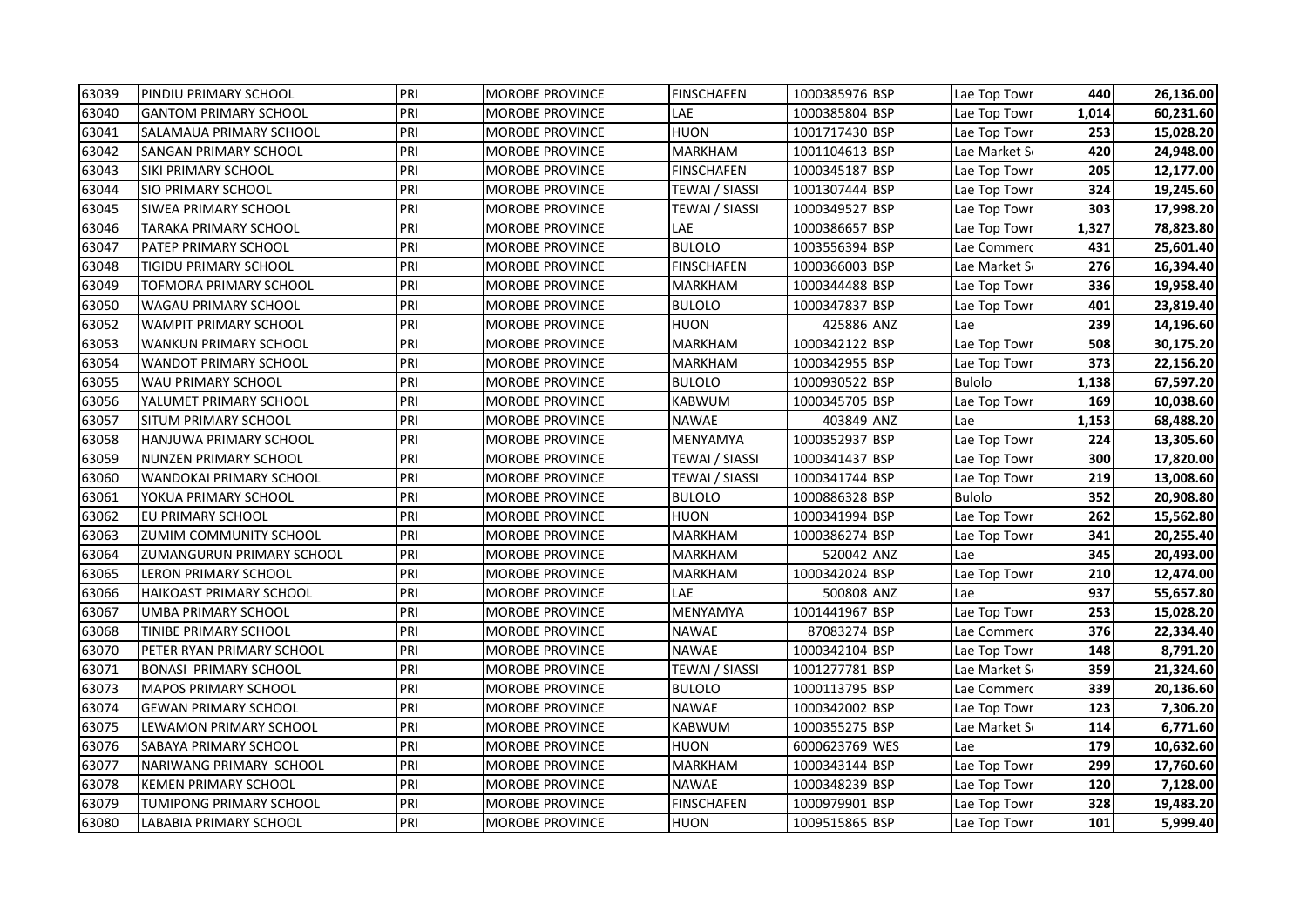| | | | | | | | | | |
|---|---|---|---|---|---|---|---|---|---|
| 63039 | PINDIU PRIMARY SCHOOL | PRI | MOROBE PROVINCE | FINSCHAFEN | 1000385976 | BSP | Lae Top Towr | 440 | 26,136.00 |
| 63040 | GANTOM PRIMARY SCHOOL | PRI | MOROBE PROVINCE | LAE | 1000385804 | BSP | Lae Top Towr | 1,014 | 60,231.60 |
| 63041 | SALAMAUA PRIMARY SCHOOL | PRI | MOROBE PROVINCE | HUON | 1001717430 | BSP | Lae Top Towr | 253 | 15,028.20 |
| 63042 | SANGAN PRIMARY SCHOOL | PRI | MOROBE PROVINCE | MARKHAM | 1001104613 | BSP | Lae Market S | 420 | 24,948.00 |
| 63043 | SIKI PRIMARY SCHOOL | PRI | MOROBE PROVINCE | FINSCHAFEN | 1000345187 | BSP | Lae Top Towr | 205 | 12,177.00 |
| 63044 | SIO PRIMARY SCHOOL | PRI | MOROBE PROVINCE | TEWAI / SIASSI | 1001307444 | BSP | Lae Top Towr | 324 | 19,245.60 |
| 63045 | SIWEA PRIMARY SCHOOL | PRI | MOROBE PROVINCE | TEWAI / SIASSI | 1000349527 | BSP | Lae Top Towr | 303 | 17,998.20 |
| 63046 | TARAKA PRIMARY SCHOOL | PRI | MOROBE PROVINCE | LAE | 1000386657 | BSP | Lae Top Towr | 1,327 | 78,823.80 |
| 63047 | PATEP PRIMARY SCHOOL | PRI | MOROBE PROVINCE | BULOLO | 1003556394 | BSP | Lae Commerc | 431 | 25,601.40 |
| 63048 | TIGIDU PRIMARY SCHOOL | PRI | MOROBE PROVINCE | FINSCHAFEN | 1000366003 | BSP | Lae Market S | 276 | 16,394.40 |
| 63049 | TOFMORA PRIMARY SCHOOL | PRI | MOROBE PROVINCE | MARKHAM | 1000344488 | BSP | Lae Top Towr | 336 | 19,958.40 |
| 63050 | WAGAU PRIMARY SCHOOL | PRI | MOROBE PROVINCE | BULOLO | 1000347837 | BSP | Lae Top Towr | 401 | 23,819.40 |
| 63052 | WAMPIT PRIMARY SCHOOL | PRI | MOROBE PROVINCE | HUON | 425886 | ANZ | Lae | 239 | 14,196.60 |
| 63053 | WANKUN PRIMARY SCHOOL | PRI | MOROBE PROVINCE | MARKHAM | 1000342122 | BSP | Lae Top Towr | 508 | 30,175.20 |
| 63054 | WANDOT PRIMARY SCHOOL | PRI | MOROBE PROVINCE | MARKHAM | 1000342955 | BSP | Lae Top Towr | 373 | 22,156.20 |
| 63055 | WAU PRIMARY SCHOOL | PRI | MOROBE PROVINCE | BULOLO | 1000930522 | BSP | Bulolo | 1,138 | 67,597.20 |
| 63056 | YALUMET PRIMARY SCHOOL | PRI | MOROBE PROVINCE | KABWUM | 1000345705 | BSP | Lae Top Towr | 169 | 10,038.60 |
| 63057 | SITUM PRIMARY SCHOOL | PRI | MOROBE PROVINCE | NAWAE | 403849 | ANZ | Lae | 1,153 | 68,488.20 |
| 63058 | HANJUWA PRIMARY SCHOOL | PRI | MOROBE PROVINCE | MENYAMYA | 1000352937 | BSP | Lae Top Towr | 224 | 13,305.60 |
| 63059 | NUNZEN PRIMARY SCHOOL | PRI | MOROBE PROVINCE | TEWAI / SIASSI | 1000341437 | BSP | Lae Top Towr | 300 | 17,820.00 |
| 63060 | WANDOKAI PRIMARY SCHOOL | PRI | MOROBE PROVINCE | TEWAI / SIASSI | 1000341744 | BSP | Lae Top Towr | 219 | 13,008.60 |
| 63061 | YOKUA PRIMARY SCHOOL | PRI | MOROBE PROVINCE | BULOLO | 1000886328 | BSP | Bulolo | 352 | 20,908.80 |
| 63062 | EU PRIMARY SCHOOL | PRI | MOROBE PROVINCE | HUON | 1000341994 | BSP | Lae Top Towr | 262 | 15,562.80 |
| 63063 | ZUMIM COMMUNITY SCHOOL | PRI | MOROBE PROVINCE | MARKHAM | 1000386274 | BSP | Lae Top Towr | 341 | 20,255.40 |
| 63064 | ZUMANGURUN PRIMARY SCHOOL | PRI | MOROBE PROVINCE | MARKHAM | 520042 | ANZ | Lae | 345 | 20,493.00 |
| 63065 | LERON PRIMARY SCHOOL | PRI | MOROBE PROVINCE | MARKHAM | 1000342024 | BSP | Lae Top Towr | 210 | 12,474.00 |
| 63066 | HAIKOAST PRIMARY SCHOOL | PRI | MOROBE PROVINCE | LAE | 500808 | ANZ | Lae | 937 | 55,657.80 |
| 63067 | UMBA PRIMARY SCHOOL | PRI | MOROBE PROVINCE | MENYAMYA | 1001441967 | BSP | Lae Top Towr | 253 | 15,028.20 |
| 63068 | TINIBE PRIMARY SCHOOL | PRI | MOROBE PROVINCE | NAWAE | 87083274 | BSP | Lae Commerc | 376 | 22,334.40 |
| 63070 | PETER RYAN PRIMARY SCHOOL | PRI | MOROBE PROVINCE | NAWAE | 1000342104 | BSP | Lae Top Towr | 148 | 8,791.20 |
| 63071 | BONASI PRIMARY SCHOOL | PRI | MOROBE PROVINCE | TEWAI / SIASSI | 1001277781 | BSP | Lae Market S | 359 | 21,324.60 |
| 63073 | MAPOS PRIMARY SCHOOL | PRI | MOROBE PROVINCE | BULOLO | 1000113795 | BSP | Lae Commerc | 339 | 20,136.60 |
| 63074 | GEWAN PRIMARY SCHOOL | PRI | MOROBE PROVINCE | NAWAE | 1000342002 | BSP | Lae Top Towr | 123 | 7,306.20 |
| 63075 | LEWAMON PRIMARY SCHOOL | PRI | MOROBE PROVINCE | KABWUM | 1000355275 | BSP | Lae Market S | 114 | 6,771.60 |
| 63076 | SABAYA PRIMARY SCHOOL | PRI | MOROBE PROVINCE | HUON | 6000623769 | WES | Lae | 179 | 10,632.60 |
| 63077 | NARIWANG PRIMARY SCHOOL | PRI | MOROBE PROVINCE | MARKHAM | 1000343144 | BSP | Lae Top Towr | 299 | 17,760.60 |
| 63078 | KEMEN PRIMARY SCHOOL | PRI | MOROBE PROVINCE | NAWAE | 1000348239 | BSP | Lae Top Towr | 120 | 7,128.00 |
| 63079 | TUMIPONG PRIMARY SCHOOL | PRI | MOROBE PROVINCE | FINSCHAFEN | 1000979901 | BSP | Lae Top Towr | 328 | 19,483.20 |
| 63080 | LABABIA PRIMARY SCHOOL | PRI | MOROBE PROVINCE | HUON | 1009515865 | BSP | Lae Top Towr | 101 | 5,999.40 |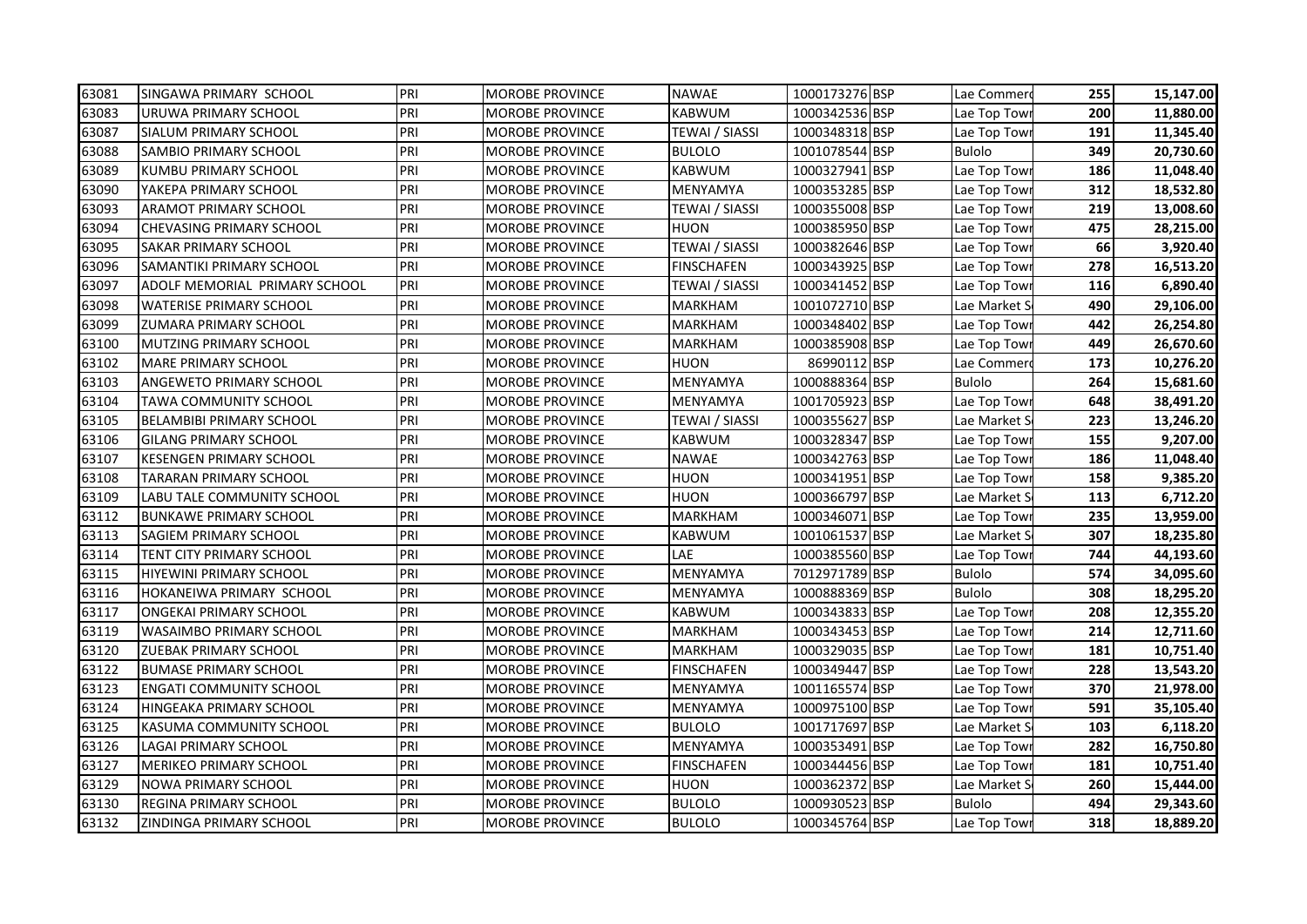| 63081 | SINGAWA PRIMARY SCHOOL | PRI | MOROBE PROVINCE | NAWAE | 1000173276 | BSP | Lae Commerc | 255 | 15,147.00 |
|---|---|---|---|---|---|---|---|---|---|
| 63083 | URUWA PRIMARY SCHOOL | PRI | MOROBE PROVINCE | KABWUM | 1000342536 | BSP | Lae Top Towr | 200 | 11,880.00 |
| 63087 | SIALUM PRIMARY SCHOOL | PRI | MOROBE PROVINCE | TEWAI / SIASSI | 1000348318 | BSP | Lae Top Towr | 191 | 11,345.40 |
| 63088 | SAMBIO PRIMARY SCHOOL | PRI | MOROBE PROVINCE | BULOLO | 1001078544 | BSP | Bulolo | 349 | 20,730.60 |
| 63089 | KUMBU PRIMARY SCHOOL | PRI | MOROBE PROVINCE | KABWUM | 1000327941 | BSP | Lae Top Towr | 186 | 11,048.40 |
| 63090 | YAKEPA PRIMARY SCHOOL | PRI | MOROBE PROVINCE | MENYAMYA | 1000353285 | BSP | Lae Top Towr | 312 | 18,532.80 |
| 63093 | ARAMOT PRIMARY SCHOOL | PRI | MOROBE PROVINCE | TEWAI / SIASSI | 1000355008 | BSP | Lae Top Towr | 219 | 13,008.60 |
| 63094 | CHEVASING PRIMARY SCHOOL | PRI | MOROBE PROVINCE | HUON | 1000385950 | BSP | Lae Top Towr | 475 | 28,215.00 |
| 63095 | SAKAR PRIMARY SCHOOL | PRI | MOROBE PROVINCE | TEWAI / SIASSI | 1000382646 | BSP | Lae Top Towr | 66 | 3,920.40 |
| 63096 | SAMANTIKI PRIMARY SCHOOL | PRI | MOROBE PROVINCE | FINSCHAFEN | 1000343925 | BSP | Lae Top Towr | 278 | 16,513.20 |
| 63097 | ADOLF MEMORIAL PRIMARY SCHOOL | PRI | MOROBE PROVINCE | TEWAI / SIASSI | 1000341452 | BSP | Lae Top Towr | 116 | 6,890.40 |
| 63098 | WATERISE PRIMARY SCHOOL | PRI | MOROBE PROVINCE | MARKHAM | 1001072710 | BSP | Lae Market S | 490 | 29,106.00 |
| 63099 | ZUMARA PRIMARY SCHOOL | PRI | MOROBE PROVINCE | MARKHAM | 1000348402 | BSP | Lae Top Towr | 442 | 26,254.80 |
| 63100 | MUTZING PRIMARY SCHOOL | PRI | MOROBE PROVINCE | MARKHAM | 1000385908 | BSP | Lae Top Towr | 449 | 26,670.60 |
| 63102 | MARE PRIMARY SCHOOL | PRI | MOROBE PROVINCE | HUON | 86990112 | BSP | Lae Commerc | 173 | 10,276.20 |
| 63103 | ANGEWETO PRIMARY SCHOOL | PRI | MOROBE PROVINCE | MENYAMYA | 1000888364 | BSP | Bulolo | 264 | 15,681.60 |
| 63104 | TAWA COMMUNITY SCHOOL | PRI | MOROBE PROVINCE | MENYAMYA | 1001705923 | BSP | Lae Top Towr | 648 | 38,491.20 |
| 63105 | BELAMBIBI PRIMARY SCHOOL | PRI | MOROBE PROVINCE | TEWAI / SIASSI | 1000355627 | BSP | Lae Market S | 223 | 13,246.20 |
| 63106 | GILANG PRIMARY SCHOOL | PRI | MOROBE PROVINCE | KABWUM | 1000328347 | BSP | Lae Top Towr | 155 | 9,207.00 |
| 63107 | KESENGEN PRIMARY SCHOOL | PRI | MOROBE PROVINCE | NAWAE | 1000342763 | BSP | Lae Top Towr | 186 | 11,048.40 |
| 63108 | TARARAN PRIMARY SCHOOL | PRI | MOROBE PROVINCE | HUON | 1000341951 | BSP | Lae Top Towr | 158 | 9,385.20 |
| 63109 | LABU TALE COMMUNITY SCHOOL | PRI | MOROBE PROVINCE | HUON | 1000366797 | BSP | Lae Market S | 113 | 6,712.20 |
| 63112 | BUNKAWE PRIMARY SCHOOL | PRI | MOROBE PROVINCE | MARKHAM | 1000346071 | BSP | Lae Top Towr | 235 | 13,959.00 |
| 63113 | SAGIEM PRIMARY SCHOOL | PRI | MOROBE PROVINCE | KABWUM | 1001061537 | BSP | Lae Market S | 307 | 18,235.80 |
| 63114 | TENT CITY PRIMARY SCHOOL | PRI | MOROBE PROVINCE | LAE | 1000385560 | BSP | Lae Top Towr | 744 | 44,193.60 |
| 63115 | HIYEWINI PRIMARY SCHOOL | PRI | MOROBE PROVINCE | MENYAMYA | 7012971789 | BSP | Bulolo | 574 | 34,095.60 |
| 63116 | HOKANEIWA PRIMARY SCHOOL | PRI | MOROBE PROVINCE | MENYAMYA | 1000888369 | BSP | Bulolo | 308 | 18,295.20 |
| 63117 | ONGEKAI PRIMARY SCHOOL | PRI | MOROBE PROVINCE | KABWUM | 1000343833 | BSP | Lae Top Towr | 208 | 12,355.20 |
| 63119 | WASAIMBO PRIMARY SCHOOL | PRI | MOROBE PROVINCE | MARKHAM | 1000343453 | BSP | Lae Top Towr | 214 | 12,711.60 |
| 63120 | ZUEBAK PRIMARY SCHOOL | PRI | MOROBE PROVINCE | MARKHAM | 1000329035 | BSP | Lae Top Towr | 181 | 10,751.40 |
| 63122 | BUMASE PRIMARY SCHOOL | PRI | MOROBE PROVINCE | FINSCHAFEN | 1000349447 | BSP | Lae Top Towr | 228 | 13,543.20 |
| 63123 | ENGATI COMMUNITY SCHOOL | PRI | MOROBE PROVINCE | MENYAMYA | 1001165574 | BSP | Lae Top Towr | 370 | 21,978.00 |
| 63124 | HINGEAKA PRIMARY SCHOOL | PRI | MOROBE PROVINCE | MENYAMYA | 1000975100 | BSP | Lae Top Towr | 591 | 35,105.40 |
| 63125 | KASUMA COMMUNITY SCHOOL | PRI | MOROBE PROVINCE | BULOLO | 1001717697 | BSP | Lae Market S | 103 | 6,118.20 |
| 63126 | LAGAI PRIMARY SCHOOL | PRI | MOROBE PROVINCE | MENYAMYA | 1000353491 | BSP | Lae Top Towr | 282 | 16,750.80 |
| 63127 | MERIKEO PRIMARY SCHOOL | PRI | MOROBE PROVINCE | FINSCHAFEN | 1000344456 | BSP | Lae Top Towr | 181 | 10,751.40 |
| 63129 | NOWA PRIMARY SCHOOL | PRI | MOROBE PROVINCE | HUON | 1000362372 | BSP | Lae Market S | 260 | 15,444.00 |
| 63130 | REGINA PRIMARY SCHOOL | PRI | MOROBE PROVINCE | BULOLO | 1000930523 | BSP | Bulolo | 494 | 29,343.60 |
| 63132 | ZINDINGA PRIMARY SCHOOL | PRI | MOROBE PROVINCE | BULOLO | 1000345764 | BSP | Lae Top Towr | 318 | 18,889.20 |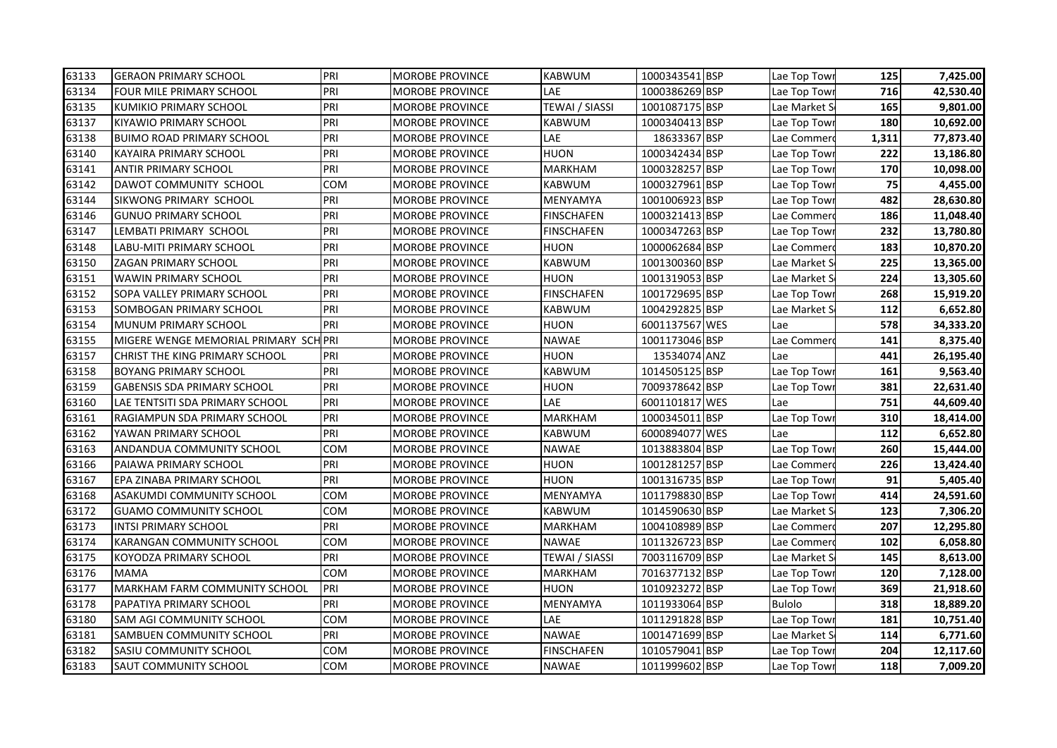| 63133 | GERAON PRIMARY SCHOOL | PRI | MOROBE PROVINCE | KABWUM | 1000343541 | BSP | Lae Top Towr | 125 | 7,425.00 |
|---|---|---|---|---|---|---|---|---|---|
| 63134 | FOUR MILE PRIMARY SCHOOL | PRI | MOROBE PROVINCE | LAE | 1000386269 | BSP | Lae Top Towr | 716 | 42,530.40 |
| 63135 | KUMIKIO PRIMARY SCHOOL | PRI | MOROBE PROVINCE | TEWAI / SIASSI | 1001087175 | BSP | Lae Market S | 165 | 9,801.00 |
| 63137 | KIYAWIO PRIMARY SCHOOL | PRI | MOROBE PROVINCE | KABWUM | 1000340413 | BSP | Lae Top Towr | 180 | 10,692.00 |
| 63138 | BUIMO ROAD PRIMARY SCHOOL | PRI | MOROBE PROVINCE | LAE | 18633367 | BSP | Lae Commerc | 1,311 | 77,873.40 |
| 63140 | KAYAIRA PRIMARY SCHOOL | PRI | MOROBE PROVINCE | HUON | 1000342434 | BSP | Lae Top Towr | 222 | 13,186.80 |
| 63141 | ANTIR PRIMARY SCHOOL | PRI | MOROBE PROVINCE | MARKHAM | 1000328257 | BSP | Lae Top Towr | 170 | 10,098.00 |
| 63142 | DAWOT COMMUNITY SCHOOL | COM | MOROBE PROVINCE | KABWUM | 1000327961 | BSP | Lae Top Towr | 75 | 4,455.00 |
| 63144 | SIKWONG PRIMARY SCHOOL | PRI | MOROBE PROVINCE | MENYAMYA | 1001006923 | BSP | Lae Top Towr | 482 | 28,630.80 |
| 63146 | GUNUO PRIMARY SCHOOL | PRI | MOROBE PROVINCE | FINSCHAFEN | 1000321413 | BSP | Lae Commerc | 186 | 11,048.40 |
| 63147 | LEMBATI PRIMARY SCHOOL | PRI | MOROBE PROVINCE | FINSCHAFEN | 1000347263 | BSP | Lae Top Towr | 232 | 13,780.80 |
| 63148 | LABU-MITI PRIMARY SCHOOL | PRI | MOROBE PROVINCE | HUON | 1000062684 | BSP | Lae Commerc | 183 | 10,870.20 |
| 63150 | ZAGAN PRIMARY SCHOOL | PRI | MOROBE PROVINCE | KABWUM | 1001300360 | BSP | Lae Market S | 225 | 13,365.00 |
| 63151 | WAWIN PRIMARY SCHOOL | PRI | MOROBE PROVINCE | HUON | 1001319053 | BSP | Lae Market S | 224 | 13,305.60 |
| 63152 | SOPA VALLEY PRIMARY SCHOOL | PRI | MOROBE PROVINCE | FINSCHAFEN | 1001729695 | BSP | Lae Top Towr | 268 | 15,919.20 |
| 63153 | SOMBOGAN PRIMARY SCHOOL | PRI | MOROBE PROVINCE | KABWUM | 1004292825 | BSP | Lae Market S | 112 | 6,652.80 |
| 63154 | MUNUM PRIMARY SCHOOL | PRI | MOROBE PROVINCE | HUON | 6001137567 | WES | Lae | 578 | 34,333.20 |
| 63155 | MIGERE WENGE MEMORIAL PRIMARY SCH | PRI | MOROBE PROVINCE | NAWAE | 1001173046 | BSP | Lae Commerc | 141 | 8,375.40 |
| 63157 | CHRIST THE KING PRIMARY SCHOOL | PRI | MOROBE PROVINCE | HUON | 13534074 | ANZ | Lae | 441 | 26,195.40 |
| 63158 | BOYANG PRIMARY SCHOOL | PRI | MOROBE PROVINCE | KABWUM | 1014505125 | BSP | Lae Top Towr | 161 | 9,563.40 |
| 63159 | GABENSIS SDA PRIMARY SCHOOL | PRI | MOROBE PROVINCE | HUON | 7009378642 | BSP | Lae Top Towr | 381 | 22,631.40 |
| 63160 | LAE TENTSITI SDA PRIMARY SCHOOL | PRI | MOROBE PROVINCE | LAE | 6001101817 | WES | Lae | 751 | 44,609.40 |
| 63161 | RAGIAMPUN SDA PRIMARY SCHOOL | PRI | MOROBE PROVINCE | MARKHAM | 1000345011 | BSP | Lae Top Towr | 310 | 18,414.00 |
| 63162 | YAWAN PRIMARY SCHOOL | PRI | MOROBE PROVINCE | KABWUM | 6000894077 | WES | Lae | 112 | 6,652.80 |
| 63163 | ANDANDUA COMMUNITY SCHOOL | COM | MOROBE PROVINCE | NAWAE | 1013883804 | BSP | Lae Top Towr | 260 | 15,444.00 |
| 63166 | PAIAWA PRIMARY SCHOOL | PRI | MOROBE PROVINCE | HUON | 1001281257 | BSP | Lae Commerc | 226 | 13,424.40 |
| 63167 | EPA ZINABA PRIMARY SCHOOL | PRI | MOROBE PROVINCE | HUON | 1001316735 | BSP | Lae Top Towr | 91 | 5,405.40 |
| 63168 | ASAKUMDI COMMUNITY SCHOOL | COM | MOROBE PROVINCE | MENYAMYA | 1011798830 | BSP | Lae Top Towr | 414 | 24,591.60 |
| 63172 | GUAMO COMMUNITY SCHOOL | COM | MOROBE PROVINCE | KABWUM | 1014590630 | BSP | Lae Market S | 123 | 7,306.20 |
| 63173 | INTSI PRIMARY SCHOOL | PRI | MOROBE PROVINCE | MARKHAM | 1004108989 | BSP | Lae Commerc | 207 | 12,295.80 |
| 63174 | KARANGAN COMMUNITY SCHOOL | COM | MOROBE PROVINCE | NAWAE | 1011326723 | BSP | Lae Commerc | 102 | 6,058.80 |
| 63175 | KOYODZA PRIMARY SCHOOL | PRI | MOROBE PROVINCE | TEWAI / SIASSI | 7003116709 | BSP | Lae Market S | 145 | 8,613.00 |
| 63176 | MAMA | COM | MOROBE PROVINCE | MARKHAM | 7016377132 | BSP | Lae Top Towr | 120 | 7,128.00 |
| 63177 | MARKHAM FARM COMMUNITY SCHOOL | PRI | MOROBE PROVINCE | HUON | 1010923272 | BSP | Lae Top Towr | 369 | 21,918.60 |
| 63178 | PAPATIYA PRIMARY SCHOOL | PRI | MOROBE PROVINCE | MENYAMYA | 1011933064 | BSP | Bulolo | 318 | 18,889.20 |
| 63180 | SAM AGI COMMUNITY SCHOOL | COM | MOROBE PROVINCE | LAE | 1011291828 | BSP | Lae Top Towr | 181 | 10,751.40 |
| 63181 | SAMBUEN COMMUNITY SCHOOL | PRI | MOROBE PROVINCE | NAWAE | 1001471699 | BSP | Lae Market S | 114 | 6,771.60 |
| 63182 | SASIU COMMUNITY SCHOOL | COM | MOROBE PROVINCE | FINSCHAFEN | 1010579041 | BSP | Lae Top Towr | 204 | 12,117.60 |
| 63183 | SAUT COMMUNITY SCHOOL | COM | MOROBE PROVINCE | NAWAE | 1011999602 | BSP | Lae Top Towr | 118 | 7,009.20 |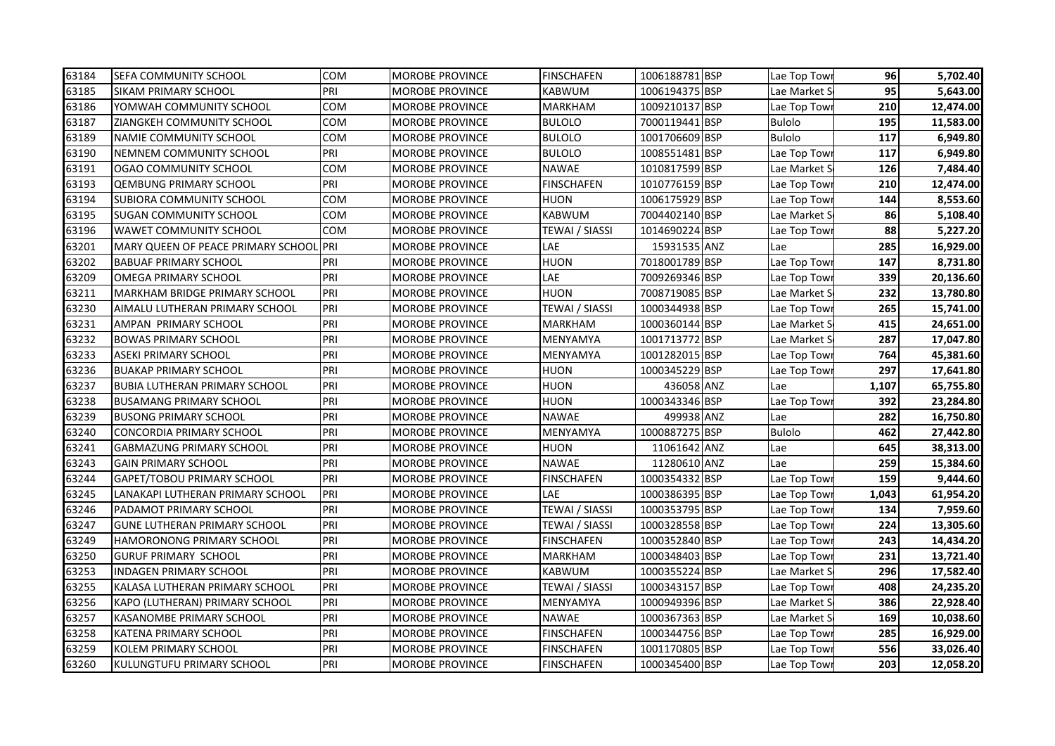| 63184 | SEFA COMMUNITY SCHOOL | COM | MOROBE PROVINCE | FINSCHAFEN | 1006188781 | BSP | Lae Top Towr | 96 | 5,702.40 |
|---|---|---|---|---|---|---|---|---|---|
| 63185 | SIKAM PRIMARY SCHOOL | PRI | MOROBE PROVINCE | KABWUM | 1006194375 | BSP | Lae Market S | 95 | 5,643.00 |
| 63186 | YOMWAH COMMUNITY SCHOOL | COM | MOROBE PROVINCE | MARKHAM | 1009210137 | BSP | Lae Top Towr | 210 | 12,474.00 |
| 63187 | ZIANGKEH COMMUNITY SCHOOL | COM | MOROBE PROVINCE | BULOLO | 7000119441 | BSP | Bulolo | 195 | 11,583.00 |
| 63189 | NAMIE COMMUNITY SCHOOL | COM | MOROBE PROVINCE | BULOLO | 1001706609 | BSP | Bulolo | 117 | 6,949.80 |
| 63190 | NEMNEM COMMUNITY SCHOOL | PRI | MOROBE PROVINCE | BULOLO | 1008551481 | BSP | Lae Top Towr | 117 | 6,949.80 |
| 63191 | OGAO COMMUNITY SCHOOL | COM | MOROBE PROVINCE | NAWAE | 1010817599 | BSP | Lae Market S | 126 | 7,484.40 |
| 63193 | QEMBUNG PRIMARY SCHOOL | PRI | MOROBE PROVINCE | FINSCHAFEN | 1010776159 | BSP | Lae Top Towr | 210 | 12,474.00 |
| 63194 | SUBIORA COMMUNITY SCHOOL | COM | MOROBE PROVINCE | HUON | 1006175929 | BSP | Lae Top Towr | 144 | 8,553.60 |
| 63195 | SUGAN COMMUNITY SCHOOL | COM | MOROBE PROVINCE | KABWUM | 7004402140 | BSP | Lae Market S | 86 | 5,108.40 |
| 63196 | WAWET COMMUNITY SCHOOL | COM | MOROBE PROVINCE | TEWAI / SIASSI | 1014690224 | BSP | Lae Top Towr | 88 | 5,227.20 |
| 63201 | MARY QUEEN OF PEACE PRIMARY SCHOOL | PRI | MOROBE PROVINCE | LAE | 15931535 | ANZ | Lae | 285 | 16,929.00 |
| 63202 | BABUAF PRIMARY SCHOOL | PRI | MOROBE PROVINCE | HUON | 7018001789 | BSP | Lae Top Towr | 147 | 8,731.80 |
| 63209 | OMEGA PRIMARY SCHOOL | PRI | MOROBE PROVINCE | LAE | 7009269346 | BSP | Lae Top Towr | 339 | 20,136.60 |
| 63211 | MARKHAM BRIDGE PRIMARY SCHOOL | PRI | MOROBE PROVINCE | HUON | 7008719085 | BSP | Lae Market S | 232 | 13,780.80 |
| 63230 | AIMALU LUTHERAN PRIMARY SCHOOL | PRI | MOROBE PROVINCE | TEWAI / SIASSI | 1000344938 | BSP | Lae Top Towr | 265 | 15,741.00 |
| 63231 | AMPAN PRIMARY SCHOOL | PRI | MOROBE PROVINCE | MARKHAM | 1000360144 | BSP | Lae Market S | 415 | 24,651.00 |
| 63232 | BOWAS PRIMARY SCHOOL | PRI | MOROBE PROVINCE | MENYAMYA | 1001713772 | BSP | Lae Market S | 287 | 17,047.80 |
| 63233 | ASEKI PRIMARY SCHOOL | PRI | MOROBE PROVINCE | MENYAMYA | 1001282015 | BSP | Lae Top Towr | 764 | 45,381.60 |
| 63236 | BUAKAP PRIMARY SCHOOL | PRI | MOROBE PROVINCE | HUON | 1000345229 | BSP | Lae Top Towr | 297 | 17,641.80 |
| 63237 | BUBIA LUTHERAN PRIMARY SCHOOL | PRI | MOROBE PROVINCE | HUON | 436058 | ANZ | Lae | 1,107 | 65,755.80 |
| 63238 | BUSAMANG PRIMARY SCHOOL | PRI | MOROBE PROVINCE | HUON | 1000343346 | BSP | Lae Top Towr | 392 | 23,284.80 |
| 63239 | BUSONG PRIMARY SCHOOL | PRI | MOROBE PROVINCE | NAWAE | 499938 | ANZ | Lae | 282 | 16,750.80 |
| 63240 | CONCORDIA PRIMARY SCHOOL | PRI | MOROBE PROVINCE | MENYAMYA | 1000887275 | BSP | Bulolo | 462 | 27,442.80 |
| 63241 | GABMAZUNG PRIMARY SCHOOL | PRI | MOROBE PROVINCE | HUON | 11061642 | ANZ | Lae | 645 | 38,313.00 |
| 63243 | GAIN PRIMARY SCHOOL | PRI | MOROBE PROVINCE | NAWAE | 11280610 | ANZ | Lae | 259 | 15,384.60 |
| 63244 | GAPET/TOBOU PRIMARY SCHOOL | PRI | MOROBE PROVINCE | FINSCHAFEN | 1000354332 | BSP | Lae Top Towr | 159 | 9,444.60 |
| 63245 | LANAKAPI LUTHERAN PRIMARY SCHOOL | PRI | MOROBE PROVINCE | LAE | 1000386395 | BSP | Lae Top Towr | 1,043 | 61,954.20 |
| 63246 | PADAMOT PRIMARY SCHOOL | PRI | MOROBE PROVINCE | TEWAI / SIASSI | 1000353795 | BSP | Lae Top Towr | 134 | 7,959.60 |
| 63247 | GUNE LUTHERAN PRIMARY SCHOOL | PRI | MOROBE PROVINCE | TEWAI / SIASSI | 1000328558 | BSP | Lae Top Towr | 224 | 13,305.60 |
| 63249 | HAMORONONG PRIMARY SCHOOL | PRI | MOROBE PROVINCE | FINSCHAFEN | 1000352840 | BSP | Lae Top Towr | 243 | 14,434.20 |
| 63250 | GURUF PRIMARY SCHOOL | PRI | MOROBE PROVINCE | MARKHAM | 1000348403 | BSP | Lae Top Towr | 231 | 13,721.40 |
| 63253 | INDAGEN PRIMARY SCHOOL | PRI | MOROBE PROVINCE | KABWUM | 1000355224 | BSP | Lae Market S | 296 | 17,582.40 |
| 63255 | KALASA LUTHERAN PRIMARY SCHOOL | PRI | MOROBE PROVINCE | TEWAI / SIASSI | 1000343157 | BSP | Lae Top Towr | 408 | 24,235.20 |
| 63256 | KAPO (LUTHERAN) PRIMARY SCHOOL | PRI | MOROBE PROVINCE | MENYAMYA | 1000949396 | BSP | Lae Market S | 386 | 22,928.40 |
| 63257 | KASANOMBE PRIMARY SCHOOL | PRI | MOROBE PROVINCE | NAWAE | 1000367363 | BSP | Lae Market S | 169 | 10,038.60 |
| 63258 | KATENA PRIMARY SCHOOL | PRI | MOROBE PROVINCE | FINSCHAFEN | 1000344756 | BSP | Lae Top Towr | 285 | 16,929.00 |
| 63259 | KOLEM PRIMARY SCHOOL | PRI | MOROBE PROVINCE | FINSCHAFEN | 1001170805 | BSP | Lae Top Towr | 556 | 33,026.40 |
| 63260 | KULUNGTUFU PRIMARY SCHOOL | PRI | MOROBE PROVINCE | FINSCHAFEN | 1000345400 | BSP | Lae Top Towr | 203 | 12,058.20 |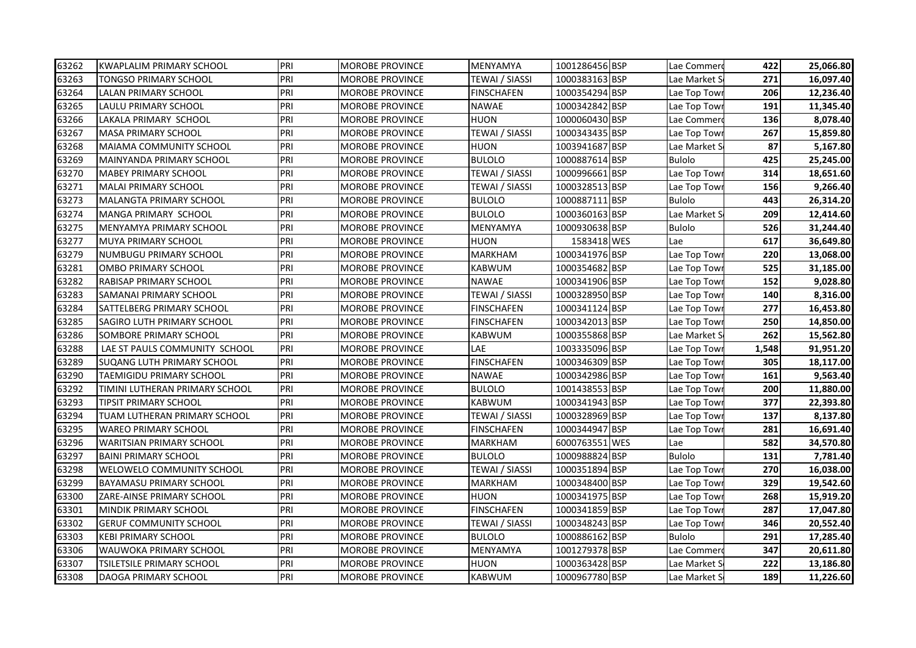| 63262 | KWAPLALIM PRIMARY SCHOOL | PRI | MOROBE PROVINCE | MENYAMYA | 1001286456 | BSP | Lae Commerc | 422 | 25,066.80 |
|---|---|---|---|---|---|---|---|---|---|
| 63263 | TONGSO PRIMARY SCHOOL | PRI | MOROBE PROVINCE | TEWAI / SIASSI | 1000383163 | BSP | Lae Market S | 271 | 16,097.40 |
| 63264 | LALAN PRIMARY SCHOOL | PRI | MOROBE PROVINCE | FINSCHAFEN | 1000354294 | BSP | Lae Top Towr | 206 | 12,236.40 |
| 63265 | LAULU PRIMARY SCHOOL | PRI | MOROBE PROVINCE | NAWAE | 1000342842 | BSP | Lae Top Towr | 191 | 11,345.40 |
| 63266 | LAKALA PRIMARY SCHOOL | PRI | MOROBE PROVINCE | HUON | 1000060430 | BSP | Lae Commerc | 136 | 8,078.40 |
| 63267 | MASA PRIMARY SCHOOL | PRI | MOROBE PROVINCE | TEWAI / SIASSI | 1000343435 | BSP | Lae Top Towr | 267 | 15,859.80 |
| 63268 | MAIAMA COMMUNITY SCHOOL | PRI | MOROBE PROVINCE | HUON | 1003941687 | BSP | Lae Market S | 87 | 5,167.80 |
| 63269 | MAINYANDA PRIMARY SCHOOL | PRI | MOROBE PROVINCE | BULOLO | 1000887614 | BSP | Bulolo | 425 | 25,245.00 |
| 63270 | MABEY PRIMARY SCHOOL | PRI | MOROBE PROVINCE | TEWAI / SIASSI | 1000996661 | BSP | Lae Top Towr | 314 | 18,651.60 |
| 63271 | MALAI PRIMARY SCHOOL | PRI | MOROBE PROVINCE | TEWAI / SIASSI | 1000328513 | BSP | Lae Top Towr | 156 | 9,266.40 |
| 63273 | MALANGTA PRIMARY SCHOOL | PRI | MOROBE PROVINCE | BULOLO | 1000887111 | BSP | Bulolo | 443 | 26,314.20 |
| 63274 | MANGA PRIMARY SCHOOL | PRI | MOROBE PROVINCE | BULOLO | 1000360163 | BSP | Lae Market S | 209 | 12,414.60 |
| 63275 | MENYAMYA PRIMARY SCHOOL | PRI | MOROBE PROVINCE | MENYAMYA | 1000930638 | BSP | Bulolo | 526 | 31,244.40 |
| 63277 | MUYA PRIMARY SCHOOL | PRI | MOROBE PROVINCE | HUON | 1583418 | WES | Lae | 617 | 36,649.80 |
| 63279 | NUMBUGU PRIMARY SCHOOL | PRI | MOROBE PROVINCE | MARKHAM | 1000341976 | BSP | Lae Top Towr | 220 | 13,068.00 |
| 63281 | OMBO PRIMARY SCHOOL | PRI | MOROBE PROVINCE | KABWUM | 1000354682 | BSP | Lae Top Towr | 525 | 31,185.00 |
| 63282 | RABISAP PRIMARY SCHOOL | PRI | MOROBE PROVINCE | NAWAE | 1000341906 | BSP | Lae Top Towr | 152 | 9,028.80 |
| 63283 | SAMANAI PRIMARY SCHOOL | PRI | MOROBE PROVINCE | TEWAI / SIASSI | 1000328950 | BSP | Lae Top Towr | 140 | 8,316.00 |
| 63284 | SATTELBERG PRIMARY SCHOOL | PRI | MOROBE PROVINCE | FINSCHAFEN | 1000341124 | BSP | Lae Top Towr | 277 | 16,453.80 |
| 63285 | SAGIRO LUTH PRIMARY SCHOOL | PRI | MOROBE PROVINCE | FINSCHAFEN | 1000342013 | BSP | Lae Top Towr | 250 | 14,850.00 |
| 63286 | SOMBORE PRIMARY SCHOOL | PRI | MOROBE PROVINCE | KABWUM | 1000355868 | BSP | Lae Market S | 262 | 15,562.80 |
| 63288 | LAE ST PAULS COMMUNITY SCHOOL | PRI | MOROBE PROVINCE | LAE | 1003335096 | BSP | Lae Top Towr | 1,548 | 91,951.20 |
| 63289 | SUQANG LUTH PRIMARY SCHOOL | PRI | MOROBE PROVINCE | FINSCHAFEN | 1000346309 | BSP | Lae Top Towr | 305 | 18,117.00 |
| 63290 | TAEMIGIDU PRIMARY SCHOOL | PRI | MOROBE PROVINCE | NAWAE | 1000342986 | BSP | Lae Top Towr | 161 | 9,563.40 |
| 63292 | TIMINI LUTHERAN PRIMARY SCHOOL | PRI | MOROBE PROVINCE | BULOLO | 1001438553 | BSP | Lae Top Towr | 200 | 11,880.00 |
| 63293 | TIPSIT PRIMARY SCHOOL | PRI | MOROBE PROVINCE | KABWUM | 1000341943 | BSP | Lae Top Towr | 377 | 22,393.80 |
| 63294 | TUAM LUTHERAN PRIMARY SCHOOL | PRI | MOROBE PROVINCE | TEWAI / SIASSI | 1000328969 | BSP | Lae Top Towr | 137 | 8,137.80 |
| 63295 | WAREO PRIMARY SCHOOL | PRI | MOROBE PROVINCE | FINSCHAFEN | 1000344947 | BSP | Lae Top Towr | 281 | 16,691.40 |
| 63296 | WARITSIAN PRIMARY SCHOOL | PRI | MOROBE PROVINCE | MARKHAM | 6000763551 | WES | Lae | 582 | 34,570.80 |
| 63297 | BAINI PRIMARY SCHOOL | PRI | MOROBE PROVINCE | BULOLO | 1000988824 | BSP | Bulolo | 131 | 7,781.40 |
| 63298 | WELOWELO COMMUNITY SCHOOL | PRI | MOROBE PROVINCE | TEWAI / SIASSI | 1000351894 | BSP | Lae Top Towr | 270 | 16,038.00 |
| 63299 | BAYAMASU PRIMARY SCHOOL | PRI | MOROBE PROVINCE | MARKHAM | 1000348400 | BSP | Lae Top Towr | 329 | 19,542.60 |
| 63300 | ZARE-AINSE PRIMARY SCHOOL | PRI | MOROBE PROVINCE | HUON | 1000341975 | BSP | Lae Top Towr | 268 | 15,919.20 |
| 63301 | MINDIK PRIMARY SCHOOL | PRI | MOROBE PROVINCE | FINSCHAFEN | 1000341859 | BSP | Lae Top Towr | 287 | 17,047.80 |
| 63302 | GERUF COMMUNITY SCHOOL | PRI | MOROBE PROVINCE | TEWAI / SIASSI | 1000348243 | BSP | Lae Top Towr | 346 | 20,552.40 |
| 63303 | KEBI PRIMARY SCHOOL | PRI | MOROBE PROVINCE | BULOLO | 1000886162 | BSP | Bulolo | 291 | 17,285.40 |
| 63306 | WAUWOKA PRIMARY SCHOOL | PRI | MOROBE PROVINCE | MENYAMYA | 1001279378 | BSP | Lae Commerc | 347 | 20,611.80 |
| 63307 | TSILETSILE PRIMARY SCHOOL | PRI | MOROBE PROVINCE | HUON | 1000363428 | BSP | Lae Market S | 222 | 13,186.80 |
| 63308 | DAOGA PRIMARY SCHOOL | PRI | MOROBE PROVINCE | KABWUM | 1000967780 | BSP | Lae Market S | 189 | 11,226.60 |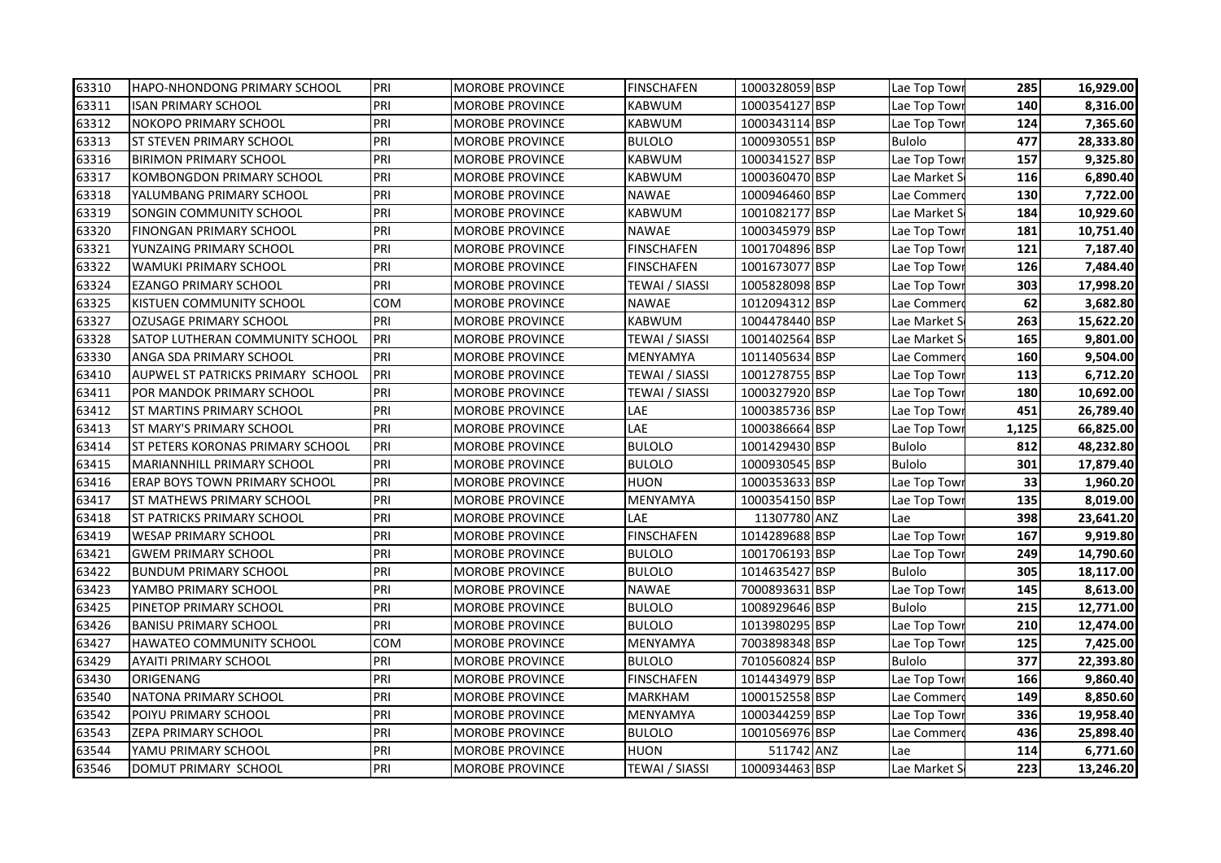| | | | | | | | | | |
|---|---|---|---|---|---|---|---|---|---|
| 63310 | HAPO-NHONDONG PRIMARY SCHOOL | PRI | MOROBE PROVINCE | FINSCHAFEN | 1000328059 | BSP | Lae Top Towr | 285 | 16,929.00 |
| 63311 | ISAN PRIMARY SCHOOL | PRI | MOROBE PROVINCE | KABWUM | 1000354127 | BSP | Lae Top Towr | 140 | 8,316.00 |
| 63312 | NOKOPO PRIMARY SCHOOL | PRI | MOROBE PROVINCE | KABWUM | 1000343114 | BSP | Lae Top Towr | 124 | 7,365.60 |
| 63313 | ST STEVEN PRIMARY SCHOOL | PRI | MOROBE PROVINCE | BULOLO | 1000930551 | BSP | Bulolo | 477 | 28,333.80 |
| 63316 | BIRIMON PRIMARY SCHOOL | PRI | MOROBE PROVINCE | KABWUM | 1000341527 | BSP | Lae Top Towr | 157 | 9,325.80 |
| 63317 | KOMBONGDON PRIMARY SCHOOL | PRI | MOROBE PROVINCE | KABWUM | 1000360470 | BSP | Lae Market S | 116 | 6,890.40 |
| 63318 | YALUMBANG PRIMARY SCHOOL | PRI | MOROBE PROVINCE | NAWAE | 1000946460 | BSP | Lae Commerc | 130 | 7,722.00 |
| 63319 | SONGIN COMMUNITY SCHOOL | PRI | MOROBE PROVINCE | KABWUM | 1001082177 | BSP | Lae Market S | 184 | 10,929.60 |
| 63320 | FINONGAN PRIMARY SCHOOL | PRI | MOROBE PROVINCE | NAWAE | 1000345979 | BSP | Lae Top Towr | 181 | 10,751.40 |
| 63321 | YUNZAING PRIMARY SCHOOL | PRI | MOROBE PROVINCE | FINSCHAFEN | 1001704896 | BSP | Lae Top Towr | 121 | 7,187.40 |
| 63322 | WAMUKI PRIMARY SCHOOL | PRI | MOROBE PROVINCE | FINSCHAFEN | 1001673077 | BSP | Lae Top Towr | 126 | 7,484.40 |
| 63324 | EZANGO PRIMARY SCHOOL | PRI | MOROBE PROVINCE | TEWAI / SIASSI | 1005828098 | BSP | Lae Top Towr | 303 | 17,998.20 |
| 63325 | KISTUEN COMMUNITY SCHOOL | COM | MOROBE PROVINCE | NAWAE | 1012094312 | BSP | Lae Commerc | 62 | 3,682.80 |
| 63327 | OZUSAGE PRIMARY SCHOOL | PRI | MOROBE PROVINCE | KABWUM | 1004478440 | BSP | Lae Market S | 263 | 15,622.20 |
| 63328 | SATOP LUTHERAN COMMUNITY SCHOOL | PRI | MOROBE PROVINCE | TEWAI / SIASSI | 1001402564 | BSP | Lae Market S | 165 | 9,801.00 |
| 63330 | ANGA SDA PRIMARY SCHOOL | PRI | MOROBE PROVINCE | MENYAMYA | 1011405634 | BSP | Lae Commerc | 160 | 9,504.00 |
| 63410 | AUPWEL ST PATRICKS PRIMARY SCHOOL | PRI | MOROBE PROVINCE | TEWAI / SIASSI | 1001278755 | BSP | Lae Top Towr | 113 | 6,712.20 |
| 63411 | POR MANDOK PRIMARY SCHOOL | PRI | MOROBE PROVINCE | TEWAI / SIASSI | 1000327920 | BSP | Lae Top Towr | 180 | 10,692.00 |
| 63412 | ST MARTINS PRIMARY SCHOOL | PRI | MOROBE PROVINCE | LAE | 1000385736 | BSP | Lae Top Towr | 451 | 26,789.40 |
| 63413 | ST MARY'S PRIMARY SCHOOL | PRI | MOROBE PROVINCE | LAE | 1000386664 | BSP | Lae Top Towr | 1,125 | 66,825.00 |
| 63414 | ST PETERS KORONAS PRIMARY SCHOOL | PRI | MOROBE PROVINCE | BULOLO | 1001429430 | BSP | Bulolo | 812 | 48,232.80 |
| 63415 | MARIANNHILL PRIMARY SCHOOL | PRI | MOROBE PROVINCE | BULOLO | 1000930545 | BSP | Bulolo | 301 | 17,879.40 |
| 63416 | ERAP BOYS TOWN PRIMARY SCHOOL | PRI | MOROBE PROVINCE | HUON | 1000353633 | BSP | Lae Top Towr | 33 | 1,960.20 |
| 63417 | ST MATHEWS PRIMARY SCHOOL | PRI | MOROBE PROVINCE | MENYAMYA | 1000354150 | BSP | Lae Top Towr | 135 | 8,019.00 |
| 63418 | ST PATRICKS PRIMARY SCHOOL | PRI | MOROBE PROVINCE | LAE | 11307780 | ANZ | Lae | 398 | 23,641.20 |
| 63419 | WESAP PRIMARY SCHOOL | PRI | MOROBE PROVINCE | FINSCHAFEN | 1014289688 | BSP | Lae Top Towr | 167 | 9,919.80 |
| 63421 | GWEM PRIMARY SCHOOL | PRI | MOROBE PROVINCE | BULOLO | 1001706193 | BSP | Lae Top Towr | 249 | 14,790.60 |
| 63422 | BUNDUM PRIMARY SCHOOL | PRI | MOROBE PROVINCE | BULOLO | 1014635427 | BSP | Bulolo | 305 | 18,117.00 |
| 63423 | YAMBO PRIMARY SCHOOL | PRI | MOROBE PROVINCE | NAWAE | 7000893631 | BSP | Lae Top Towr | 145 | 8,613.00 |
| 63425 | PINETOP PRIMARY SCHOOL | PRI | MOROBE PROVINCE | BULOLO | 1008929646 | BSP | Bulolo | 215 | 12,771.00 |
| 63426 | BANISU PRIMARY SCHOOL | PRI | MOROBE PROVINCE | BULOLO | 1013980295 | BSP | Lae Top Towr | 210 | 12,474.00 |
| 63427 | HAWATEO COMMUNITY SCHOOL | COM | MOROBE PROVINCE | MENYAMYA | 7003898348 | BSP | Lae Top Towr | 125 | 7,425.00 |
| 63429 | AYAITI PRIMARY SCHOOL | PRI | MOROBE PROVINCE | BULOLO | 7010560824 | BSP | Bulolo | 377 | 22,393.80 |
| 63430 | ORIGENANG | PRI | MOROBE PROVINCE | FINSCHAFEN | 1014434979 | BSP | Lae Top Towr | 166 | 9,860.40 |
| 63540 | NATONA PRIMARY SCHOOL | PRI | MOROBE PROVINCE | MARKHAM | 1000152558 | BSP | Lae Commerc | 149 | 8,850.60 |
| 63542 | POIYU PRIMARY SCHOOL | PRI | MOROBE PROVINCE | MENYAMYA | 1000344259 | BSP | Lae Top Towr | 336 | 19,958.40 |
| 63543 | ZEPA PRIMARY SCHOOL | PRI | MOROBE PROVINCE | BULOLO | 1001056976 | BSP | Lae Commerc | 436 | 25,898.40 |
| 63544 | YAMU PRIMARY SCHOOL | PRI | MOROBE PROVINCE | HUON | 511742 | ANZ | Lae | 114 | 6,771.60 |
| 63546 | DOMUT PRIMARY SCHOOL | PRI | MOROBE PROVINCE | TEWAI / SIASSI | 1000934463 | BSP | Lae Market S | 223 | 13,246.20 |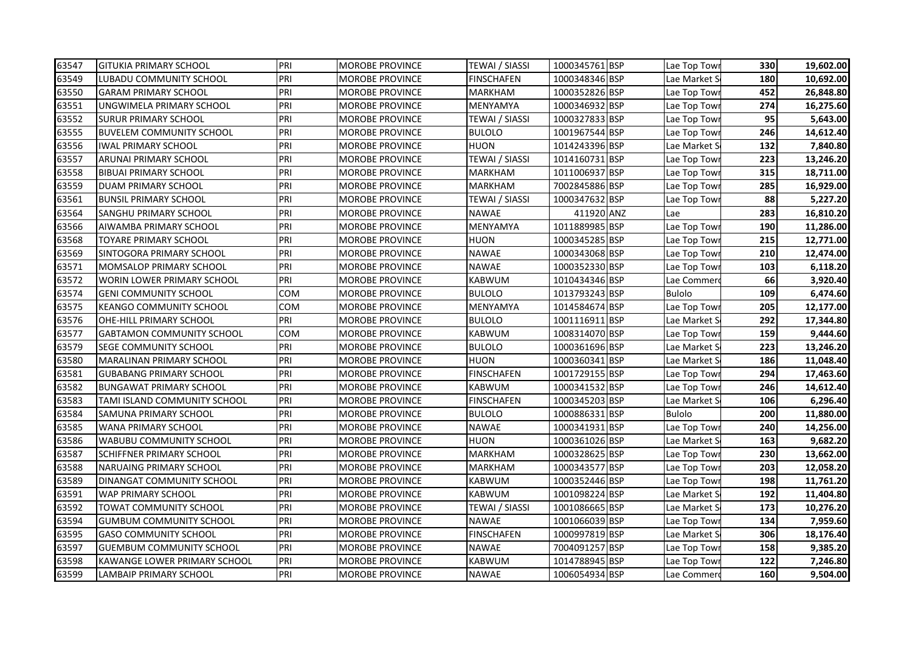| 63547 | GITUKIA PRIMARY SCHOOL | PRI | MOROBE PROVINCE | TEWAI / SIASSI | 1000345761 | BSP | Lae Top Towr | 330 | 19,602.00 |
|---|---|---|---|---|---|---|---|---|---|
| 63549 | LUBADU COMMUNITY SCHOOL | PRI | MOROBE PROVINCE | FINSCHAFEN | 1000348346 | BSP | Lae Market S | 180 | 10,692.00 |
| 63550 | GARAM PRIMARY SCHOOL | PRI | MOROBE PROVINCE | MARKHAM | 1000352826 | BSP | Lae Top Towr | 452 | 26,848.80 |
| 63551 | UNGWIMELA PRIMARY SCHOOL | PRI | MOROBE PROVINCE | MENYAMYA | 1000346932 | BSP | Lae Top Towr | 274 | 16,275.60 |
| 63552 | SURUR PRIMARY SCHOOL | PRI | MOROBE PROVINCE | TEWAI / SIASSI | 1000327833 | BSP | Lae Top Towr | 95 | 5,643.00 |
| 63555 | BUVELEM COMMUNITY SCHOOL | PRI | MOROBE PROVINCE | BULOLO | 1001967544 | BSP | Lae Top Towr | 246 | 14,612.40 |
| 63556 | IWAL PRIMARY SCHOOL | PRI | MOROBE PROVINCE | HUON | 1014243396 | BSP | Lae Market S | 132 | 7,840.80 |
| 63557 | ARUNAI PRIMARY SCHOOL | PRI | MOROBE PROVINCE | TEWAI / SIASSI | 1014160731 | BSP | Lae Top Towr | 223 | 13,246.20 |
| 63558 | BIBUAI PRIMARY SCHOOL | PRI | MOROBE PROVINCE | MARKHAM | 1011006937 | BSP | Lae Top Towr | 315 | 18,711.00 |
| 63559 | DUAM PRIMARY SCHOOL | PRI | MOROBE PROVINCE | MARKHAM | 7002845886 | BSP | Lae Top Towr | 285 | 16,929.00 |
| 63561 | BUNSIL PRIMARY SCHOOL | PRI | MOROBE PROVINCE | TEWAI / SIASSI | 1000347632 | BSP | Lae Top Towr | 88 | 5,227.20 |
| 63564 | SANGHU PRIMARY SCHOOL | PRI | MOROBE PROVINCE | NAWAE | 411920 | ANZ | Lae | 283 | 16,810.20 |
| 63566 | AIWAMBA PRIMARY SCHOOL | PRI | MOROBE PROVINCE | MENYAMYA | 1011889985 | BSP | Lae Top Towr | 190 | 11,286.00 |
| 63568 | TOYARE PRIMARY SCHOOL | PRI | MOROBE PROVINCE | HUON | 1000345285 | BSP | Lae Top Towr | 215 | 12,771.00 |
| 63569 | SINTOGORA PRIMARY SCHOOL | PRI | MOROBE PROVINCE | NAWAE | 1000343068 | BSP | Lae Top Towr | 210 | 12,474.00 |
| 63571 | MOMSALOP PRIMARY SCHOOL | PRI | MOROBE PROVINCE | NAWAE | 1000352330 | BSP | Lae Top Towr | 103 | 6,118.20 |
| 63572 | WORIN LOWER PRIMARY SCHOOL | PRI | MOROBE PROVINCE | KABWUM | 1010434346 | BSP | Lae Commerc | 66 | 3,920.40 |
| 63574 | GENI COMMUNITY SCHOOL | COM | MOROBE PROVINCE | BULOLO | 1013793243 | BSP | Bulolo | 109 | 6,474.60 |
| 63575 | KEANGO COMMUNITY SCHOOL | COM | MOROBE PROVINCE | MENYAMYA | 1014584674 | BSP | Lae Top Towr | 205 | 12,177.00 |
| 63576 | OHE-HILL PRIMARY SCHOOL | PRI | MOROBE PROVINCE | BULOLO | 1001116911 | BSP | Lae Market S | 292 | 17,344.80 |
| 63577 | GABTAMON COMMUNITY SCHOOL | COM | MOROBE PROVINCE | KABWUM | 1008314070 | BSP | Lae Top Towr | 159 | 9,444.60 |
| 63579 | SEGE COMMUNITY SCHOOL | PRI | MOROBE PROVINCE | BULOLO | 1000361696 | BSP | Lae Market S | 223 | 13,246.20 |
| 63580 | MARALINAN PRIMARY SCHOOL | PRI | MOROBE PROVINCE | HUON | 1000360341 | BSP | Lae Market S | 186 | 11,048.40 |
| 63581 | GUBABANG PRIMARY SCHOOL | PRI | MOROBE PROVINCE | FINSCHAFEN | 1001729155 | BSP | Lae Top Towr | 294 | 17,463.60 |
| 63582 | BUNGAWAT PRIMARY SCHOOL | PRI | MOROBE PROVINCE | KABWUM | 1000341532 | BSP | Lae Top Towr | 246 | 14,612.40 |
| 63583 | TAMI ISLAND COMMUNITY SCHOOL | PRI | MOROBE PROVINCE | FINSCHAFEN | 1000345203 | BSP | Lae Market S | 106 | 6,296.40 |
| 63584 | SAMUNA PRIMARY SCHOOL | PRI | MOROBE PROVINCE | BULOLO | 1000886331 | BSP | Bulolo | 200 | 11,880.00 |
| 63585 | WANA PRIMARY SCHOOL | PRI | MOROBE PROVINCE | NAWAE | 1000341931 | BSP | Lae Top Towr | 240 | 14,256.00 |
| 63586 | WABUBU COMMUNITY SCHOOL | PRI | MOROBE PROVINCE | HUON | 1000361026 | BSP | Lae Market S | 163 | 9,682.20 |
| 63587 | SCHIFFNER PRIMARY SCHOOL | PRI | MOROBE PROVINCE | MARKHAM | 1000328625 | BSP | Lae Top Towr | 230 | 13,662.00 |
| 63588 | NARUAING PRIMARY SCHOOL | PRI | MOROBE PROVINCE | MARKHAM | 1000343577 | BSP | Lae Top Towr | 203 | 12,058.20 |
| 63589 | DINANGAT COMMUNITY SCHOOL | PRI | MOROBE PROVINCE | KABWUM | 1000352446 | BSP | Lae Top Towr | 198 | 11,761.20 |
| 63591 | WAP PRIMARY SCHOOL | PRI | MOROBE PROVINCE | KABWUM | 1001098224 | BSP | Lae Market S | 192 | 11,404.80 |
| 63592 | TOWAT COMMUNITY SCHOOL | PRI | MOROBE PROVINCE | TEWAI / SIASSI | 1001086665 | BSP | Lae Market S | 173 | 10,276.20 |
| 63594 | GUMBUM COMMUNITY SCHOOL | PRI | MOROBE PROVINCE | NAWAE | 1001066039 | BSP | Lae Top Towr | 134 | 7,959.60 |
| 63595 | GASO COMMUNITY SCHOOL | PRI | MOROBE PROVINCE | FINSCHAFEN | 1000997819 | BSP | Lae Market S | 306 | 18,176.40 |
| 63597 | GUEMBUM COMMUNITY SCHOOL | PRI | MOROBE PROVINCE | NAWAE | 7004091257 | BSP | Lae Top Towr | 158 | 9,385.20 |
| 63598 | KAWANGE LOWER PRIMARY SCHOOL | PRI | MOROBE PROVINCE | KABWUM | 1014788945 | BSP | Lae Top Towr | 122 | 7,246.80 |
| 63599 | LAMBAIP PRIMARY SCHOOL | PRI | MOROBE PROVINCE | NAWAE | 1006054934 | BSP | Lae Commerc | 160 | 9,504.00 |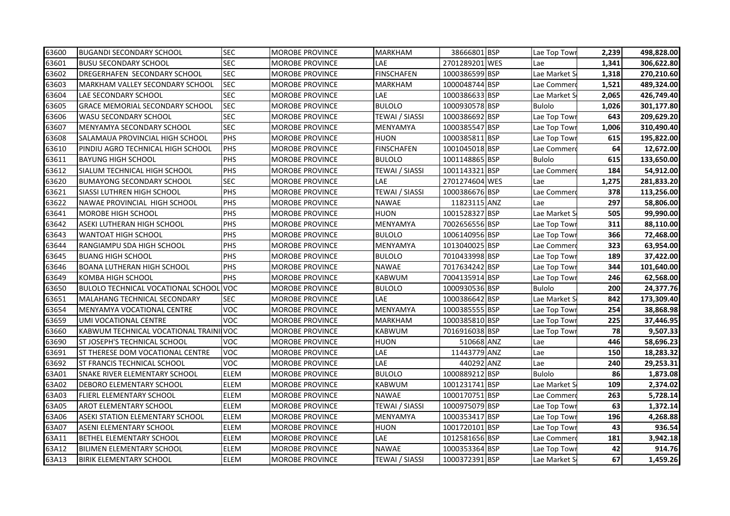| 63600 | BUGANDI SECONDARY SCHOOL | SEC | MOROBE PROVINCE | MARKHAM | 38666801 | BSP | Lae Top Towr | 2,239 | 498,828.00 |
|---|---|---|---|---|---|---|---|---|---|
| 63601 | BUSU SECONDARY SCHOOL | SEC | MOROBE PROVINCE | LAE | 2701289201 | WES | Lae | 1,341 | 306,622.80 |
| 63602 | DREGERHAFEN SECONDARY SCHOOL | SEC | MOROBE PROVINCE | FINSCHAFEN | 1000386599 | BSP | Lae Market S | 1,318 | 270,210.60 |
| 63603 | MARKHAM VALLEY SECONDARY SCHOOL | SEC | MOROBE PROVINCE | MARKHAM | 1000048744 | BSP | Lae Commerc | 1,521 | 489,324.00 |
| 63604 | LAE SECONDARY SCHOOL | SEC | MOROBE PROVINCE | LAE | 1000386633 | BSP | Lae Market S | 2,065 | 426,749.40 |
| 63605 | GRACE MEMORIAL SECONDARY SCHOOL | SEC | MOROBE PROVINCE | BULOLO | 1000930578 | BSP | Bulolo | 1,026 | 301,177.80 |
| 63606 | WASU SECONDARY SCHOOL | SEC | MOROBE PROVINCE | TEWAI / SIASSI | 1000386692 | BSP | Lae Top Towr | 643 | 209,629.20 |
| 63607 | MENYAMYA SECONDARY SCHOOL | SEC | MOROBE PROVINCE | MENYAMYA | 1000385547 | BSP | Lae Top Towr | 1,006 | 310,490.40 |
| 63608 | SALAMAUA PROVINCIAL HIGH SCHOOL | PHS | MOROBE PROVINCE | HUON | 1000385811 | BSP | Lae Top Towr | 615 | 195,822.00 |
| 63610 | PINDIU AGRO TECHNICAL HIGH SCHOOL | PHS | MOROBE PROVINCE | FINSCHAFEN | 1001045018 | BSP | Lae Commerc | 64 | 12,672.00 |
| 63611 | BAYUNG HIGH SCHOOL | PHS | MOROBE PROVINCE | BULOLO | 1001148865 | BSP | Bulolo | 615 | 133,650.00 |
| 63612 | SIALUM TECHNICAL HIGH SCHOOL | PHS | MOROBE PROVINCE | TEWAI / SIASSI | 1001143321 | BSP | Lae Commerc | 184 | 54,912.00 |
| 63620 | BUMAYONG SECONDARY SCHOOL | SEC | MOROBE PROVINCE | LAE | 2701274604 | WES | Lae | 1,275 | 281,833.20 |
| 63621 | SIASSI LUTHREN HIGH SCHOOL | PHS | MOROBE PROVINCE | TEWAI / SIASSI | 1000386676 | BSP | Lae Commerc | 378 | 113,256.00 |
| 63622 | NAWAE PROVINCIAL HIGH SCHOOL | PHS | MOROBE PROVINCE | NAWAE | 11823115 | ANZ | Lae | 297 | 58,806.00 |
| 63641 | MOROBE HIGH SCHOOL | PHS | MOROBE PROVINCE | HUON | 1001528327 | BSP | Lae Market S | 505 | 99,990.00 |
| 63642 | ASEKI LUTHERAN HIGH SCHOOL | PHS | MOROBE PROVINCE | MENYAMYA | 7002656556 | BSP | Lae Top Towr | 311 | 88,110.00 |
| 63643 | WANTOAT HIGH SCHOOL | PHS | MOROBE PROVINCE | BULOLO | 1006140956 | BSP | Lae Top Towr | 366 | 72,468.00 |
| 63644 | RANGIAMPU SDA HIGH SCHOOL | PHS | MOROBE PROVINCE | MENYAMYA | 1013040025 | BSP | Lae Commerc | 323 | 63,954.00 |
| 63645 | BUANG HIGH SCHOOL | PHS | MOROBE PROVINCE | BULOLO | 7010433998 | BSP | Lae Top Towr | 189 | 37,422.00 |
| 63646 | BOANA LUTHERAN HIGH SCHOOL | PHS | MOROBE PROVINCE | NAWAE | 7017634242 | BSP | Lae Top Towr | 344 | 101,640.00 |
| 63649 | KOMBA HIGH SCHOOL | PHS | MOROBE PROVINCE | KABWUM | 7004135914 | BSP | Lae Top Towr | 246 | 62,568.00 |
| 63650 | BULOLO TECHNICAL VOCATIONAL SCHOOL | VOC | MOROBE PROVINCE | BULOLO | 1000930536 | BSP | Bulolo | 200 | 24,377.76 |
| 63651 | MALAHANG TECHNICAL SECONDARY | SEC | MOROBE PROVINCE | LAE | 1000386642 | BSP | Lae Market S | 842 | 173,309.40 |
| 63654 | MENYAMYA VOCATIONAL CENTRE | VOC | MOROBE PROVINCE | MENYAMYA | 1000385555 | BSP | Lae Top Towr | 254 | 38,868.98 |
| 63659 | UMI VOCATIONAL CENTRE | VOC | MOROBE PROVINCE | MARKHAM | 1000385810 | BSP | Lae Top Towr | 225 | 37,446.95 |
| 63660 | KABWUM TECHNICAL VOCATIONAL TRAINI | VOC | MOROBE PROVINCE | KABWUM | 7016916038 | BSP | Lae Top Towr | 78 | 9,507.33 |
| 63690 | ST JOSEPH'S TECHNICAL SCHOOL | VOC | MOROBE PROVINCE | HUON | 510668 | ANZ | Lae | 446 | 58,696.23 |
| 63691 | ST THERESE DOM VOCATIONAL CENTRE | VOC | MOROBE PROVINCE | LAE | 11443779 | ANZ | Lae | 150 | 18,283.32 |
| 63692 | ST FRANCIS TECHNICAL SCHOOL | VOC | MOROBE PROVINCE | LAE | 440292 | ANZ | Lae | 240 | 29,253.31 |
| 63A01 | SNAKE RIVER ELEMENTARY SCHOOL | ELEM | MOROBE PROVINCE | BULOLO | 1000889212 | BSP | Bulolo | 86 | 1,873.08 |
| 63A02 | DEBORO ELEMENTARY SCHOOL | ELEM | MOROBE PROVINCE | KABWUM | 1001231741 | BSP | Lae Market S | 109 | 2,374.02 |
| 63A03 | FLIERL ELEMENTARY SCHOOL | ELEM | MOROBE PROVINCE | NAWAE | 1000170751 | BSP | Lae Commerc | 263 | 5,728.14 |
| 63A05 | AROT ELEMENTARY SCHOOL | ELEM | MOROBE PROVINCE | TEWAI / SIASSI | 1000975079 | BSP | Lae Top Towr | 63 | 1,372.14 |
| 63A06 | ASEKI STATION ELEMENTARY SCHOOL | ELEM | MOROBE PROVINCE | MENYAMYA | 1000353417 | BSP | Lae Top Towr | 196 | 4,268.88 |
| 63A07 | ASENI ELEMENTARY SCHOOL | ELEM | MOROBE PROVINCE | HUON | 1001720101 | BSP | Lae Top Towr | 43 | 936.54 |
| 63A11 | BETHEL ELEMENTARY SCHOOL | ELEM | MOROBE PROVINCE | LAE | 1012581656 | BSP | Lae Commerc | 181 | 3,942.18 |
| 63A12 | BILIMEN ELEMENTARY SCHOOL | ELEM | MOROBE PROVINCE | NAWAE | 1000353364 | BSP | Lae Top Towr | 42 | 914.76 |
| 63A13 | BIRIK ELEMENTARY SCHOOL | ELEM | MOROBE PROVINCE | TEWAI / SIASSI | 1000372391 | BSP | Lae Market S | 67 | 1,459.26 |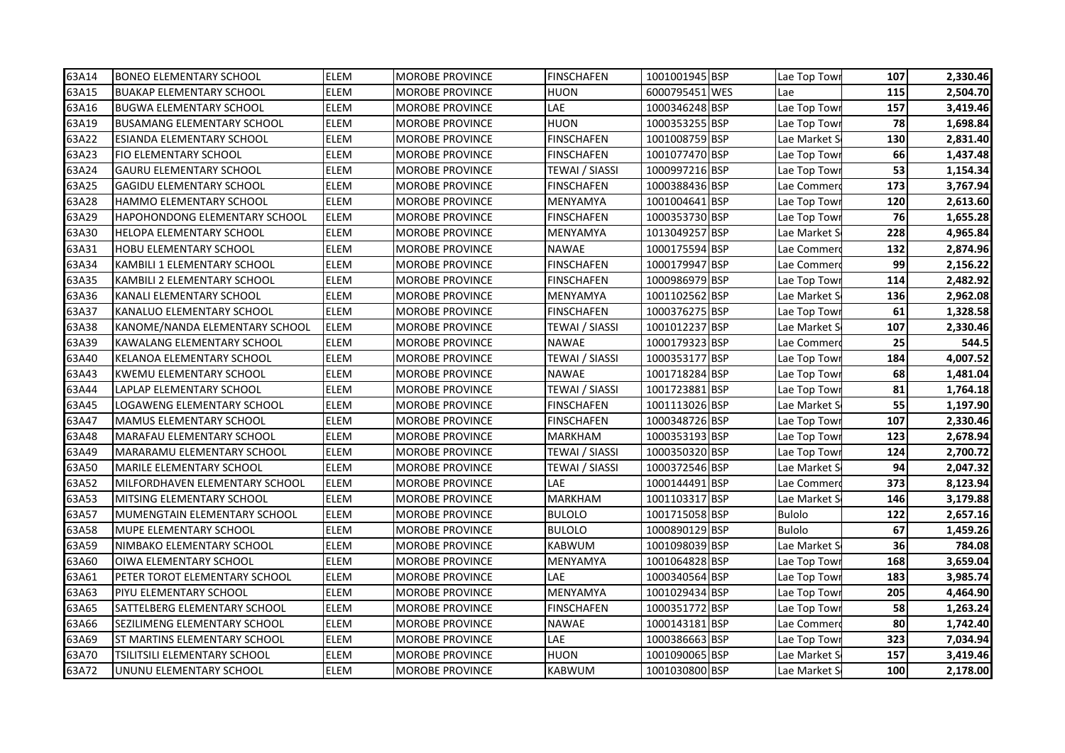| 63A14 | BONEO ELEMENTARY SCHOOL | ELEM | MOROBE PROVINCE | FINSCHAFEN | 1001001945 | BSP | Lae Top Towr | 107 | 2,330.46 |
|---|---|---|---|---|---|---|---|---|---|
| 63A15 | BUAKAP ELEMENTARY SCHOOL | ELEM | MOROBE PROVINCE | HUON | 6000795451 | WES | Lae | 115 | 2,504.70 |
| 63A16 | BUGWA ELEMENTARY SCHOOL | ELEM | MOROBE PROVINCE | LAE | 1000346248 | BSP | Lae Top Towr | 157 | 3,419.46 |
| 63A19 | BUSAMANG ELEMENTARY SCHOOL | ELEM | MOROBE PROVINCE | HUON | 1000353255 | BSP | Lae Top Towr | 78 | 1,698.84 |
| 63A22 | ESIANDA ELEMENTARY SCHOOL | ELEM | MOROBE PROVINCE | FINSCHAFEN | 1001008759 | BSP | Lae Market S | 130 | 2,831.40 |
| 63A23 | FIO ELEMENTARY SCHOOL | ELEM | MOROBE PROVINCE | FINSCHAFEN | 1001077470 | BSP | Lae Top Towr | 66 | 1,437.48 |
| 63A24 | GAURU ELEMENTARY SCHOOL | ELEM | MOROBE PROVINCE | TEWAI / SIASSI | 1000997216 | BSP | Lae Top Towr | 53 | 1,154.34 |
| 63A25 | GAGIDU ELEMENTARY SCHOOL | ELEM | MOROBE PROVINCE | FINSCHAFEN | 1000388436 | BSP | Lae Commerc | 173 | 3,767.94 |
| 63A28 | HAMMO ELEMENTARY SCHOOL | ELEM | MOROBE PROVINCE | MENYAMYA | 1001004641 | BSP | Lae Top Towr | 120 | 2,613.60 |
| 63A29 | HAPOHONDONG ELEMENTARY SCHOOL | ELEM | MOROBE PROVINCE | FINSCHAFEN | 1000353730 | BSP | Lae Top Towr | 76 | 1,655.28 |
| 63A30 | HELOPA ELEMENTARY SCHOOL | ELEM | MOROBE PROVINCE | MENYAMYA | 1013049257 | BSP | Lae Market S | 228 | 4,965.84 |
| 63A31 | HOBU ELEMENTARY SCHOOL | ELEM | MOROBE PROVINCE | NAWAE | 1000175594 | BSP | Lae Commerc | 132 | 2,874.96 |
| 63A34 | KAMBILI 1 ELEMENTARY SCHOOL | ELEM | MOROBE PROVINCE | FINSCHAFEN | 1000179947 | BSP | Lae Commerc | 99 | 2,156.22 |
| 63A35 | KAMBILI 2 ELEMENTARY SCHOOL | ELEM | MOROBE PROVINCE | FINSCHAFEN | 1000986979 | BSP | Lae Top Towr | 114 | 2,482.92 |
| 63A36 | KANALI ELEMENTARY SCHOOL | ELEM | MOROBE PROVINCE | MENYAMYA | 1001102562 | BSP | Lae Market S | 136 | 2,962.08 |
| 63A37 | KANALUO ELEMENTARY SCHOOL | ELEM | MOROBE PROVINCE | FINSCHAFEN | 1000376275 | BSP | Lae Top Towr | 61 | 1,328.58 |
| 63A38 | KANOME/NANDA ELEMENTARY SCHOOL | ELEM | MOROBE PROVINCE | TEWAI / SIASSI | 1001012237 | BSP | Lae Market S | 107 | 2,330.46 |
| 63A39 | KAWALANG ELEMENTARY SCHOOL | ELEM | MOROBE PROVINCE | NAWAE | 1000179323 | BSP | Lae Commerc | 25 | 544.5 |
| 63A40 | KELANOA ELEMENTARY SCHOOL | ELEM | MOROBE PROVINCE | TEWAI / SIASSI | 1000353177 | BSP | Lae Top Towr | 184 | 4,007.52 |
| 63A43 | KWEMU ELEMENTARY SCHOOL | ELEM | MOROBE PROVINCE | NAWAE | 1001718284 | BSP | Lae Top Towr | 68 | 1,481.04 |
| 63A44 | LAPLAP ELEMENTARY SCHOOL | ELEM | MOROBE PROVINCE | TEWAI / SIASSI | 1001723881 | BSP | Lae Top Towr | 81 | 1,764.18 |
| 63A45 | LOGAWENG ELEMENTARY SCHOOL | ELEM | MOROBE PROVINCE | FINSCHAFEN | 1001113026 | BSP | Lae Market S | 55 | 1,197.90 |
| 63A47 | MAMUS ELEMENTARY SCHOOL | ELEM | MOROBE PROVINCE | FINSCHAFEN | 1000348726 | BSP | Lae Top Towr | 107 | 2,330.46 |
| 63A48 | MARAFAU ELEMENTARY SCHOOL | ELEM | MOROBE PROVINCE | MARKHAM | 1000353193 | BSP | Lae Top Towr | 123 | 2,678.94 |
| 63A49 | MARARAMU ELEMENTARY SCHOOL | ELEM | MOROBE PROVINCE | TEWAI / SIASSI | 1000350320 | BSP | Lae Top Towr | 124 | 2,700.72 |
| 63A50 | MARILE ELEMENTARY SCHOOL | ELEM | MOROBE PROVINCE | TEWAI / SIASSI | 1000372546 | BSP | Lae Market S | 94 | 2,047.32 |
| 63A52 | MILFORDHAVEN ELEMENTARY SCHOOL | ELEM | MOROBE PROVINCE | LAE | 1000144491 | BSP | Lae Commerc | 373 | 8,123.94 |
| 63A53 | MITSING ELEMENTARY SCHOOL | ELEM | MOROBE PROVINCE | MARKHAM | 1001103317 | BSP | Lae Market S | 146 | 3,179.88 |
| 63A57 | MUMENGTAIN ELEMENTARY SCHOOL | ELEM | MOROBE PROVINCE | BULOLO | 1001715058 | BSP | Bulolo | 122 | 2,657.16 |
| 63A58 | MUPE ELEMENTARY SCHOOL | ELEM | MOROBE PROVINCE | BULOLO | 1000890129 | BSP | Bulolo | 67 | 1,459.26 |
| 63A59 | NIMBAKO ELEMENTARY SCHOOL | ELEM | MOROBE PROVINCE | KABWUM | 1001098039 | BSP | Lae Market S | 36 | 784.08 |
| 63A60 | OIWA ELEMENTARY SCHOOL | ELEM | MOROBE PROVINCE | MENYAMYA | 1001064828 | BSP | Lae Top Towr | 168 | 3,659.04 |
| 63A61 | PETER TOROT ELEMENTARY SCHOOL | ELEM | MOROBE PROVINCE | LAE | 1000340564 | BSP | Lae Top Towr | 183 | 3,985.74 |
| 63A63 | PIYU ELEMENTARY SCHOOL | ELEM | MOROBE PROVINCE | MENYAMYA | 1001029434 | BSP | Lae Top Towr | 205 | 4,464.90 |
| 63A65 | SATTELBERG ELEMENTARY SCHOOL | ELEM | MOROBE PROVINCE | FINSCHAFEN | 1000351772 | BSP | Lae Top Towr | 58 | 1,263.24 |
| 63A66 | SEZILIMENG ELEMENTARY SCHOOL | ELEM | MOROBE PROVINCE | NAWAE | 1000143181 | BSP | Lae Commerc | 80 | 1,742.40 |
| 63A69 | ST MARTINS ELEMENTARY SCHOOL | ELEM | MOROBE PROVINCE | LAE | 1000386663 | BSP | Lae Top Towr | 323 | 7,034.94 |
| 63A70 | TSILITSILI ELEMENTARY SCHOOL | ELEM | MOROBE PROVINCE | HUON | 1001090065 | BSP | Lae Market S | 157 | 3,419.46 |
| 63A72 | UNUNU ELEMENTARY SCHOOL | ELEM | MOROBE PROVINCE | KABWUM | 1001030800 | BSP | Lae Market S | 100 | 2,178.00 |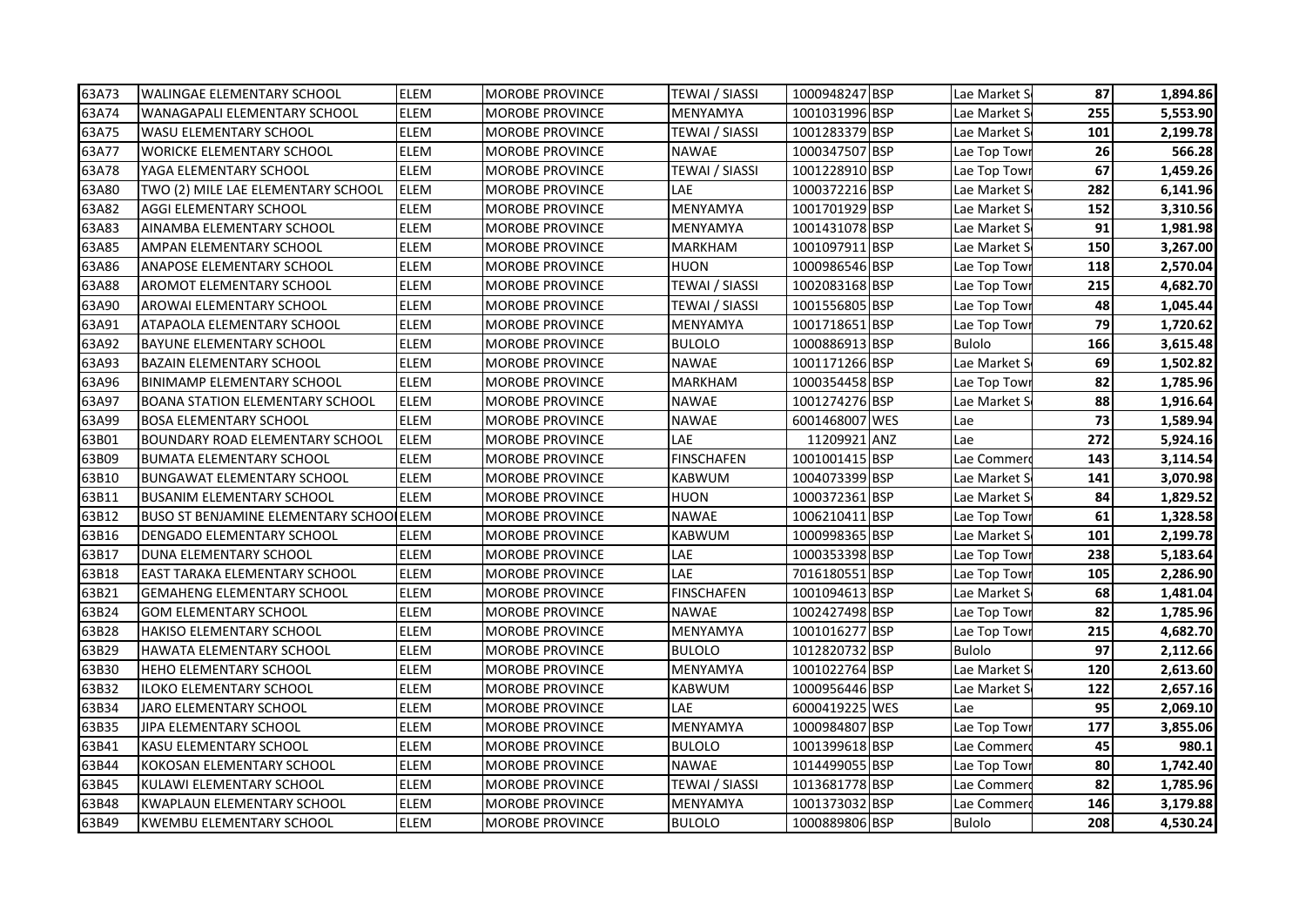| 63A73 | WALINGAE ELEMENTARY SCHOOL | ELEM | MOROBE PROVINCE | TEWAI / SIASSI | 1000948247 | BSP | Lae Market S | 87 | 1,894.86 |
|---|---|---|---|---|---|---|---|---|---|
| 63A74 | WANAGAPALI ELEMENTARY SCHOOL | ELEM | MOROBE PROVINCE | MENYAMYA | 1001031996 | BSP | Lae Market S | 255 | 5,553.90 |
| 63A75 | WASU ELEMENTARY SCHOOL | ELEM | MOROBE PROVINCE | TEWAI / SIASSI | 1001283379 | BSP | Lae Market S | 101 | 2,199.78 |
| 63A77 | WORICKE ELEMENTARY SCHOOL | ELEM | MOROBE PROVINCE | NAWAE | 1000347507 | BSP | Lae Top Towr | 26 | 566.28 |
| 63A78 | YAGA ELEMENTARY SCHOOL | ELEM | MOROBE PROVINCE | TEWAI / SIASSI | 1001228910 | BSP | Lae Top Towr | 67 | 1,459.26 |
| 63A80 | TWO (2) MILE LAE ELEMENTARY SCHOOL | ELEM | MOROBE PROVINCE | LAE | 1000372216 | BSP | Lae Market S | 282 | 6,141.96 |
| 63A82 | AGGI ELEMENTARY SCHOOL | ELEM | MOROBE PROVINCE | MENYAMYA | 1001701929 | BSP | Lae Market S | 152 | 3,310.56 |
| 63A83 | AINAMBA ELEMENTARY SCHOOL | ELEM | MOROBE PROVINCE | MENYAMYA | 1001431078 | BSP | Lae Market S | 91 | 1,981.98 |
| 63A85 | AMPAN ELEMENTARY SCHOOL | ELEM | MOROBE PROVINCE | MARKHAM | 1001097911 | BSP | Lae Market S | 150 | 3,267.00 |
| 63A86 | ANAPOSE ELEMENTARY SCHOOL | ELEM | MOROBE PROVINCE | HUON | 1000986546 | BSP | Lae Top Towr | 118 | 2,570.04 |
| 63A88 | AROMOT ELEMENTARY SCHOOL | ELEM | MOROBE PROVINCE | TEWAI / SIASSI | 1002083168 | BSP | Lae Top Towr | 215 | 4,682.70 |
| 63A90 | AROWAI ELEMENTARY SCHOOL | ELEM | MOROBE PROVINCE | TEWAI / SIASSI | 1001556805 | BSP | Lae Top Towr | 48 | 1,045.44 |
| 63A91 | ATAPAOLA ELEMENTARY SCHOOL | ELEM | MOROBE PROVINCE | MENYAMYA | 1001718651 | BSP | Lae Top Towr | 79 | 1,720.62 |
| 63A92 | BAYUNE ELEMENTARY SCHOOL | ELEM | MOROBE PROVINCE | BULOLO | 1000886913 | BSP | Bulolo | 166 | 3,615.48 |
| 63A93 | BAZAIN ELEMENTARY SCHOOL | ELEM | MOROBE PROVINCE | NAWAE | 1001171266 | BSP | Lae Market S | 69 | 1,502.82 |
| 63A96 | BINIMAMP ELEMENTARY SCHOOL | ELEM | MOROBE PROVINCE | MARKHAM | 1000354458 | BSP | Lae Top Towr | 82 | 1,785.96 |
| 63A97 | BOANA STATION ELEMENTARY SCHOOL | ELEM | MOROBE PROVINCE | NAWAE | 1001274276 | BSP | Lae Market S | 88 | 1,916.64 |
| 63A99 | BOSA ELEMENTARY SCHOOL | ELEM | MOROBE PROVINCE | NAWAE | 6001468007 | WES | Lae | 73 | 1,589.94 |
| 63B01 | BOUNDARY ROAD ELEMENTARY SCHOOL | ELEM | MOROBE PROVINCE | LAE | 11209921 | ANZ | Lae | 272 | 5,924.16 |
| 63B09 | BUMATA ELEMENTARY SCHOOL | ELEM | MOROBE PROVINCE | FINSCHAFEN | 1001001415 | BSP | Lae Commerc | 143 | 3,114.54 |
| 63B10 | BUNGAWAT ELEMENTARY SCHOOL | ELEM | MOROBE PROVINCE | KABWUM | 1004073399 | BSP | Lae Market S | 141 | 3,070.98 |
| 63B11 | BUSANIM ELEMENTARY SCHOOL | ELEM | MOROBE PROVINCE | HUON | 1000372361 | BSP | Lae Market S | 84 | 1,829.52 |
| 63B12 | BUSO ST BENJAMINE ELEMENTARY SCHOOI | ELEM | MOROBE PROVINCE | NAWAE | 1006210411 | BSP | Lae Top Towr | 61 | 1,328.58 |
| 63B16 | DENGADO ELEMENTARY SCHOOL | ELEM | MOROBE PROVINCE | KABWUM | 1000998365 | BSP | Lae Market S | 101 | 2,199.78 |
| 63B17 | DUNA ELEMENTARY SCHOOL | ELEM | MOROBE PROVINCE | LAE | 1000353398 | BSP | Lae Top Towr | 238 | 5,183.64 |
| 63B18 | EAST TARAKA ELEMENTARY SCHOOL | ELEM | MOROBE PROVINCE | LAE | 7016180551 | BSP | Lae Top Towr | 105 | 2,286.90 |
| 63B21 | GEMAHENG ELEMENTARY SCHOOL | ELEM | MOROBE PROVINCE | FINSCHAFEN | 1001094613 | BSP | Lae Market S | 68 | 1,481.04 |
| 63B24 | GOM ELEMENTARY SCHOOL | ELEM | MOROBE PROVINCE | NAWAE | 1002427498 | BSP | Lae Top Towr | 82 | 1,785.96 |
| 63B28 | HAKISO ELEMENTARY SCHOOL | ELEM | MOROBE PROVINCE | MENYAMYA | 1001016277 | BSP | Lae Top Towr | 215 | 4,682.70 |
| 63B29 | HAWATA ELEMENTARY SCHOOL | ELEM | MOROBE PROVINCE | BULOLO | 1012820732 | BSP | Bulolo | 97 | 2,112.66 |
| 63B30 | HEHO ELEMENTARY SCHOOL | ELEM | MOROBE PROVINCE | MENYAMYA | 1001022764 | BSP | Lae Market S | 120 | 2,613.60 |
| 63B32 | ILOKO ELEMENTARY SCHOOL | ELEM | MOROBE PROVINCE | KABWUM | 1000956446 | BSP | Lae Market S | 122 | 2,657.16 |
| 63B34 | JARO ELEMENTARY SCHOOL | ELEM | MOROBE PROVINCE | LAE | 6000419225 | WES | Lae | 95 | 2,069.10 |
| 63B35 | JIPA ELEMENTARY SCHOOL | ELEM | MOROBE PROVINCE | MENYAMYA | 1000984807 | BSP | Lae Top Towr | 177 | 3,855.06 |
| 63B41 | KASU ELEMENTARY SCHOOL | ELEM | MOROBE PROVINCE | BULOLO | 1001399618 | BSP | Lae Commerc | 45 | 980.1 |
| 63B44 | KOKOSAN ELEMENTARY SCHOOL | ELEM | MOROBE PROVINCE | NAWAE | 1014499055 | BSP | Lae Top Towr | 80 | 1,742.40 |
| 63B45 | KULAWI ELEMENTARY SCHOOL | ELEM | MOROBE PROVINCE | TEWAI / SIASSI | 1013681778 | BSP | Lae Commerc | 82 | 1,785.96 |
| 63B48 | KWAPLAUN ELEMENTARY SCHOOL | ELEM | MOROBE PROVINCE | MENYAMYA | 1001373032 | BSP | Lae Commerc | 146 | 3,179.88 |
| 63B49 | KWEMBU ELEMENTARY SCHOOL | ELEM | MOROBE PROVINCE | BULOLO | 1000889806 | BSP | Bulolo | 208 | 4,530.24 |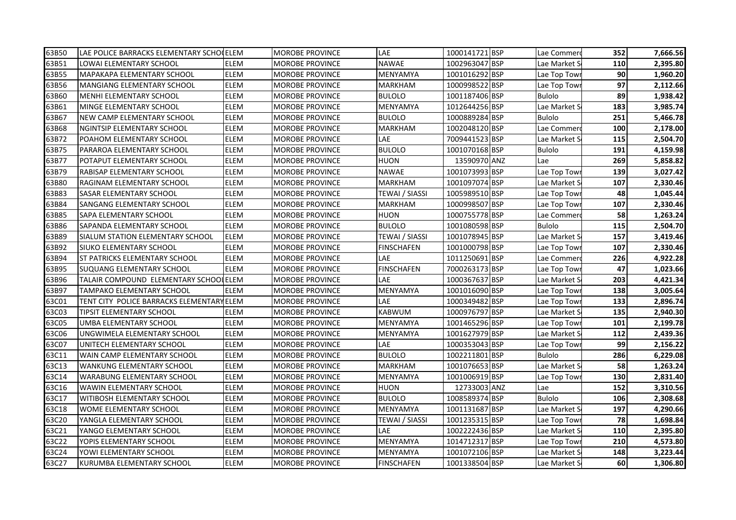| | | | | | | | | | |
|---|---|---|---|---|---|---|---|---|---|
| 63B50 | LAE POLICE BARRACKS ELEMENTARY SCHO | ELEM | MOROBE PROVINCE | LAE | 1000141721 | BSP | Lae Commerc | 352 | 7,666.56 |
| 63B51 | LOWAI ELEMENTARY SCHOOL | ELEM | MOROBE PROVINCE | NAWAE | 1002963047 | BSP | Lae Market S | 110 | 2,395.80 |
| 63B55 | MAPAKAPA ELEMENTARY SCHOOL | ELEM | MOROBE PROVINCE | MENYAMYA | 1001016292 | BSP | Lae Top Towr | 90 | 1,960.20 |
| 63B56 | MANGIANG ELEMENTARY SCHOOL | ELEM | MOROBE PROVINCE | MARKHAM | 1000998522 | BSP | Lae Top Towr | 97 | 2,112.66 |
| 63B60 | MENHI ELEMENTARY SCHOOL | ELEM | MOROBE PROVINCE | BULOLO | 1001187406 | BSP | Bulolo | 89 | 1,938.42 |
| 63B61 | MINGE ELEMENTARY SCHOOL | ELEM | MOROBE PROVINCE | MENYAMYA | 1012644256 | BSP | Lae Market S | 183 | 3,985.74 |
| 63B67 | NEW CAMP ELEMENTARY SCHOOL | ELEM | MOROBE PROVINCE | BULOLO | 1000889284 | BSP | Bulolo | 251 | 5,466.78 |
| 63B68 | NGINTSIP ELEMENTARY SCHOOL | ELEM | MOROBE PROVINCE | MARKHAM | 1002048120 | BSP | Lae Commerc | 100 | 2,178.00 |
| 63B72 | POAHOM ELEMENTARY SCHOOL | ELEM | MOROBE PROVINCE | LAE | 7009441523 | BSP | Lae Market S | 115 | 2,504.70 |
| 63B75 | PARAROA ELEMENTARY SCHOOL | ELEM | MOROBE PROVINCE | BULOLO | 1001070168 | BSP | Bulolo | 191 | 4,159.98 |
| 63B77 | POTAPUT ELEMENTARY SCHOOL | ELEM | MOROBE PROVINCE | HUON | 13590970 | ANZ | Lae | 269 | 5,858.82 |
| 63B79 | RABISAP ELEMENTARY SCHOOL | ELEM | MOROBE PROVINCE | NAWAE | 1001073993 | BSP | Lae Top Towr | 139 | 3,027.42 |
| 63B80 | RAGINAM ELEMENTARY SCHOOL | ELEM | MOROBE PROVINCE | MARKHAM | 1001097074 | BSP | Lae Market S | 107 | 2,330.46 |
| 63B83 | SASAR ELEMENTARY SCHOOL | ELEM | MOROBE PROVINCE | TEWAI / SIASSI | 1005989510 | BSP | Lae Top Towr | 48 | 1,045.44 |
| 63B84 | SANGANG ELEMENTARY SCHOOL | ELEM | MOROBE PROVINCE | MARKHAM | 1000998507 | BSP | Lae Top Towr | 107 | 2,330.46 |
| 63B85 | SAPA ELEMENTARY SCHOOL | ELEM | MOROBE PROVINCE | HUON | 1000755778 | BSP | Lae Commerc | 58 | 1,263.24 |
| 63B86 | SAPANDA ELEMENTARY SCHOOL | ELEM | MOROBE PROVINCE | BULOLO | 1001080598 | BSP | Bulolo | 115 | 2,504.70 |
| 63B89 | SIALUM STATION ELEMENTARY SCHOOL | ELEM | MOROBE PROVINCE | TEWAI / SIASSI | 1001078945 | BSP | Lae Market S | 157 | 3,419.46 |
| 63B92 | SIUKO ELEMENTARY SCHOOL | ELEM | MOROBE PROVINCE | FINSCHAFEN | 1001000798 | BSP | Lae Top Towr | 107 | 2,330.46 |
| 63B94 | ST PATRICKS ELEMENTARY SCHOOL | ELEM | MOROBE PROVINCE | LAE | 1011250691 | BSP | Lae Commerc | 226 | 4,922.28 |
| 63B95 | SUQUANG ELEMENTARY SCHOOL | ELEM | MOROBE PROVINCE | FINSCHAFEN | 7000263173 | BSP | Lae Top Towr | 47 | 1,023.66 |
| 63B96 | TALAIR COMPOUND ELEMENTARY SCHOOL | ELEM | MOROBE PROVINCE | LAE | 1000367637 | BSP | Lae Market S | 203 | 4,421.34 |
| 63B97 | TAMPAKO ELEMENTARY SCHOOL | ELEM | MOROBE PROVINCE | MENYAMYA | 1001016090 | BSP | Lae Top Towr | 138 | 3,005.64 |
| 63C01 | TENT CITY POLICE BARRACKS ELEMENTARY | ELEM | MOROBE PROVINCE | LAE | 1000349482 | BSP | Lae Top Towr | 133 | 2,896.74 |
| 63C03 | TIPSIT ELEMENTARY SCHOOL | ELEM | MOROBE PROVINCE | KABWUM | 1000976797 | BSP | Lae Market S | 135 | 2,940.30 |
| 63C05 | UMBA ELEMENTARY SCHOOL | ELEM | MOROBE PROVINCE | MENYAMYA | 1001465296 | BSP | Lae Top Towr | 101 | 2,199.78 |
| 63C06 | UNGWIMELA ELEMENTARY SCHOOL | ELEM | MOROBE PROVINCE | MENYAMYA | 1001627979 | BSP | Lae Market S | 112 | 2,439.36 |
| 63C07 | UNITECH ELEMENTARY SCHOOL | ELEM | MOROBE PROVINCE | LAE | 1000353043 | BSP | Lae Top Towr | 99 | 2,156.22 |
| 63C11 | WAIN CAMP ELEMENTARY SCHOOL | ELEM | MOROBE PROVINCE | BULOLO | 1002211801 | BSP | Bulolo | 286 | 6,229.08 |
| 63C13 | WANKUNG ELEMENTARY SCHOOL | ELEM | MOROBE PROVINCE | MARKHAM | 1001076653 | BSP | Lae Market S | 58 | 1,263.24 |
| 63C14 | WARABUNG ELEMENTARY SCHOOL | ELEM | MOROBE PROVINCE | MENYAMYA | 1001006919 | BSP | Lae Top Towr | 130 | 2,831.40 |
| 63C16 | WAWIN ELEMENTARY SCHOOL | ELEM | MOROBE PROVINCE | HUON | 12733003 | ANZ | Lae | 152 | 3,310.56 |
| 63C17 | WITIBOSH ELEMENTARY SCHOOL | ELEM | MOROBE PROVINCE | BULOLO | 1008589374 | BSP | Bulolo | 106 | 2,308.68 |
| 63C18 | WOME ELEMENTARY SCHOOL | ELEM | MOROBE PROVINCE | MENYAMYA | 1001131687 | BSP | Lae Market S | 197 | 4,290.66 |
| 63C20 | YANGLA ELEMENTARY SCHOOL | ELEM | MOROBE PROVINCE | TEWAI / SIASSI | 1001235315 | BSP | Lae Top Towr | 78 | 1,698.84 |
| 63C21 | YANGO ELEMENTARY SCHOOL | ELEM | MOROBE PROVINCE | LAE | 1002222436 | BSP | Lae Market S | 110 | 2,395.80 |
| 63C22 | YOPIS ELEMENTARY SCHOOL | ELEM | MOROBE PROVINCE | MENYAMYA | 1014712317 | BSP | Lae Top Towr | 210 | 4,573.80 |
| 63C24 | YOWI ELEMENTARY SCHOOL | ELEM | MOROBE PROVINCE | MENYAMYA | 1001072106 | BSP | Lae Market S | 148 | 3,223.44 |
| 63C27 | KURUMBA ELEMENTARY SCHOOL | ELEM | MOROBE PROVINCE | FINSCHAFEN | 1001338504 | BSP | Lae Market S | 60 | 1,306.80 |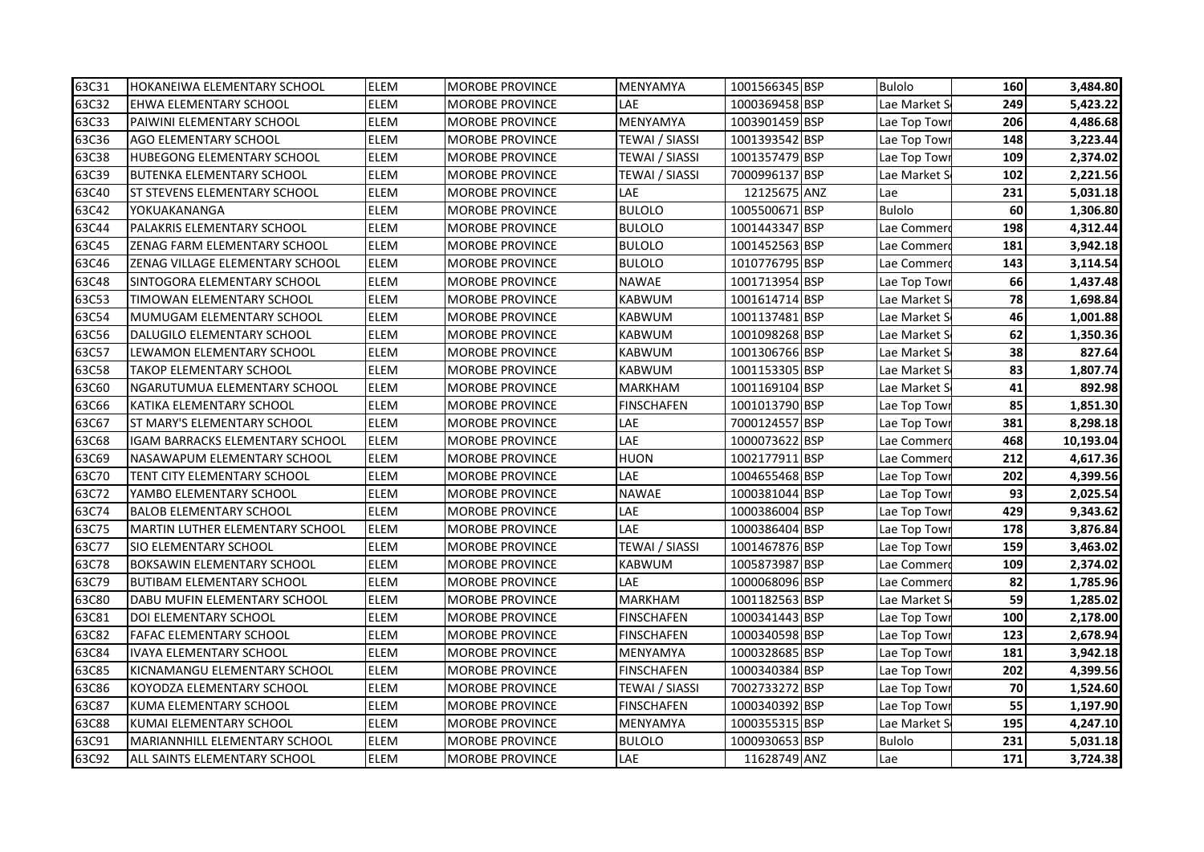| | | | | | | | | | |
|---|---|---|---|---|---|---|---|---|---|
| 63C31 | HOKANEIWA ELEMENTARY SCHOOL | ELEM | MOROBE PROVINCE | MENYAMYA | 1001566345 | BSP | Bulolo | 160 | 3,484.80 |
| 63C32 | EHWA ELEMENTARY SCHOOL | ELEM | MOROBE PROVINCE | LAE | 1000369458 | BSP | Lae Market S | 249 | 5,423.22 |
| 63C33 | PAIWINI ELEMENTARY SCHOOL | ELEM | MOROBE PROVINCE | MENYAMYA | 1003901459 | BSP | Lae Top Town | 206 | 4,486.68 |
| 63C36 | AGO ELEMENTARY SCHOOL | ELEM | MOROBE PROVINCE | TEWAI / SIASSI | 1001393542 | BSP | Lae Top Town | 148 | 3,223.44 |
| 63C38 | HUBEGONG ELEMENTARY SCHOOL | ELEM | MOROBE PROVINCE | TEWAI / SIASSI | 1001357479 | BSP | Lae Top Town | 109 | 2,374.02 |
| 63C39 | BUTENKA ELEMENTARY SCHOOL | ELEM | MOROBE PROVINCE | TEWAI / SIASSI | 7000996137 | BSP | Lae Market S | 102 | 2,221.56 |
| 63C40 | ST STEVENS ELEMENTARY SCHOOL | ELEM | MOROBE PROVINCE | LAE | 12125675 | ANZ | Lae | 231 | 5,031.18 |
| 63C42 | YOKUAKANANGA | ELEM | MOROBE PROVINCE | BULOLO | 1005500671 | BSP | Bulolo | 60 | 1,306.80 |
| 63C44 | PALAKRIS ELEMENTARY SCHOOL | ELEM | MOROBE PROVINCE | BULOLO | 1001443347 | BSP | Lae Commerc | 198 | 4,312.44 |
| 63C45 | ZENAG FARM ELEMENTARY SCHOOL | ELEM | MOROBE PROVINCE | BULOLO | 1001452563 | BSP | Lae Commerc | 181 | 3,942.18 |
| 63C46 | ZENAG VILLAGE ELEMENTARY SCHOOL | ELEM | MOROBE PROVINCE | BULOLO | 1010776795 | BSP | Lae Commerc | 143 | 3,114.54 |
| 63C48 | SINTOGORA ELEMENTARY SCHOOL | ELEM | MOROBE PROVINCE | NAWAE | 1001713954 | BSP | Lae Top Town | 66 | 1,437.48 |
| 63C53 | TIMOWAN ELEMENTARY SCHOOL | ELEM | MOROBE PROVINCE | KABWUM | 1001614714 | BSP | Lae Market S | 78 | 1,698.84 |
| 63C54 | MUMUGAM ELEMENTARY SCHOOL | ELEM | MOROBE PROVINCE | KABWUM | 1001137481 | BSP | Lae Market S | 46 | 1,001.88 |
| 63C56 | DALUGILO ELEMENTARY SCHOOL | ELEM | MOROBE PROVINCE | KABWUM | 1001098268 | BSP | Lae Market S | 62 | 1,350.36 |
| 63C57 | LEWAMON ELEMENTARY SCHOOL | ELEM | MOROBE PROVINCE | KABWUM | 1001306766 | BSP | Lae Market S | 38 | 827.64 |
| 63C58 | TAKOP ELEMENTARY SCHOOL | ELEM | MOROBE PROVINCE | KABWUM | 1001153305 | BSP | Lae Market S | 83 | 1,807.74 |
| 63C60 | NGARUTUMUA ELEMENTARY SCHOOL | ELEM | MOROBE PROVINCE | MARKHAM | 1001169104 | BSP | Lae Market S | 41 | 892.98 |
| 63C66 | KATIKA ELEMENTARY SCHOOL | ELEM | MOROBE PROVINCE | FINSCHAFEN | 1001013790 | BSP | Lae Top Town | 85 | 1,851.30 |
| 63C67 | ST MARY'S ELEMENTARY SCHOOL | ELEM | MOROBE PROVINCE | LAE | 7000124557 | BSP | Lae Top Town | 381 | 8,298.18 |
| 63C68 | IGAM BARRACKS ELEMENTARY SCHOOL | ELEM | MOROBE PROVINCE | LAE | 1000073622 | BSP | Lae Commerc | 468 | 10,193.04 |
| 63C69 | NASAWAPUM ELEMENTARY SCHOOL | ELEM | MOROBE PROVINCE | HUON | 1002177911 | BSP | Lae Commerc | 212 | 4,617.36 |
| 63C70 | TENT CITY ELEMENTARY SCHOOL | ELEM | MOROBE PROVINCE | LAE | 1004655468 | BSP | Lae Top Town | 202 | 4,399.56 |
| 63C72 | YAMBO ELEMENTARY SCHOOL | ELEM | MOROBE PROVINCE | NAWAE | 1000381044 | BSP | Lae Top Town | 93 | 2,025.54 |
| 63C74 | BALOB ELEMENTARY SCHOOL | ELEM | MOROBE PROVINCE | LAE | 1000386004 | BSP | Lae Top Town | 429 | 9,343.62 |
| 63C75 | MARTIN LUTHER ELEMENTARY SCHOOL | ELEM | MOROBE PROVINCE | LAE | 1000386404 | BSP | Lae Top Town | 178 | 3,876.84 |
| 63C77 | SIO ELEMENTARY SCHOOL | ELEM | MOROBE PROVINCE | TEWAI / SIASSI | 1001467876 | BSP | Lae Top Town | 159 | 3,463.02 |
| 63C78 | BOKSAWIN ELEMENTARY SCHOOL | ELEM | MOROBE PROVINCE | KABWUM | 1005873987 | BSP | Lae Commerc | 109 | 2,374.02 |
| 63C79 | BUTIBAM ELEMENTARY SCHOOL | ELEM | MOROBE PROVINCE | LAE | 1000068096 | BSP | Lae Commerc | 82 | 1,785.96 |
| 63C80 | DABU MUFIN ELEMENTARY SCHOOL | ELEM | MOROBE PROVINCE | MARKHAM | 1001182563 | BSP | Lae Market S | 59 | 1,285.02 |
| 63C81 | DOI ELEMENTARY SCHOOL | ELEM | MOROBE PROVINCE | FINSCHAFEN | 1000341443 | BSP | Lae Top Town | 100 | 2,178.00 |
| 63C82 | FAFAC ELEMENTARY SCHOOL | ELEM | MOROBE PROVINCE | FINSCHAFEN | 1000340598 | BSP | Lae Top Town | 123 | 2,678.94 |
| 63C84 | IVAYA ELEMENTARY SCHOOL | ELEM | MOROBE PROVINCE | MENYAMYA | 1000328685 | BSP | Lae Top Town | 181 | 3,942.18 |
| 63C85 | KICNAMANGU ELEMENTARY SCHOOL | ELEM | MOROBE PROVINCE | FINSCHAFEN | 1000340384 | BSP | Lae Top Town | 202 | 4,399.56 |
| 63C86 | KOYODZA ELEMENTARY SCHOOL | ELEM | MOROBE PROVINCE | TEWAI / SIASSI | 7002733272 | BSP | Lae Top Town | 70 | 1,524.60 |
| 63C87 | KUMA ELEMENTARY SCHOOL | ELEM | MOROBE PROVINCE | FINSCHAFEN | 1000340392 | BSP | Lae Top Town | 55 | 1,197.90 |
| 63C88 | KUMAI ELEMENTARY SCHOOL | ELEM | MOROBE PROVINCE | MENYAMYA | 1000355315 | BSP | Lae Market S | 195 | 4,247.10 |
| 63C91 | MARIANNHILL ELEMENTARY SCHOOL | ELEM | MOROBE PROVINCE | BULOLO | 1000930653 | BSP | Bulolo | 231 | 5,031.18 |
| 63C92 | ALL SAINTS ELEMENTARY SCHOOL | ELEM | MOROBE PROVINCE | LAE | 11628749 | ANZ | Lae | 171 | 3,724.38 |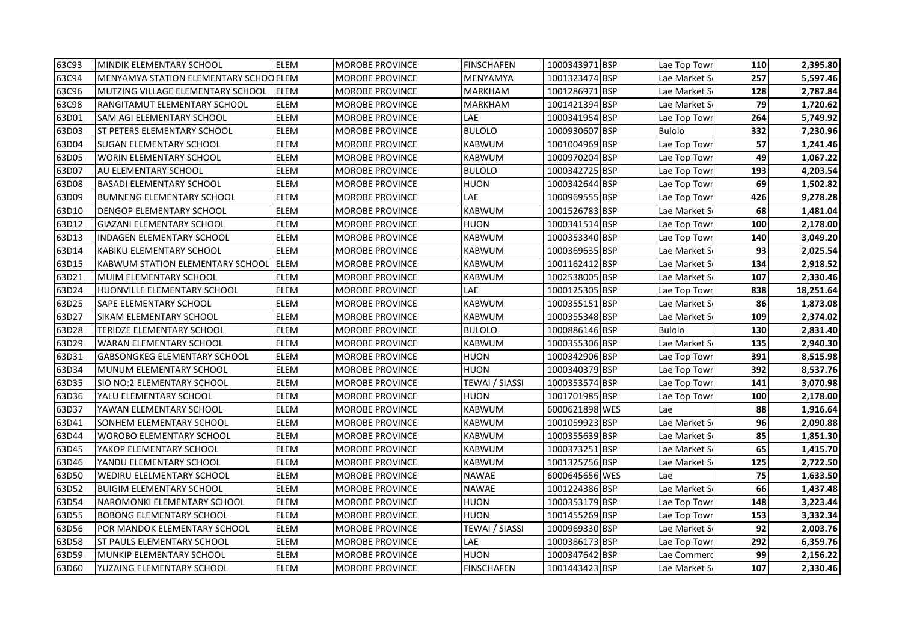| 63C93 | MINDIK ELEMENTARY SCHOOL | ELEM | MOROBE PROVINCE | FINSCHAFEN | 1000343971 | BSP | Lae Top Towr | 110 | 2,395.80 |
|---|---|---|---|---|---|---|---|---|---|
| 63C94 | MENYAMYA STATION ELEMENTARY SCHOO | ELEM | MOROBE PROVINCE | MENYAMYA | 1001323474 | BSP | Lae Market S | 257 | 5,597.46 |
| 63C96 | MUTZING VILLAGE ELEMENTARY SCHOOL | ELEM | MOROBE PROVINCE | MARKHAM | 1001286971 | BSP | Lae Market S | 128 | 2,787.84 |
| 63C98 | RANGITAMUT ELEMENTARY SCHOOL | ELEM | MOROBE PROVINCE | MARKHAM | 1001421394 | BSP | Lae Market S | 79 | 1,720.62 |
| 63D01 | SAM AGI ELEMENTARY SCHOOL | ELEM | MOROBE PROVINCE | LAE | 1000341954 | BSP | Lae Top Towr | 264 | 5,749.92 |
| 63D03 | ST PETERS ELEMENTARY SCHOOL | ELEM | MOROBE PROVINCE | BULOLO | 1000930607 | BSP | Bulolo | 332 | 7,230.96 |
| 63D04 | SUGAN ELEMENTARY SCHOOL | ELEM | MOROBE PROVINCE | KABWUM | 1001004969 | BSP | Lae Top Towr | 57 | 1,241.46 |
| 63D05 | WORIN ELEMENTARY SCHOOL | ELEM | MOROBE PROVINCE | KABWUM | 1000970204 | BSP | Lae Top Towr | 49 | 1,067.22 |
| 63D07 | AU ELEMENTARY SCHOOL | ELEM | MOROBE PROVINCE | BULOLO | 1000342725 | BSP | Lae Top Towr | 193 | 4,203.54 |
| 63D08 | BASADI ELEMENTARY SCHOOL | ELEM | MOROBE PROVINCE | HUON | 1000342644 | BSP | Lae Top Towr | 69 | 1,502.82 |
| 63D09 | BUMNENG ELEMENTARY SCHOOL | ELEM | MOROBE PROVINCE | LAE | 1000969555 | BSP | Lae Top Towr | 426 | 9,278.28 |
| 63D10 | DENGOP ELEMENTARY SCHOOL | ELEM | MOROBE PROVINCE | KABWUM | 1001526783 | BSP | Lae Market S | 68 | 1,481.04 |
| 63D12 | GIAZANI ELEMENTARY SCHOOL | ELEM | MOROBE PROVINCE | HUON | 1000341514 | BSP | Lae Top Towr | 100 | 2,178.00 |
| 63D13 | INDAGEN ELEMENTARY SCHOOL | ELEM | MOROBE PROVINCE | KABWUM | 1000353340 | BSP | Lae Top Towr | 140 | 3,049.20 |
| 63D14 | KABIKU ELEMENTARY SCHOOL | ELEM | MOROBE PROVINCE | KABWUM | 1000369635 | BSP | Lae Market S | 93 | 2,025.54 |
| 63D15 | KABWUM STATION ELEMENTARY SCHOOL | ELEM | MOROBE PROVINCE | KABWUM | 1001162412 | BSP | Lae Market S | 134 | 2,918.52 |
| 63D21 | MUIM ELEMENTARY SCHOOL | ELEM | MOROBE PROVINCE | KABWUM | 1002538005 | BSP | Lae Market S | 107 | 2,330.46 |
| 63D24 | HUONVILLE ELEMENTARY SCHOOL | ELEM | MOROBE PROVINCE | LAE | 1000125305 | BSP | Lae Top Towr | 838 | 18,251.64 |
| 63D25 | SAPE ELEMENTARY SCHOOL | ELEM | MOROBE PROVINCE | KABWUM | 1000355151 | BSP | Lae Market S | 86 | 1,873.08 |
| 63D27 | SIKAM ELEMENTARY SCHOOL | ELEM | MOROBE PROVINCE | KABWUM | 1000355348 | BSP | Lae Market S | 109 | 2,374.02 |
| 63D28 | TERIDZE ELEMENTARY SCHOOL | ELEM | MOROBE PROVINCE | BULOLO | 1000886146 | BSP | Bulolo | 130 | 2,831.40 |
| 63D29 | WARAN ELEMENTARY SCHOOL | ELEM | MOROBE PROVINCE | KABWUM | 1000355306 | BSP | Lae Market S | 135 | 2,940.30 |
| 63D31 | GABSONGKEG ELEMENTARY SCHOOL | ELEM | MOROBE PROVINCE | HUON | 1000342906 | BSP | Lae Top Towr | 391 | 8,515.98 |
| 63D34 | MUNUM ELEMENTARY SCHOOL | ELEM | MOROBE PROVINCE | HUON | 1000340379 | BSP | Lae Top Towr | 392 | 8,537.76 |
| 63D35 | SIO NO:2 ELEMENTARY SCHOOL | ELEM | MOROBE PROVINCE | TEWAI / SIASSI | 1000353574 | BSP | Lae Top Towr | 141 | 3,070.98 |
| 63D36 | YALU ELEMENTARY SCHOOL | ELEM | MOROBE PROVINCE | HUON | 1001701985 | BSP | Lae Top Towr | 100 | 2,178.00 |
| 63D37 | YAWAN ELEMENTARY SCHOOL | ELEM | MOROBE PROVINCE | KABWUM | 6000621898 | WES | Lae | 88 | 1,916.64 |
| 63D41 | SONHEM ELEMENTARY SCHOOL | ELEM | MOROBE PROVINCE | KABWUM | 1001059923 | BSP | Lae Market S | 96 | 2,090.88 |
| 63D44 | WOROBO ELEMENTARY SCHOOL | ELEM | MOROBE PROVINCE | KABWUM | 1000355639 | BSP | Lae Market S | 85 | 1,851.30 |
| 63D45 | YAKOP ELEMENTARY SCHOOL | ELEM | MOROBE PROVINCE | KABWUM | 1000373251 | BSP | Lae Market S | 65 | 1,415.70 |
| 63D46 | YANDU ELEMENTARY SCHOOL | ELEM | MOROBE PROVINCE | KABWUM | 1001325756 | BSP | Lae Market S | 125 | 2,722.50 |
| 63D50 | WEDIRU ELELMENTARY SCHOOL | ELEM | MOROBE PROVINCE | NAWAE | 6000645656 | WES | Lae | 75 | 1,633.50 |
| 63D52 | BUIGIM ELEMENTARY SCHOOL | ELEM | MOROBE PROVINCE | NAWAE | 1001224386 | BSP | Lae Market S | 66 | 1,437.48 |
| 63D54 | NAROMONKI ELEMENTARY SCHOOL | ELEM | MOROBE PROVINCE | HUON | 1000353179 | BSP | Lae Top Towr | 148 | 3,223.44 |
| 63D55 | BOBONG ELEMENTARY SCHOOL | ELEM | MOROBE PROVINCE | HUON | 1001455269 | BSP | Lae Top Towr | 153 | 3,332.34 |
| 63D56 | POR MANDOK ELEMENTARY SCHOOL | ELEM | MOROBE PROVINCE | TEWAI / SIASSI | 1000969330 | BSP | Lae Market S | 92 | 2,003.76 |
| 63D58 | ST PAULS ELEMENTARY SCHOOL | ELEM | MOROBE PROVINCE | LAE | 1000386173 | BSP | Lae Top Towr | 292 | 6,359.76 |
| 63D59 | MUNKIP ELEMENTARY SCHOOL | ELEM | MOROBE PROVINCE | HUON | 1000347642 | BSP | Lae Commerc | 99 | 2,156.22 |
| 63D60 | YUZAING ELEMENTARY SCHOOL | ELEM | MOROBE PROVINCE | FINSCHAFEN | 1001443423 | BSP | Lae Market S | 107 | 2,330.46 |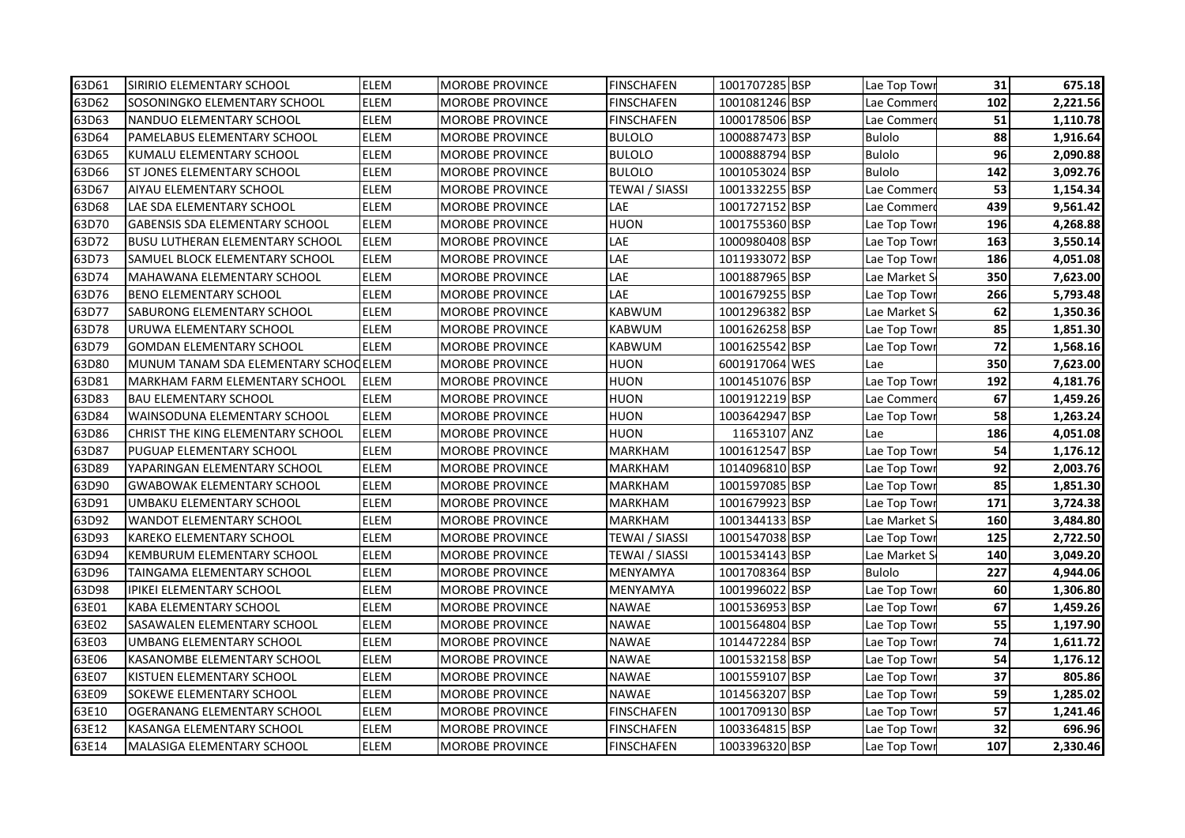| | | | | | | | | | |
|---|---|---|---|---|---|---|---|---|---|
| 63D61 | SIRIRIO ELEMENTARY SCHOOL | ELEM | MOROBE PROVINCE | FINSCHAFEN | 1001707285 | BSP | Lae Top Towr | 31 | 675.18 |
| 63D62 | SOSONINGKO ELEMENTARY SCHOOL | ELEM | MOROBE PROVINCE | FINSCHAFEN | 1001081246 | BSP | Lae Commerc | 102 | 2,221.56 |
| 63D63 | NANDUO ELEMENTARY SCHOOL | ELEM | MOROBE PROVINCE | FINSCHAFEN | 1000178506 | BSP | Lae Commerc | 51 | 1,110.78 |
| 63D64 | PAMELABUS ELEMENTARY SCHOOL | ELEM | MOROBE PROVINCE | BULOLO | 1000887473 | BSP | Bulolo | 88 | 1,916.64 |
| 63D65 | KUMALU ELEMENTARY SCHOOL | ELEM | MOROBE PROVINCE | BULOLO | 1000888794 | BSP | Bulolo | 96 | 2,090.88 |
| 63D66 | ST JONES ELEMENTARY SCHOOL | ELEM | MOROBE PROVINCE | BULOLO | 1001053024 | BSP | Bulolo | 142 | 3,092.76 |
| 63D67 | AIYAU ELEMENTARY SCHOOL | ELEM | MOROBE PROVINCE | TEWAI / SIASSI | 1001332255 | BSP | Lae Commerc | 53 | 1,154.34 |
| 63D68 | LAE SDA ELEMENTARY SCHOOL | ELEM | MOROBE PROVINCE | LAE | 1001727152 | BSP | Lae Commerc | 439 | 9,561.42 |
| 63D70 | GABENSIS SDA ELEMENTARY SCHOOL | ELEM | MOROBE PROVINCE | HUON | 1001755360 | BSP | Lae Top Towr | 196 | 4,268.88 |
| 63D72 | BUSU LUTHERAN ELEMENTARY SCHOOL | ELEM | MOROBE PROVINCE | LAE | 1000980408 | BSP | Lae Top Towr | 163 | 3,550.14 |
| 63D73 | SAMUEL BLOCK ELEMENTARY SCHOOL | ELEM | MOROBE PROVINCE | LAE | 1011933072 | BSP | Lae Top Towr | 186 | 4,051.08 |
| 63D74 | MAHAWANA ELEMENTARY SCHOOL | ELEM | MOROBE PROVINCE | LAE | 1001887965 | BSP | Lae Market S | 350 | 7,623.00 |
| 63D76 | BENO ELEMENTARY SCHOOL | ELEM | MOROBE PROVINCE | LAE | 1001679255 | BSP | Lae Top Towr | 266 | 5,793.48 |
| 63D77 | SABURONG ELEMENTARY SCHOOL | ELEM | MOROBE PROVINCE | KABWUM | 1001296382 | BSP | Lae Market S | 62 | 1,350.36 |
| 63D78 | URUWA ELEMENTARY SCHOOL | ELEM | MOROBE PROVINCE | KABWUM | 1001626258 | BSP | Lae Top Towr | 85 | 1,851.30 |
| 63D79 | GOMDAN ELEMENTARY SCHOOL | ELEM | MOROBE PROVINCE | KABWUM | 1001625542 | BSP | Lae Top Towr | 72 | 1,568.16 |
| 63D80 | MUNUM TANAM SDA ELEMENTARY SCHOC | ELEM | MOROBE PROVINCE | HUON | 6001917064 | WES | Lae | 350 | 7,623.00 |
| 63D81 | MARKHAM FARM ELEMENTARY SCHOOL | ELEM | MOROBE PROVINCE | HUON | 1001451076 | BSP | Lae Top Towr | 192 | 4,181.76 |
| 63D83 | BAU ELEMENTARY SCHOOL | ELEM | MOROBE PROVINCE | HUON | 1001912219 | BSP | Lae Commerc | 67 | 1,459.26 |
| 63D84 | WAINSODUNA ELEMENTARY SCHOOL | ELEM | MOROBE PROVINCE | HUON | 1003642947 | BSP | Lae Top Towr | 58 | 1,263.24 |
| 63D86 | CHRIST THE KING ELEMENTARY SCHOOL | ELEM | MOROBE PROVINCE | HUON | 11653107 | ANZ | Lae | 186 | 4,051.08 |
| 63D87 | PUGUAP ELEMENTARY SCHOOL | ELEM | MOROBE PROVINCE | MARKHAM | 1001612547 | BSP | Lae Top Towr | 54 | 1,176.12 |
| 63D89 | YAPARINGAN ELEMENTARY SCHOOL | ELEM | MOROBE PROVINCE | MARKHAM | 1014096810 | BSP | Lae Top Towr | 92 | 2,003.76 |
| 63D90 | GWABOWAK ELEMENTARY SCHOOL | ELEM | MOROBE PROVINCE | MARKHAM | 1001597085 | BSP | Lae Top Towr | 85 | 1,851.30 |
| 63D91 | UMBAKU ELEMENTARY SCHOOL | ELEM | MOROBE PROVINCE | MARKHAM | 1001679923 | BSP | Lae Top Towr | 171 | 3,724.38 |
| 63D92 | WANDOT ELEMENTARY SCHOOL | ELEM | MOROBE PROVINCE | MARKHAM | 1001344133 | BSP | Lae Market S | 160 | 3,484.80 |
| 63D93 | KAREKO ELEMENTARY SCHOOL | ELEM | MOROBE PROVINCE | TEWAI / SIASSI | 1001547038 | BSP | Lae Top Towr | 125 | 2,722.50 |
| 63D94 | KEMBURUM ELEMENTARY SCHOOL | ELEM | MOROBE PROVINCE | TEWAI / SIASSI | 1001534143 | BSP | Lae Market S | 140 | 3,049.20 |
| 63D96 | TAINGAMA ELEMENTARY SCHOOL | ELEM | MOROBE PROVINCE | MENYAMYA | 1001708364 | BSP | Bulolo | 227 | 4,944.06 |
| 63D98 | IPIKEI ELEMENTARY SCHOOL | ELEM | MOROBE PROVINCE | MENYAMYA | 1001996022 | BSP | Lae Top Towr | 60 | 1,306.80 |
| 63E01 | KABA ELEMENTARY SCHOOL | ELEM | MOROBE PROVINCE | NAWAE | 1001536953 | BSP | Lae Top Towr | 67 | 1,459.26 |
| 63E02 | SASAWALEN ELEMENTARY SCHOOL | ELEM | MOROBE PROVINCE | NAWAE | 1001564804 | BSP | Lae Top Towr | 55 | 1,197.90 |
| 63E03 | UMBANG ELEMENTARY SCHOOL | ELEM | MOROBE PROVINCE | NAWAE | 1014472284 | BSP | Lae Top Towr | 74 | 1,611.72 |
| 63E06 | KASANOMBE ELEMENTARY SCHOOL | ELEM | MOROBE PROVINCE | NAWAE | 1001532158 | BSP | Lae Top Towr | 54 | 1,176.12 |
| 63E07 | KISTUEN ELEMENTARY SCHOOL | ELEM | MOROBE PROVINCE | NAWAE | 1001559107 | BSP | Lae Top Towr | 37 | 805.86 |
| 63E09 | SOKEWE ELEMENTARY SCHOOL | ELEM | MOROBE PROVINCE | NAWAE | 1014563207 | BSP | Lae Top Towr | 59 | 1,285.02 |
| 63E10 | OGERANANG ELEMENTARY SCHOOL | ELEM | MOROBE PROVINCE | FINSCHAFEN | 1001709130 | BSP | Lae Top Towr | 57 | 1,241.46 |
| 63E12 | KASANGA ELEMENTARY SCHOOL | ELEM | MOROBE PROVINCE | FINSCHAFEN | 1003364815 | BSP | Lae Top Towr | 32 | 696.96 |
| 63E14 | MALASIGA ELEMENTARY SCHOOL | ELEM | MOROBE PROVINCE | FINSCHAFEN | 1003396320 | BSP | Lae Top Towr | 107 | 2,330.46 |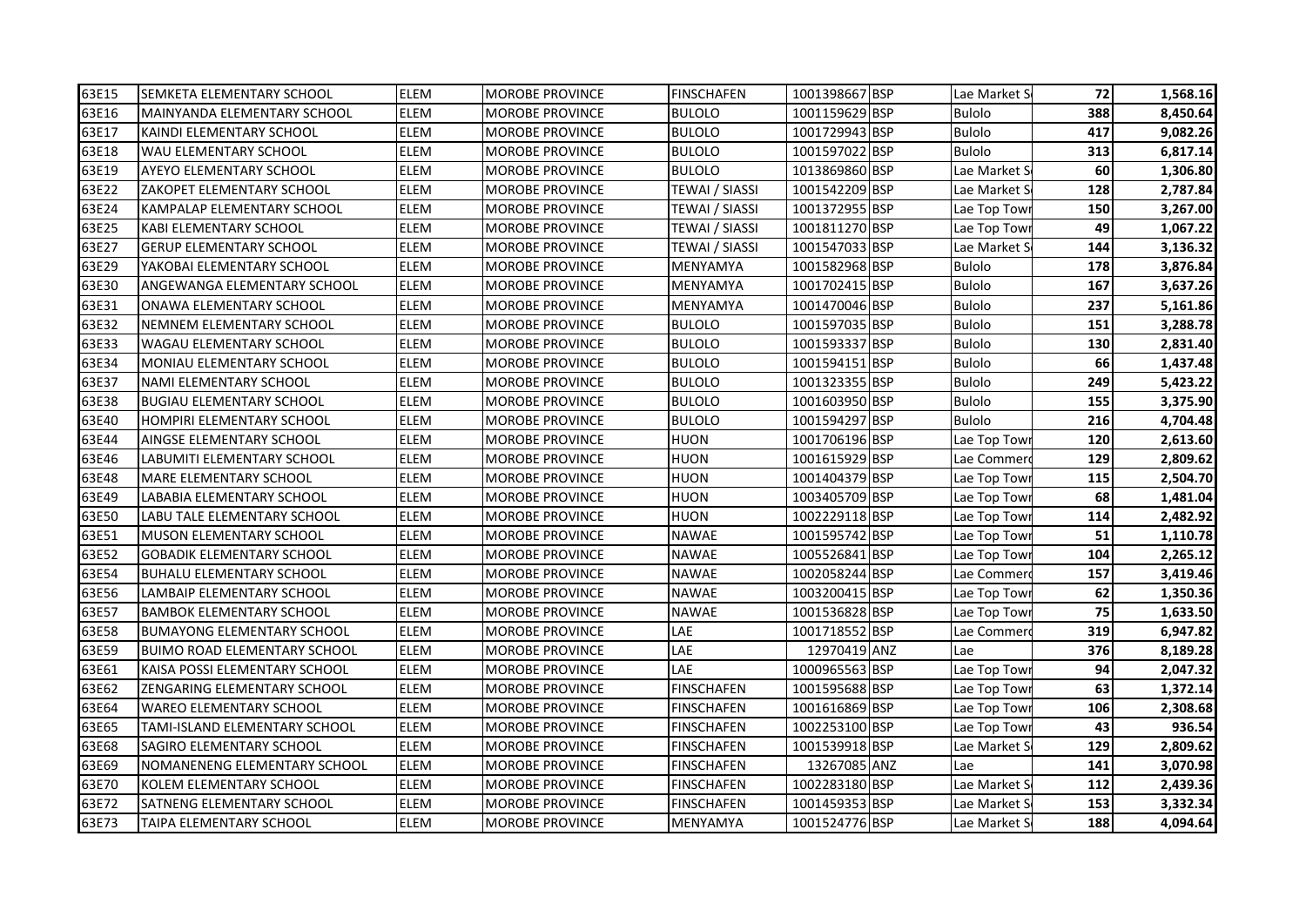| | | | | | | | | | |
|---|---|---|---|---|---|---|---|---|---|
| 63E15 | SEMKETA ELEMENTARY SCHOOL | ELEM | MOROBE PROVINCE | FINSCHAFEN | 1001398667 | BSP | Lae Market S | 72 | 1,568.16 |
| 63E16 | MAINYANDA ELEMENTARY SCHOOL | ELEM | MOROBE PROVINCE | BULOLO | 1001159629 | BSP | Bulolo | 388 | 8,450.64 |
| 63E17 | KAINDI ELEMENTARY SCHOOL | ELEM | MOROBE PROVINCE | BULOLO | 1001729943 | BSP | Bulolo | 417 | 9,082.26 |
| 63E18 | WAU ELEMENTARY SCHOOL | ELEM | MOROBE PROVINCE | BULOLO | 1001597022 | BSP | Bulolo | 313 | 6,817.14 |
| 63E19 | AYEYO ELEMENTARY SCHOOL | ELEM | MOROBE PROVINCE | BULOLO | 1013869860 | BSP | Lae Market S | 60 | 1,306.80 |
| 63E22 | ZAKOPET ELEMENTARY SCHOOL | ELEM | MOROBE PROVINCE | TEWAI / SIASSI | 1001542209 | BSP | Lae Market S | 128 | 2,787.84 |
| 63E24 | KAMPALAP ELEMENTARY SCHOOL | ELEM | MOROBE PROVINCE | TEWAI / SIASSI | 1001372955 | BSP | Lae Top Towr | 150 | 3,267.00 |
| 63E25 | KABI ELEMENTARY SCHOOL | ELEM | MOROBE PROVINCE | TEWAI / SIASSI | 1001811270 | BSP | Lae Top Towr | 49 | 1,067.22 |
| 63E27 | GERUP ELEMENTARY SCHOOL | ELEM | MOROBE PROVINCE | TEWAI / SIASSI | 1001547033 | BSP | Lae Market S | 144 | 3,136.32 |
| 63E29 | YAKOBAI ELEMENTARY SCHOOL | ELEM | MOROBE PROVINCE | MENYAMYA | 1001582968 | BSP | Bulolo | 178 | 3,876.84 |
| 63E30 | ANGEWANGA ELEMENTARY SCHOOL | ELEM | MOROBE PROVINCE | MENYAMYA | 1001702415 | BSP | Bulolo | 167 | 3,637.26 |
| 63E31 | ONAWA ELEMENTARY SCHOOL | ELEM | MOROBE PROVINCE | MENYAMYA | 1001470046 | BSP | Bulolo | 237 | 5,161.86 |
| 63E32 | NEMNEM ELEMENTARY SCHOOL | ELEM | MOROBE PROVINCE | BULOLO | 1001597035 | BSP | Bulolo | 151 | 3,288.78 |
| 63E33 | WAGAU ELEMENTARY SCHOOL | ELEM | MOROBE PROVINCE | BULOLO | 1001593337 | BSP | Bulolo | 130 | 2,831.40 |
| 63E34 | MONIAU ELEMENTARY SCHOOL | ELEM | MOROBE PROVINCE | BULOLO | 1001594151 | BSP | Bulolo | 66 | 1,437.48 |
| 63E37 | NAMI ELEMENTARY SCHOOL | ELEM | MOROBE PROVINCE | BULOLO | 1001323355 | BSP | Bulolo | 249 | 5,423.22 |
| 63E38 | BUGIAU ELEMENTARY SCHOOL | ELEM | MOROBE PROVINCE | BULOLO | 1001603950 | BSP | Bulolo | 155 | 3,375.90 |
| 63E40 | HOMPIRI ELEMENTARY SCHOOL | ELEM | MOROBE PROVINCE | BULOLO | 1001594297 | BSP | Bulolo | 216 | 4,704.48 |
| 63E44 | AINGSE ELEMENTARY SCHOOL | ELEM | MOROBE PROVINCE | HUON | 1001706196 | BSP | Lae Top Towr | 120 | 2,613.60 |
| 63E46 | LABUMITI ELEMENTARY SCHOOL | ELEM | MOROBE PROVINCE | HUON | 1001615929 | BSP | Lae Commerc | 129 | 2,809.62 |
| 63E48 | MARE ELEMENTARY SCHOOL | ELEM | MOROBE PROVINCE | HUON | 1001404379 | BSP | Lae Top Towr | 115 | 2,504.70 |
| 63E49 | LABABIA ELEMENTARY SCHOOL | ELEM | MOROBE PROVINCE | HUON | 1003405709 | BSP | Lae Top Towr | 68 | 1,481.04 |
| 63E50 | LABU TALE ELEMENTARY SCHOOL | ELEM | MOROBE PROVINCE | HUON | 1002229118 | BSP | Lae Top Towr | 114 | 2,482.92 |
| 63E51 | MUSON ELEMENTARY SCHOOL | ELEM | MOROBE PROVINCE | NAWAE | 1001595742 | BSP | Lae Top Towr | 51 | 1,110.78 |
| 63E52 | GOBADIK ELEMENTARY SCHOOL | ELEM | MOROBE PROVINCE | NAWAE | 1005526841 | BSP | Lae Top Towr | 104 | 2,265.12 |
| 63E54 | BUHALU ELEMENTARY SCHOOL | ELEM | MOROBE PROVINCE | NAWAE | 1002058244 | BSP | Lae Commerc | 157 | 3,419.46 |
| 63E56 | LAMBAIP ELEMENTARY SCHOOL | ELEM | MOROBE PROVINCE | NAWAE | 1003200415 | BSP | Lae Top Towr | 62 | 1,350.36 |
| 63E57 | BAMBOK ELEMENTARY SCHOOL | ELEM | MOROBE PROVINCE | NAWAE | 1001536828 | BSP | Lae Top Towr | 75 | 1,633.50 |
| 63E58 | BUMAYONG ELEMENTARY SCHOOL | ELEM | MOROBE PROVINCE | LAE | 1001718552 | BSP | Lae Commerc | 319 | 6,947.82 |
| 63E59 | BUIMO ROAD ELEMENTARY SCHOOL | ELEM | MOROBE PROVINCE | LAE | 12970419 | ANZ | Lae | 376 | 8,189.28 |
| 63E61 | KAISA POSSI ELEMENTARY SCHOOL | ELEM | MOROBE PROVINCE | LAE | 1000965563 | BSP | Lae Top Towr | 94 | 2,047.32 |
| 63E62 | ZENGARING ELEMENTARY SCHOOL | ELEM | MOROBE PROVINCE | FINSCHAFEN | 1001595688 | BSP | Lae Top Towr | 63 | 1,372.14 |
| 63E64 | WAREO ELEMENTARY SCHOOL | ELEM | MOROBE PROVINCE | FINSCHAFEN | 1001616869 | BSP | Lae Top Towr | 106 | 2,308.68 |
| 63E65 | TAMI-ISLAND ELEMENTARY SCHOOL | ELEM | MOROBE PROVINCE | FINSCHAFEN | 1002253100 | BSP | Lae Top Towr | 43 | 936.54 |
| 63E68 | SAGIRO ELEMENTARY SCHOOL | ELEM | MOROBE PROVINCE | FINSCHAFEN | 1001539918 | BSP | Lae Market S | 129 | 2,809.62 |
| 63E69 | NOMANENENG ELEMENTARY SCHOOL | ELEM | MOROBE PROVINCE | FINSCHAFEN | 13267085 | ANZ | Lae | 141 | 3,070.98 |
| 63E70 | KOLEM ELEMENTARY SCHOOL | ELEM | MOROBE PROVINCE | FINSCHAFEN | 1002283180 | BSP | Lae Market S | 112 | 2,439.36 |
| 63E72 | SATNENG ELEMENTARY SCHOOL | ELEM | MOROBE PROVINCE | FINSCHAFEN | 1001459353 | BSP | Lae Market S | 153 | 3,332.34 |
| 63E73 | TAIPA ELEMENTARY SCHOOL | ELEM | MOROBE PROVINCE | MENYAMYA | 1001524776 | BSP | Lae Market S | 188 | 4,094.64 |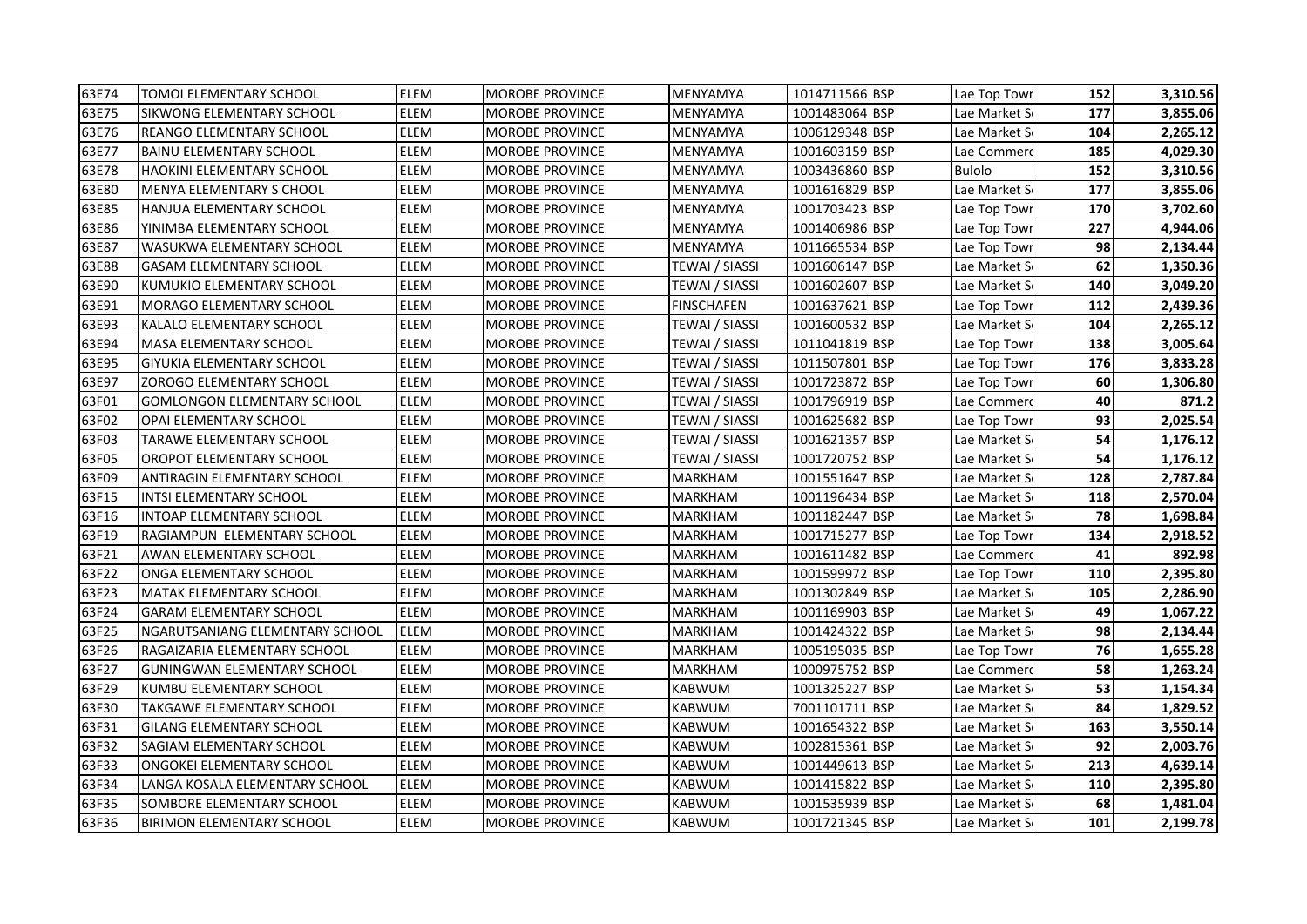| 63E74 | TOMOI ELEMENTARY SCHOOL | ELEM | MOROBE PROVINCE | MENYAMYA | 1014711566 | BSP | Lae Top Towr | 152 | 3,310.56 |
|---|---|---|---|---|---|---|---|---|---|
| 63E75 | SIKWONG ELEMENTARY SCHOOL | ELEM | MOROBE PROVINCE | MENYAMYA | 1001483064 | BSP | Lae Market S | 177 | 3,855.06 |
| 63E76 | REANGO ELEMENTARY SCHOOL | ELEM | MOROBE PROVINCE | MENYAMYA | 1006129348 | BSP | Lae Market S | 104 | 2,265.12 |
| 63E77 | BAINU ELEMENTARY SCHOOL | ELEM | MOROBE PROVINCE | MENYAMYA | 1001603159 | BSP | Lae Commerc | 185 | 4,029.30 |
| 63E78 | HAOKINI ELEMENTARY SCHOOL | ELEM | MOROBE PROVINCE | MENYAMYA | 1003436860 | BSP | Bulolo | 152 | 3,310.56 |
| 63E80 | MENYA ELEMENTARY S CHOOL | ELEM | MOROBE PROVINCE | MENYAMYA | 1001616829 | BSP | Lae Market S | 177 | 3,855.06 |
| 63E85 | HANJUA ELEMENTARY SCHOOL | ELEM | MOROBE PROVINCE | MENYAMYA | 1001703423 | BSP | Lae Top Towr | 170 | 3,702.60 |
| 63E86 | YINIMBA ELEMENTARY SCHOOL | ELEM | MOROBE PROVINCE | MENYAMYA | 1001406986 | BSP | Lae Top Towr | 227 | 4,944.06 |
| 63E87 | WASUKWA ELEMENTARY SCHOOL | ELEM | MOROBE PROVINCE | MENYAMYA | 1011665534 | BSP | Lae Top Towr | 98 | 2,134.44 |
| 63E88 | GASAM ELEMENTARY SCHOOL | ELEM | MOROBE PROVINCE | TEWAI / SIASSI | 1001606147 | BSP | Lae Market S | 62 | 1,350.36 |
| 63E90 | KUMUKIO ELEMENTARY SCHOOL | ELEM | MOROBE PROVINCE | TEWAI / SIASSI | 1001602607 | BSP | Lae Market S | 140 | 3,049.20 |
| 63E91 | MORAGO ELEMENTARY SCHOOL | ELEM | MOROBE PROVINCE | FINSCHAFEN | 1001637621 | BSP | Lae Top Towr | 112 | 2,439.36 |
| 63E93 | KALALO ELEMENTARY SCHOOL | ELEM | MOROBE PROVINCE | TEWAI / SIASSI | 1001600532 | BSP | Lae Market S | 104 | 2,265.12 |
| 63E94 | MASA ELEMENTARY SCHOOL | ELEM | MOROBE PROVINCE | TEWAI / SIASSI | 1011041819 | BSP | Lae Top Towr | 138 | 3,005.64 |
| 63E95 | GIYUKIA ELEMENTARY SCHOOL | ELEM | MOROBE PROVINCE | TEWAI / SIASSI | 1011507801 | BSP | Lae Top Towr | 176 | 3,833.28 |
| 63E97 | ZOROGO ELEMENTARY SCHOOL | ELEM | MOROBE PROVINCE | TEWAI / SIASSI | 1001723872 | BSP | Lae Top Towr | 60 | 1,306.80 |
| 63F01 | GOMLONGON ELEMENTARY SCHOOL | ELEM | MOROBE PROVINCE | TEWAI / SIASSI | 1001796919 | BSP | Lae Commerc | 40 | 871.2 |
| 63F02 | OPAI ELEMENTARY SCHOOL | ELEM | MOROBE PROVINCE | TEWAI / SIASSI | 1001625682 | BSP | Lae Top Towr | 93 | 2,025.54 |
| 63F03 | TARAWE ELEMENTARY SCHOOL | ELEM | MOROBE PROVINCE | TEWAI / SIASSI | 1001621357 | BSP | Lae Market S | 54 | 1,176.12 |
| 63F05 | OROPOT ELEMENTARY SCHOOL | ELEM | MOROBE PROVINCE | TEWAI / SIASSI | 1001720752 | BSP | Lae Market S | 54 | 1,176.12 |
| 63F09 | ANTIRAGIN ELEMENTARY SCHOOL | ELEM | MOROBE PROVINCE | MARKHAM | 1001551647 | BSP | Lae Market S | 128 | 2,787.84 |
| 63F15 | INTSI ELEMENTARY SCHOOL | ELEM | MOROBE PROVINCE | MARKHAM | 1001196434 | BSP | Lae Market S | 118 | 2,570.04 |
| 63F16 | INTOAP ELEMENTARY SCHOOL | ELEM | MOROBE PROVINCE | MARKHAM | 1001182447 | BSP | Lae Market S | 78 | 1,698.84 |
| 63F19 | RAGIAMPUN ELEMENTARY SCHOOL | ELEM | MOROBE PROVINCE | MARKHAM | 1001715277 | BSP | Lae Top Towr | 134 | 2,918.52 |
| 63F21 | AWAN ELEMENTARY SCHOOL | ELEM | MOROBE PROVINCE | MARKHAM | 1001611482 | BSP | Lae Commerc | 41 | 892.98 |
| 63F22 | ONGA ELEMENTARY SCHOOL | ELEM | MOROBE PROVINCE | MARKHAM | 1001599972 | BSP | Lae Top Towr | 110 | 2,395.80 |
| 63F23 | MATAK ELEMENTARY SCHOOL | ELEM | MOROBE PROVINCE | MARKHAM | 1001302849 | BSP | Lae Market S | 105 | 2,286.90 |
| 63F24 | GARAM ELEMENTARY SCHOOL | ELEM | MOROBE PROVINCE | MARKHAM | 1001169903 | BSP | Lae Market S | 49 | 1,067.22 |
| 63F25 | NGARUTSANIANG ELEMENTARY SCHOOL | ELEM | MOROBE PROVINCE | MARKHAM | 1001424322 | BSP | Lae Market S | 98 | 2,134.44 |
| 63F26 | RAGAIZARIA ELEMENTARY SCHOOL | ELEM | MOROBE PROVINCE | MARKHAM | 1005195035 | BSP | Lae Top Towr | 76 | 1,655.28 |
| 63F27 | GUNINGWAN ELEMENTARY SCHOOL | ELEM | MOROBE PROVINCE | MARKHAM | 1000975752 | BSP | Lae Commerc | 58 | 1,263.24 |
| 63F29 | KUMBU ELEMENTARY SCHOOL | ELEM | MOROBE PROVINCE | KABWUM | 1001325227 | BSP | Lae Market S | 53 | 1,154.34 |
| 63F30 | TAKGAWE ELEMENTARY SCHOOL | ELEM | MOROBE PROVINCE | KABWUM | 7001101711 | BSP | Lae Market S | 84 | 1,829.52 |
| 63F31 | GILANG ELEMENTARY SCHOOL | ELEM | MOROBE PROVINCE | KABWUM | 1001654322 | BSP | Lae Market S | 163 | 3,550.14 |
| 63F32 | SAGIAM ELEMENTARY SCHOOL | ELEM | MOROBE PROVINCE | KABWUM | 1002815361 | BSP | Lae Market S | 92 | 2,003.76 |
| 63F33 | ONGOKEI ELEMENTARY SCHOOL | ELEM | MOROBE PROVINCE | KABWUM | 1001449613 | BSP | Lae Market S | 213 | 4,639.14 |
| 63F34 | LANGA KOSALA ELEMENTARY SCHOOL | ELEM | MOROBE PROVINCE | KABWUM | 1001415822 | BSP | Lae Market S | 110 | 2,395.80 |
| 63F35 | SOMBORE ELEMENTARY SCHOOL | ELEM | MOROBE PROVINCE | KABWUM | 1001535939 | BSP | Lae Market S | 68 | 1,481.04 |
| 63F36 | BIRIMON ELEMENTARY SCHOOL | ELEM | MOROBE PROVINCE | KABWUM | 1001721345 | BSP | Lae Market S | 101 | 2,199.78 |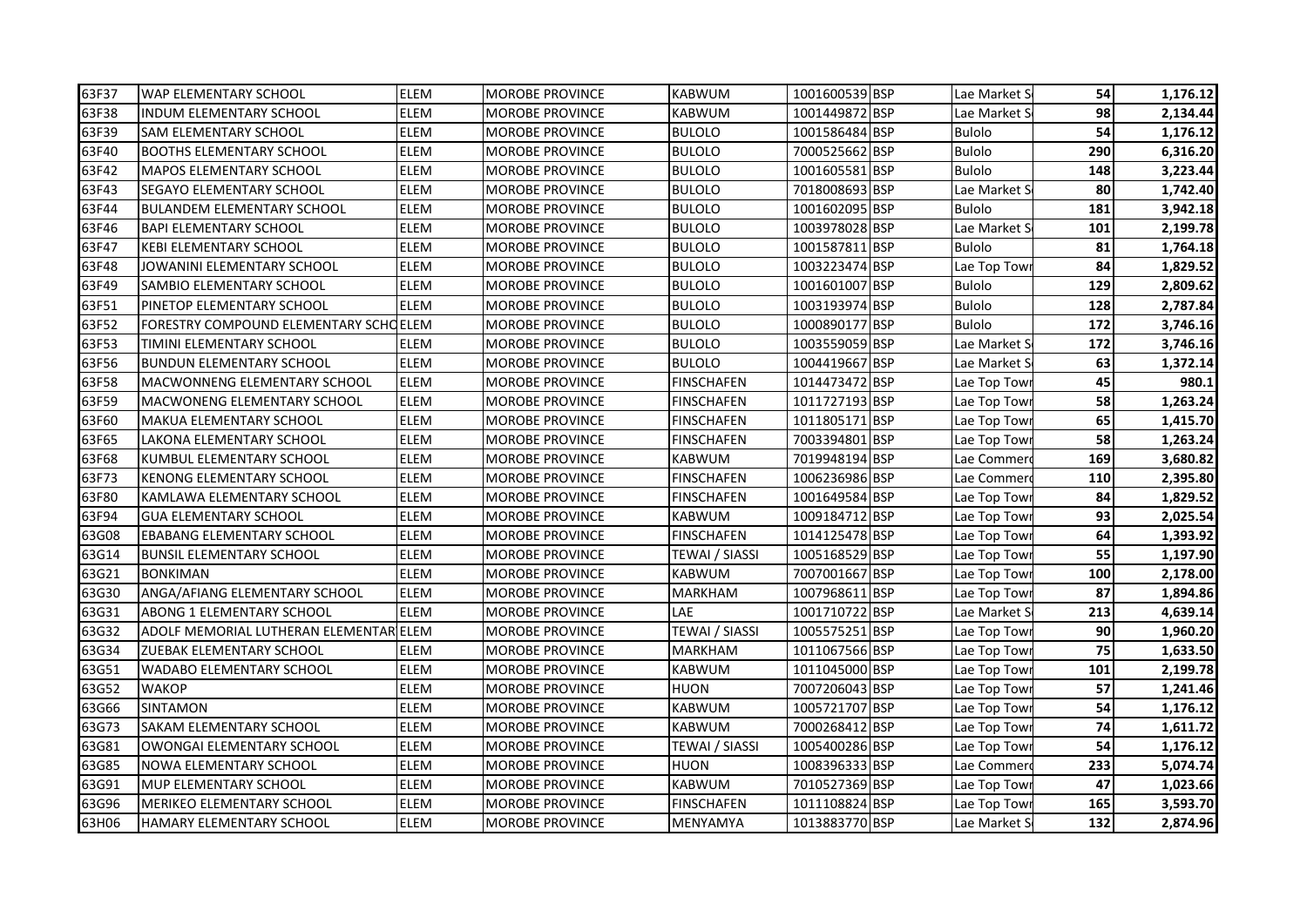| | | | | | | | | | |
|---|---|---|---|---|---|---|---|---|---|
| 63F37 | WAP ELEMENTARY SCHOOL | ELEM | MOROBE PROVINCE | KABWUM | 1001600539 | BSP | Lae Market S | 54 | 1,176.12 |
| 63F38 | INDUM ELEMENTARY SCHOOL | ELEM | MOROBE PROVINCE | KABWUM | 1001449872 | BSP | Lae Market S | 98 | 2,134.44 |
| 63F39 | SAM ELEMENTARY SCHOOL | ELEM | MOROBE PROVINCE | BULOLO | 1001586484 | BSP | Bulolo | 54 | 1,176.12 |
| 63F40 | BOOTHS ELEMENTARY SCHOOL | ELEM | MOROBE PROVINCE | BULOLO | 7000525662 | BSP | Bulolo | 290 | 6,316.20 |
| 63F42 | MAPOS ELEMENTARY SCHOOL | ELEM | MOROBE PROVINCE | BULOLO | 1001605581 | BSP | Bulolo | 148 | 3,223.44 |
| 63F43 | SEGAYO ELEMENTARY SCHOOL | ELEM | MOROBE PROVINCE | BULOLO | 7018008693 | BSP | Lae Market S | 80 | 1,742.40 |
| 63F44 | BULANDEM ELEMENTARY SCHOOL | ELEM | MOROBE PROVINCE | BULOLO | 1001602095 | BSP | Bulolo | 181 | 3,942.18 |
| 63F46 | BAPI ELEMENTARY SCHOOL | ELEM | MOROBE PROVINCE | BULOLO | 1003978028 | BSP | Lae Market S | 101 | 2,199.78 |
| 63F47 | KEBI ELEMENTARY SCHOOL | ELEM | MOROBE PROVINCE | BULOLO | 1001587811 | BSP | Bulolo | 81 | 1,764.18 |
| 63F48 | JOWANINI ELEMENTARY SCHOOL | ELEM | MOROBE PROVINCE | BULOLO | 1003223474 | BSP | Lae Top Town | 84 | 1,829.52 |
| 63F49 | SAMBIO ELEMENTARY SCHOOL | ELEM | MOROBE PROVINCE | BULOLO | 1001601007 | BSP | Bulolo | 129 | 2,809.62 |
| 63F51 | PINETOP ELEMENTARY SCHOOL | ELEM | MOROBE PROVINCE | BULOLO | 1003193974 | BSP | Bulolo | 128 | 2,787.84 |
| 63F52 | FORESTRY COMPOUND ELEMENTARY SCHO | ELEM | MOROBE PROVINCE | BULOLO | 1000890177 | BSP | Bulolo | 172 | 3,746.16 |
| 63F53 | TIMINI ELEMENTARY SCHOOL | ELEM | MOROBE PROVINCE | BULOLO | 1003559059 | BSP | Lae Market S | 172 | 3,746.16 |
| 63F56 | BUNDUN ELEMENTARY SCHOOL | ELEM | MOROBE PROVINCE | BULOLO | 1004419667 | BSP | Lae Market S | 63 | 1,372.14 |
| 63F58 | MACWONNENG ELEMENTARY SCHOOL | ELEM | MOROBE PROVINCE | FINSCHAFEN | 1014473472 | BSP | Lae Top Town | 45 | 980.1 |
| 63F59 | MACWONENG ELEMENTARY SCHOOL | ELEM | MOROBE PROVINCE | FINSCHAFEN | 1011727193 | BSP | Lae Top Town | 58 | 1,263.24 |
| 63F60 | MAKUA ELEMENTARY SCHOOL | ELEM | MOROBE PROVINCE | FINSCHAFEN | 1011805171 | BSP | Lae Top Town | 65 | 1,415.70 |
| 63F65 | LAKONA ELEMENTARY SCHOOL | ELEM | MOROBE PROVINCE | FINSCHAFEN | 7003394801 | BSP | Lae Top Town | 58 | 1,263.24 |
| 63F68 | KUMBUL ELEMENTARY SCHOOL | ELEM | MOROBE PROVINCE | KABWUM | 7019948194 | BSP | Lae Commerc | 169 | 3,680.82 |
| 63F73 | KENONG ELEMENTARY SCHOOL | ELEM | MOROBE PROVINCE | FINSCHAFEN | 1006236986 | BSP | Lae Commerc | 110 | 2,395.80 |
| 63F80 | KAMLAWA ELEMENTARY SCHOOL | ELEM | MOROBE PROVINCE | FINSCHAFEN | 1001649584 | BSP | Lae Top Town | 84 | 1,829.52 |
| 63F94 | GUA ELEMENTARY SCHOOL | ELEM | MOROBE PROVINCE | KABWUM | 1009184712 | BSP | Lae Top Town | 93 | 2,025.54 |
| 63G08 | EBABANG ELEMENTARY SCHOOL | ELEM | MOROBE PROVINCE | FINSCHAFEN | 1014125478 | BSP | Lae Top Town | 64 | 1,393.92 |
| 63G14 | BUNSIL ELEMENTARY SCHOOL | ELEM | MOROBE PROVINCE | TEWAI / SIASSI | 1005168529 | BSP | Lae Top Town | 55 | 1,197.90 |
| 63G21 | BONKIMAN | ELEM | MOROBE PROVINCE | KABWUM | 7007001667 | BSP | Lae Top Town | 100 | 2,178.00 |
| 63G30 | ANGA/AFIANG ELEMENTARY SCHOOL | ELEM | MOROBE PROVINCE | MARKHAM | 1007968611 | BSP | Lae Top Town | 87 | 1,894.86 |
| 63G31 | ABONG 1 ELEMENTARY SCHOOL | ELEM | MOROBE PROVINCE | LAE | 1001710722 | BSP | Lae Market S | 213 | 4,639.14 |
| 63G32 | ADOLF MEMORIAL LUTHERAN ELEMENTAR | ELEM | MOROBE PROVINCE | TEWAI / SIASSI | 1005575251 | BSP | Lae Top Town | 90 | 1,960.20 |
| 63G34 | ZUEBAK ELEMENTARY SCHOOL | ELEM | MOROBE PROVINCE | MARKHAM | 1011067566 | BSP | Lae Top Town | 75 | 1,633.50 |
| 63G51 | WADABO ELEMENTARY SCHOOL | ELEM | MOROBE PROVINCE | KABWUM | 1011045000 | BSP | Lae Top Town | 101 | 2,199.78 |
| 63G52 | WAKOP | ELEM | MOROBE PROVINCE | HUON | 7007206043 | BSP | Lae Top Town | 57 | 1,241.46 |
| 63G66 | SINTAMON | ELEM | MOROBE PROVINCE | KABWUM | 1005721707 | BSP | Lae Top Town | 54 | 1,176.12 |
| 63G73 | SAKAM ELEMENTARY SCHOOL | ELEM | MOROBE PROVINCE | KABWUM | 7000268412 | BSP | Lae Top Town | 74 | 1,611.72 |
| 63G81 | OWONGAI ELEMENTARY SCHOOL | ELEM | MOROBE PROVINCE | TEWAI / SIASSI | 1005400286 | BSP | Lae Top Town | 54 | 1,176.12 |
| 63G85 | NOWA ELEMENTARY SCHOOL | ELEM | MOROBE PROVINCE | HUON | 1008396333 | BSP | Lae Commerc | 233 | 5,074.74 |
| 63G91 | MUP ELEMENTARY SCHOOL | ELEM | MOROBE PROVINCE | KABWUM | 7010527369 | BSP | Lae Top Town | 47 | 1,023.66 |
| 63G96 | MERIKEO ELEMENTARY SCHOOL | ELEM | MOROBE PROVINCE | FINSCHAFEN | 1011108824 | BSP | Lae Top Town | 165 | 3,593.70 |
| 63H06 | HAMARY ELEMENTARY SCHOOL | ELEM | MOROBE PROVINCE | MENYAMYA | 1013883770 | BSP | Lae Market S | 132 | 2,874.96 |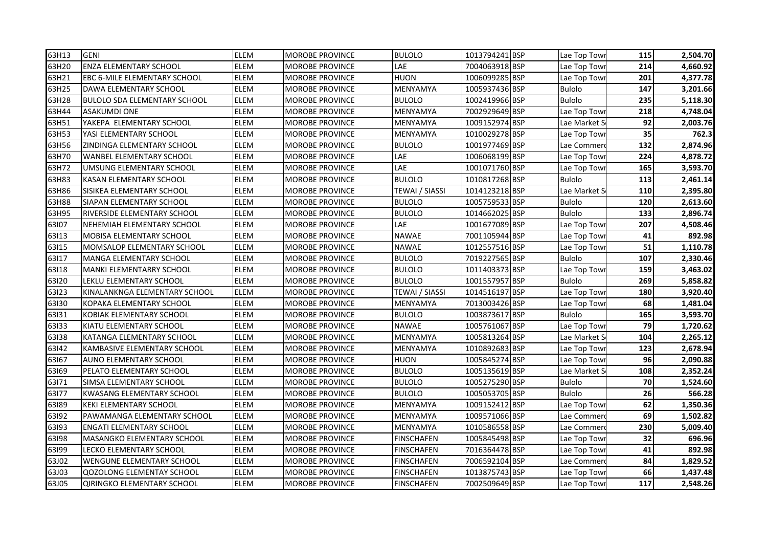| 63H13 | GENI | ELEM | MOROBE PROVINCE | BULOLO | 1013794241 | BSP | Lae Top Towr | 115 | 2,504.70 |
|---|---|---|---|---|---|---|---|---|---|
| 63H20 | ENZA ELEMENTARY SCHOOL | ELEM | MOROBE PROVINCE | LAE | 7004063918 | BSP | Lae Top Towr | 214 | 4,660.92 |
| 63H21 | EBC 6-MILE ELEMENTARY SCHOOL | ELEM | MOROBE PROVINCE | HUON | 1006099285 | BSP | Lae Top Towr | 201 | 4,377.78 |
| 63H25 | DAWA ELEMENTARY SCHOOL | ELEM | MOROBE PROVINCE | MENYAMYA | 1005937436 | BSP | Bulolo | 147 | 3,201.66 |
| 63H28 | BULOLO SDA ELEMENTARY SCHOOL | ELEM | MOROBE PROVINCE | BULOLO | 1002419966 | BSP | Bulolo | 235 | 5,118.30 |
| 63H44 | ASAKUMDI ONE | ELEM | MOROBE PROVINCE | MENYAMYA | 7002929649 | BSP | Lae Top Towr | 218 | 4,748.04 |
| 63H51 | YAKEPA ELEMENTARY SCHOOL | ELEM | MOROBE PROVINCE | MENYAMYA | 1009152974 | BSP | Lae Market S | 92 | 2,003.76 |
| 63H53 | YASI ELEMENTARY SCHOOL | ELEM | MOROBE PROVINCE | MENYAMYA | 1010029278 | BSP | Lae Top Towr | 35 | 762.3 |
| 63H56 | ZINDINGA ELEMENTARY SCHOOL | ELEM | MOROBE PROVINCE | BULOLO | 1001977469 | BSP | Lae Commerc | 132 | 2,874.96 |
| 63H70 | WANBEL ELEMENTARY SCHOOL | ELEM | MOROBE PROVINCE | LAE | 1006068199 | BSP | Lae Top Towr | 224 | 4,878.72 |
| 63H72 | UMSUNG ELEMENTARY SCHOOL | ELEM | MOROBE PROVINCE | LAE | 1001071760 | BSP | Lae Top Towr | 165 | 3,593.70 |
| 63H83 | KASAN ELEMENTARY SCHOOL | ELEM | MOROBE PROVINCE | BULOLO | 1010817268 | BSP | Bulolo | 113 | 2,461.14 |
| 63H86 | SISIKEA ELEMENTARY SCHOOL | ELEM | MOROBE PROVINCE | TEWAI / SIASSI | 1014123218 | BSP | Lae Market S | 110 | 2,395.80 |
| 63H88 | SIAPAN ELEMENTARY SCHOOL | ELEM | MOROBE PROVINCE | BULOLO | 1005759533 | BSP | Bulolo | 120 | 2,613.60 |
| 63H95 | RIVERSIDE ELEMENTARY SCHOOL | ELEM | MOROBE PROVINCE | BULOLO | 1014662025 | BSP | Bulolo | 133 | 2,896.74 |
| 63I07 | NEHEMIAH ELEMENTARY SCHOOL | ELEM | MOROBE PROVINCE | LAE | 1001677089 | BSP | Lae Top Towr | 207 | 4,508.46 |
| 63I13 | MOBISA ELEMENTARY SCHOOL | ELEM | MOROBE PROVINCE | NAWAE | 7001105944 | BSP | Lae Top Towr | 41 | 892.98 |
| 63I15 | MOMSALOP ELEMENTARY SCHOOL | ELEM | MOROBE PROVINCE | NAWAE | 1012557516 | BSP | Lae Top Towr | 51 | 1,110.78 |
| 63I17 | MANGA ELEMENTARY SCHOOL | ELEM | MOROBE PROVINCE | BULOLO | 7019227565 | BSP | Bulolo | 107 | 2,330.46 |
| 63I18 | MANKI ELEMENTARRY SCHOOL | ELEM | MOROBE PROVINCE | BULOLO | 1011403373 | BSP | Lae Top Towr | 159 | 3,463.02 |
| 63I20 | LEKLU ELEMENTARY SCHOOL | ELEM | MOROBE PROVINCE | BULOLO | 1001557957 | BSP | Bulolo | 269 | 5,858.82 |
| 63I23 | KINALANKNGA ELEMENTARY SCHOOL | ELEM | MOROBE PROVINCE | TEWAI / SIASSI | 1014516197 | BSP | Lae Top Towr | 180 | 3,920.40 |
| 63I30 | KOPAKA ELEMENTARY SCHOOL | ELEM | MOROBE PROVINCE | MENYAMYA | 7013003426 | BSP | Lae Top Towr | 68 | 1,481.04 |
| 63I31 | KOBIAK ELEMENTARY SCHOOL | ELEM | MOROBE PROVINCE | BULOLO | 1003873617 | BSP | Bulolo | 165 | 3,593.70 |
| 63I33 | KIATU ELEMENTARY SCHOOL | ELEM | MOROBE PROVINCE | NAWAE | 1005761067 | BSP | Lae Top Towr | 79 | 1,720.62 |
| 63I38 | KATANGA ELEMENTARY SCHOOL | ELEM | MOROBE PROVINCE | MENYAMYA | 1005813264 | BSP | Lae Market S | 104 | 2,265.12 |
| 63I42 | KAMBASIVE ELEMENTARY SCHOOL | ELEM | MOROBE PROVINCE | MENYAMYA | 1010892683 | BSP | Lae Top Towr | 123 | 2,678.94 |
| 63I67 | AUNO ELEMENTARY SCHOOL | ELEM | MOROBE PROVINCE | HUON | 1005845274 | BSP | Lae Top Towr | 96 | 2,090.88 |
| 63I69 | PELATO ELEMENTARY SCHOOL | ELEM | MOROBE PROVINCE | BULOLO | 1005135619 | BSP | Lae Market S | 108 | 2,352.24 |
| 63I71 | SIMSA ELEMENTARY SCHOOL | ELEM | MOROBE PROVINCE | BULOLO | 1005275290 | BSP | Bulolo | 70 | 1,524.60 |
| 63I77 | KWASANG ELEMENTARY SCHOOL | ELEM | MOROBE PROVINCE | BULOLO | 1005053705 | BSP | Bulolo | 26 | 566.28 |
| 63I89 | KEKI ELEMENTARY SCHOOL | ELEM | MOROBE PROVINCE | MENYAMYA | 1009152412 | BSP | Lae Top Towr | 62 | 1,350.36 |
| 63I92 | PAWAMANGA ELEMENTARY SCHOOL | ELEM | MOROBE PROVINCE | MENYAMYA | 1009571066 | BSP | Lae Commerc | 69 | 1,502.82 |
| 63I93 | ENGATI ELEMENTARY SCHOOL | ELEM | MOROBE PROVINCE | MENYAMYA | 1010586558 | BSP | Lae Commerc | 230 | 5,009.40 |
| 63I98 | MASANGKO ELEMENTARY SCHOOL | ELEM | MOROBE PROVINCE | FINSCHAFEN | 1005845498 | BSP | Lae Top Towr | 32 | 696.96 |
| 63I99 | LECKO ELEMENTARY SCHOOL | ELEM | MOROBE PROVINCE | FINSCHAFEN | 7016364478 | BSP | Lae Top Towr | 41 | 892.98 |
| 63J02 | WENGUNE ELEMENTARY SCHOOL | ELEM | MOROBE PROVINCE | FINSCHAFEN | 7006592104 | BSP | Lae Commerc | 84 | 1,829.52 |
| 63J03 | QOZOLONG ELEMENTAY SCHOOL | ELEM | MOROBE PROVINCE | FINSCHAFEN | 1013875743 | BSP | Lae Top Towr | 66 | 1,437.48 |
| 63J05 | QIRINGKO ELEMENTARY SCHOOL | ELEM | MOROBE PROVINCE | FINSCHAFEN | 7002509649 | BSP | Lae Top Towr | 117 | 2,548.26 |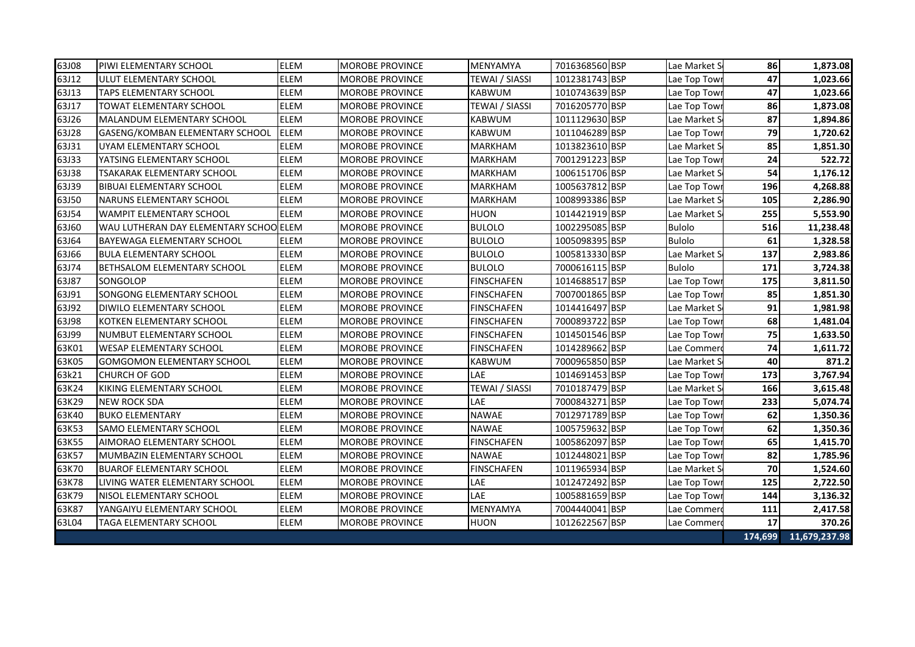| | | | | | | | | | |
|---|---|---|---|---|---|---|---|---|---|
| 63J08 | PIWI ELEMENTARY SCHOOL | ELEM | MOROBE PROVINCE | MENYAMYA | 7016368560 | BSP | Lae Market S | 86 | 1,873.08 |
| 63J12 | ULUT ELEMENTARY SCHOOL | ELEM | MOROBE PROVINCE | TEWAI / SIASSI | 1012381743 | BSP | Lae Top Towr | 47 | 1,023.66 |
| 63J13 | TAPS ELEMENTARY SCHOOL | ELEM | MOROBE PROVINCE | KABWUM | 1010743639 | BSP | Lae Top Towr | 47 | 1,023.66 |
| 63J17 | TOWAT ELEMENTARY SCHOOL | ELEM | MOROBE PROVINCE | TEWAI / SIASSI | 7016205770 | BSP | Lae Top Towr | 86 | 1,873.08 |
| 63J26 | MALANDUM ELEMENTARY SCHOOL | ELEM | MOROBE PROVINCE | KABWUM | 1011129630 | BSP | Lae Market S | 87 | 1,894.86 |
| 63J28 | GASENG/KOMBAN ELEMENTARY SCHOOL | ELEM | MOROBE PROVINCE | KABWUM | 1011046289 | BSP | Lae Top Towr | 79 | 1,720.62 |
| 63J31 | UYAM ELEMENTARY SCHOOL | ELEM | MOROBE PROVINCE | MARKHAM | 1013823610 | BSP | Lae Market S | 85 | 1,851.30 |
| 63J33 | YATSING ELEMENTARY SCHOOL | ELEM | MOROBE PROVINCE | MARKHAM | 7001291223 | BSP | Lae Top Towr | 24 | 522.72 |
| 63J38 | TSAKARAK ELEMENTARY SCHOOL | ELEM | MOROBE PROVINCE | MARKHAM | 1006151706 | BSP | Lae Market S | 54 | 1,176.12 |
| 63J39 | BIBUAI ELEMENTARY SCHOOL | ELEM | MOROBE PROVINCE | MARKHAM | 1005637812 | BSP | Lae Top Towr | 196 | 4,268.88 |
| 63J50 | NARUNS ELEMENTARY SCHOOL | ELEM | MOROBE PROVINCE | MARKHAM | 1008993386 | BSP | Lae Market S | 105 | 2,286.90 |
| 63J54 | WAMPIT ELEMENTARY SCHOOL | ELEM | MOROBE PROVINCE | HUON | 1014421919 | BSP | Lae Market S | 255 | 5,553.90 |
| 63J60 | WAU LUTHERAN DAY ELEMENTARY SCHOO | ELEM | MOROBE PROVINCE | BULOLO | 1002295085 | BSP | Bulolo | 516 | 11,238.48 |
| 63J64 | BAYEWAGA ELEMENTARY SCHOOL | ELEM | MOROBE PROVINCE | BULOLO | 1005098395 | BSP | Bulolo | 61 | 1,328.58 |
| 63J66 | BULA ELEMENTARY SCHOOL | ELEM | MOROBE PROVINCE | BULOLO | 1005813330 | BSP | Lae Market S | 137 | 2,983.86 |
| 63J74 | BETHSALOM ELEMENTARY SCHOOL | ELEM | MOROBE PROVINCE | BULOLO | 7000616115 | BSP | Bulolo | 171 | 3,724.38 |
| 63J87 | SONGOLOP | ELEM | MOROBE PROVINCE | FINSCHAFEN | 1014688517 | BSP | Lae Top Towr | 175 | 3,811.50 |
| 63J91 | SONGONG ELEMENTARY SCHOOL | ELEM | MOROBE PROVINCE | FINSCHAFEN | 7007001865 | BSP | Lae Top Towr | 85 | 1,851.30 |
| 63J92 | DIWILO ELEMENTARY SCHOOL | ELEM | MOROBE PROVINCE | FINSCHAFEN | 1014416497 | BSP | Lae Market S | 91 | 1,981.98 |
| 63J98 | KOTKEN ELEMENTARY SCHOOL | ELEM | MOROBE PROVINCE | FINSCHAFEN | 7000893722 | BSP | Lae Top Towr | 68 | 1,481.04 |
| 63J99 | NUMBUT ELEMENTARY SCHOOL | ELEM | MOROBE PROVINCE | FINSCHAFEN | 1014501546 | BSP | Lae Top Towr | 75 | 1,633.50 |
| 63K01 | WESAP ELEMENTARY SCHOOL | ELEM | MOROBE PROVINCE | FINSCHAFEN | 1014289662 | BSP | Lae Commerc | 74 | 1,611.72 |
| 63K05 | GOMGOMON ELEMENTARY SCHOOL | ELEM | MOROBE PROVINCE | KABWUM | 7000965850 | BSP | Lae Market S | 40 | 871.2 |
| 63k21 | CHURCH OF GOD | ELEM | MOROBE PROVINCE | LAE | 1014691453 | BSP | Lae Top Towr | 173 | 3,767.94 |
| 63K24 | KIKING ELEMENTARY SCHOOL | ELEM | MOROBE PROVINCE | TEWAI / SIASSI | 7010187479 | BSP | Lae Market S | 166 | 3,615.48 |
| 63K29 | NEW ROCK SDA | ELEM | MOROBE PROVINCE | LAE | 7000843271 | BSP | Lae Top Towr | 233 | 5,074.74 |
| 63K40 | BUKO ELEMENTARY | ELEM | MOROBE PROVINCE | NAWAE | 7012971789 | BSP | Lae Top Towr | 62 | 1,350.36 |
| 63K53 | SAMO ELEMENTARY SCHOOL | ELEM | MOROBE PROVINCE | NAWAE | 1005759632 | BSP | Lae Top Towr | 62 | 1,350.36 |
| 63K55 | AIMORAO ELEMENTARY SCHOOL | ELEM | MOROBE PROVINCE | FINSCHAFEN | 1005862097 | BSP | Lae Top Towr | 65 | 1,415.70 |
| 63K57 | MUMBAZIN ELEMENTARY SCHOOL | ELEM | MOROBE PROVINCE | NAWAE | 1012448021 | BSP | Lae Top Towr | 82 | 1,785.96 |
| 63K70 | BUAROF ELEMENTARY SCHOOL | ELEM | MOROBE PROVINCE | FINSCHAFEN | 1011965934 | BSP | Lae Market S | 70 | 1,524.60 |
| 63K78 | LIVING WATER ELEMENTARY SCHOOL | ELEM | MOROBE PROVINCE | LAE | 1012472492 | BSP | Lae Top Towr | 125 | 2,722.50 |
| 63K79 | NISOL ELEMENTARY SCHOOL | ELEM | MOROBE PROVINCE | LAE | 1005881659 | BSP | Lae Top Towr | 144 | 3,136.32 |
| 63K87 | YANGAIYU ELEMENTARY SCHOOL | ELEM | MOROBE PROVINCE | MENYAMYA | 7004440041 | BSP | Lae Commerc | 111 | 2,417.58 |
| 63L04 | TAGA ELEMENTARY SCHOOL | ELEM | MOROBE PROVINCE | HUON | 1012622567 | BSP | Lae Commerc | 17 | 370.26 |
| | | | | | | | | **174,699** | **11,679,237.98** |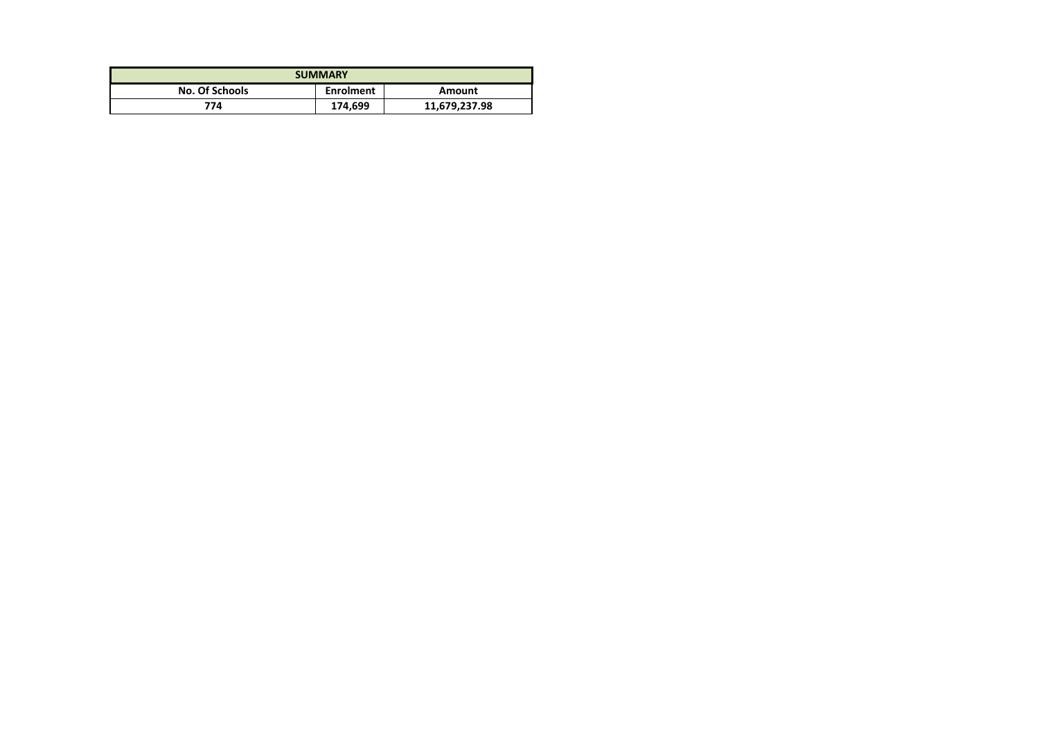| SUMMARY | | |
| --- | --- | --- |
| **No. Of Schools** | **Enrolment** | **Amount** |
| **774** | **174,699** | **11,679,237.98** |